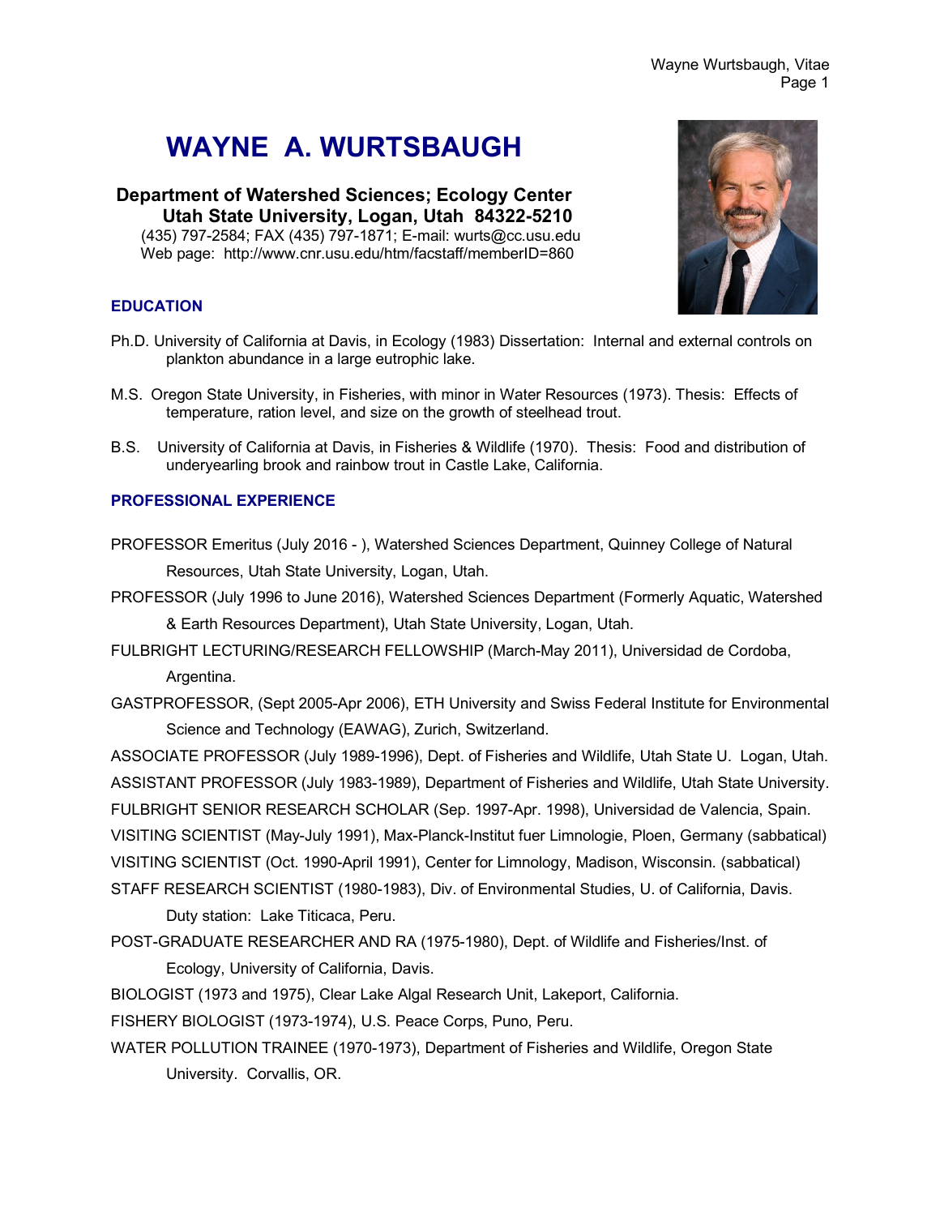# WAYNE A. WURTSBAUGH

**Department of Watershed Sciences; Ecology Center**
**Utah State University, Logan, Utah 84322-5210**
(435) 797-2584; FAX (435) 797-1871; E-mail: wurts@cc.usu.edu
Web page: http://www.cnr.usu.edu/htm/facstaff/memberID=860

## EDUCATION

Ph.D. University of California at Davis, in Ecology (1983) Dissertation: Internal and external controls on plankton abundance in a large eutrophic lake.

M.S. Oregon State University, in Fisheries, with minor in Water Resources (1973). Thesis: Effects of temperature, ration level, and size on the growth of steelhead trout.

B.S. University of California at Davis, in Fisheries & Wildlife (1970). Thesis: Food and distribution of underyearling brook and rainbow trout in Castle Lake, California.

## PROFESSIONAL EXPERIENCE

PROFESSOR Emeritus (July 2016 - ), Watershed Sciences Department, Quinney College of Natural Resources, Utah State University, Logan, Utah.

PROFESSOR (July 1996 to June 2016), Watershed Sciences Department (Formerly Aquatic, Watershed & Earth Resources Department), Utah State University, Logan, Utah.

FULBRIGHT LECTURING/RESEARCH FELLOWSHIP (March-May 2011), Universidad de Cordoba, Argentina.

GASTPROFESSOR, (Sept 2005-Apr 2006), ETH University and Swiss Federal Institute for Environmental Science and Technology (EAWAG), Zurich, Switzerland.

ASSOCIATE PROFESSOR (July 1989-1996), Dept. of Fisheries and Wildlife, Utah State U. Logan, Utah.

ASSISTANT PROFESSOR (July 1983-1989), Department of Fisheries and Wildlife, Utah State University.

FULBRIGHT SENIOR RESEARCH SCHOLAR (Sep. 1997-Apr. 1998), Universidad de Valencia, Spain.

VISITING SCIENTIST (May-July 1991), Max-Planck-Institut fuer Limnologie, Ploen, Germany (sabbatical)

VISITING SCIENTIST (Oct. 1990-April 1991), Center for Limnology, Madison, Wisconsin. (sabbatical)

STAFF RESEARCH SCIENTIST (1980-1983), Div. of Environmental Studies, U. of California, Davis. Duty station: Lake Titicaca, Peru.

POST-GRADUATE RESEARCHER AND RA (1975-1980), Dept. of Wildlife and Fisheries/Inst. of Ecology, University of California, Davis.

BIOLOGIST (1973 and 1975), Clear Lake Algal Research Unit, Lakeport, California.

FISHERY BIOLOGIST (1973-1974), U.S. Peace Corps, Puno, Peru.

WATER POLLUTION TRAINEE (1970-1973), Department of Fisheries and Wildlife, Oregon State University. Corvallis, OR.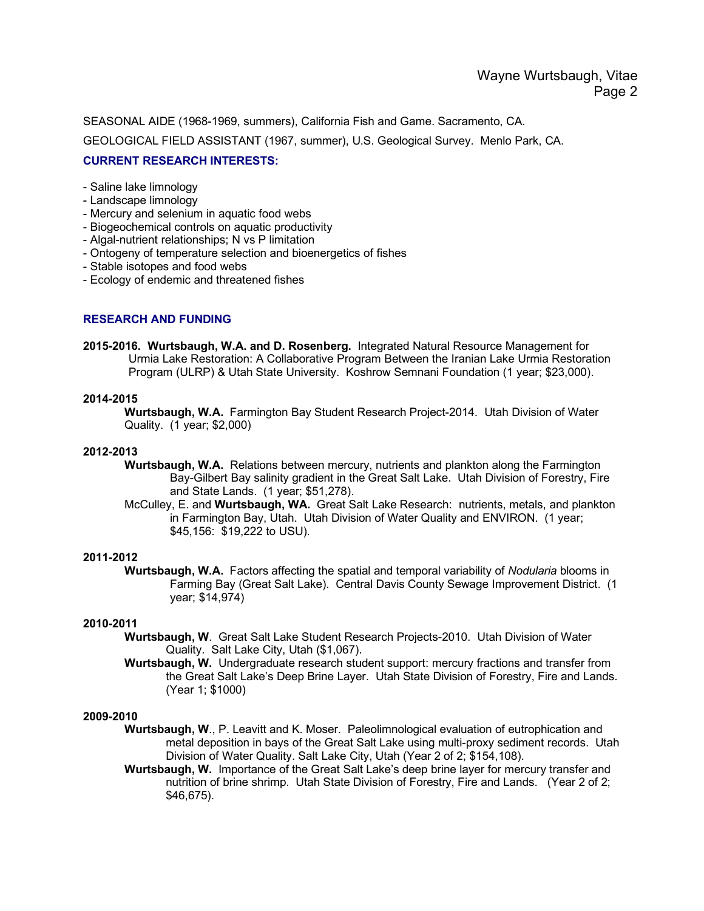SEASONAL AIDE (1968-1969, summers), California Fish and Game. Sacramento, CA.

GEOLOGICAL FIELD ASSISTANT (1967, summer), U.S. Geological Survey. Menlo Park, CA.

## CURRENT RESEARCH INTERESTS:

- Saline lake limnology
- Landscape limnology
- Mercury and selenium in aquatic food webs
- Biogeochemical controls on aquatic productivity
- Algal-nutrient relationships; N vs P limitation
- Ontogeny of temperature selection and bioenergetics of fishes
- Stable isotopes and food webs
- Ecology of endemic and threatened fishes

## RESEARCH AND FUNDING

**2015-2016. Wurtsbaugh, W.A. and D. Rosenberg.** Integrated Natural Resource Management for Urmia Lake Restoration: A Collaborative Program Between the Iranian Lake Urmia Restoration Program (ULRP) & Utah State University. Koshrow Semnani Foundation (1 year; $23,000).

**2014-2015**

**Wurtsbaugh, W.A.** Farmington Bay Student Research Project-2014. Utah Division of Water Quality. (1 year; $2,000)

**2012-2013**

**Wurtsbaugh, W.A.** Relations between mercury, nutrients and plankton along the Farmington Bay-Gilbert Bay salinity gradient in the Great Salt Lake. Utah Division of Forestry, Fire and State Lands. (1 year; $51,278).

McCulley, E. and **Wurtsbaugh, WA.** Great Salt Lake Research: nutrients, metals, and plankton in Farmington Bay, Utah. Utah Division of Water Quality and ENVIRON. (1 year; $45,156: $19,222 to USU).

**2011-2012**

**Wurtsbaugh, W.A.** Factors affecting the spatial and temporal variability of *Nodularia* blooms in Farming Bay (Great Salt Lake). Central Davis County Sewage Improvement District. (1 year; $14,974)

**2010-2011**

**Wurtsbaugh, W**. Great Salt Lake Student Research Projects-2010. Utah Division of Water Quality. Salt Lake City, Utah ($1,067).

**Wurtsbaugh, W.** Undergraduate research student support: mercury fractions and transfer from the Great Salt Lake's Deep Brine Layer. Utah State Division of Forestry, Fire and Lands. (Year 1; $1000)

**2009-2010**

**Wurtsbaugh, W**., P. Leavitt and K. Moser. Paleolimnological evaluation of eutrophication and metal deposition in bays of the Great Salt Lake using multi-proxy sediment records. Utah Division of Water Quality. Salt Lake City, Utah (Year 2 of 2; $154,108).

**Wurtsbaugh, W.** Importance of the Great Salt Lake's deep brine layer for mercury transfer and nutrition of brine shrimp. Utah State Division of Forestry, Fire and Lands. (Year 2 of 2; $46,675).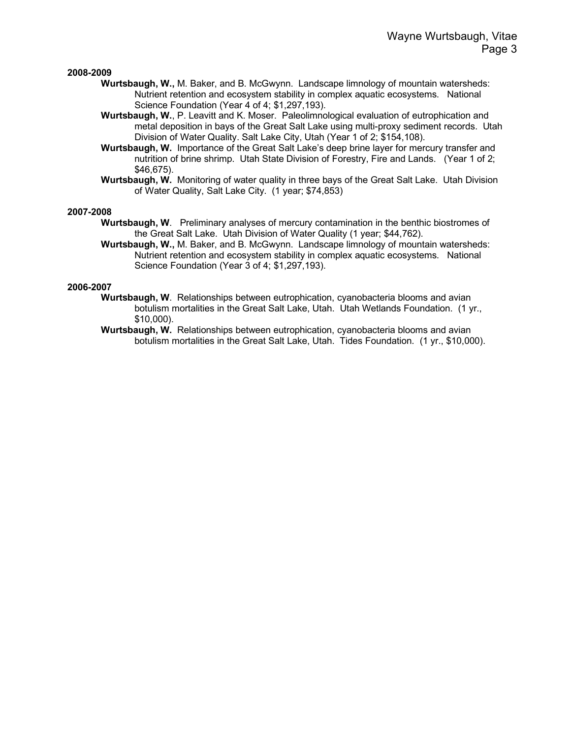**2008-2009**

**Wurtsbaugh, W.,** M. Baker, and B. McGwynn. Landscape limnology of mountain watersheds: Nutrient retention and ecosystem stability in complex aquatic ecosystems. National Science Foundation (Year 4 of 4; $1,297,193).

**Wurtsbaugh, W.**, P. Leavitt and K. Moser. Paleolimnological evaluation of eutrophication and metal deposition in bays of the Great Salt Lake using multi-proxy sediment records. Utah Division of Water Quality. Salt Lake City, Utah (Year 1 of 2; $154,108).

**Wurtsbaugh, W.** Importance of the Great Salt Lake's deep brine layer for mercury transfer and nutrition of brine shrimp. Utah State Division of Forestry, Fire and Lands. (Year 1 of 2; $46,675).

**Wurtsbaugh, W.** Monitoring of water quality in three bays of the Great Salt Lake. Utah Division of Water Quality, Salt Lake City. (1 year; $74,853)

**2007-2008**

**Wurtsbaugh, W**. Preliminary analyses of mercury contamination in the benthic biostromes of the Great Salt Lake. Utah Division of Water Quality (1 year; $44,762).

**Wurtsbaugh, W.,** M. Baker, and B. McGwynn. Landscape limnology of mountain watersheds: Nutrient retention and ecosystem stability in complex aquatic ecosystems. National Science Foundation (Year 3 of 4; $1,297,193).

**2006-2007**

**Wurtsbaugh, W**. Relationships between eutrophication, cyanobacteria blooms and avian botulism mortalities in the Great Salt Lake, Utah. Utah Wetlands Foundation. (1 yr., $10,000).

**Wurtsbaugh, W.** Relationships between eutrophication, cyanobacteria blooms and avian botulism mortalities in the Great Salt Lake, Utah. Tides Foundation. (1 yr., $10,000).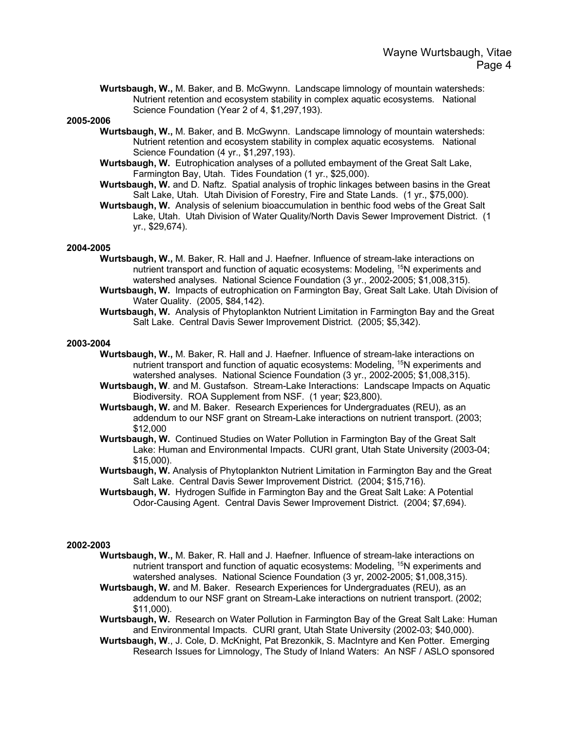**Wurtsbaugh, W.,** M. Baker, and B. McGwynn. Landscape limnology of mountain watersheds: Nutrient retention and ecosystem stability in complex aquatic ecosystems. National Science Foundation (Year 2 of 4, $1,297,193).

**2005-2006**

**Wurtsbaugh, W.,** M. Baker, and B. McGwynn. Landscape limnology of mountain watersheds: Nutrient retention and ecosystem stability in complex aquatic ecosystems. National Science Foundation (4 yr., $1,297,193).

**Wurtsbaugh, W.** Eutrophication analyses of a polluted embayment of the Great Salt Lake, Farmington Bay, Utah. Tides Foundation (1 yr., $25,000).

**Wurtsbaugh, W.** and D. Naftz. Spatial analysis of trophic linkages between basins in the Great Salt Lake, Utah. Utah Division of Forestry, Fire and State Lands. (1 yr., $75,000).

**Wurtsbaugh, W.** Analysis of selenium bioaccumulation in benthic food webs of the Great Salt Lake, Utah. Utah Division of Water Quality/North Davis Sewer Improvement District. (1 yr., $29,674).

**2004-2005**

**Wurtsbaugh, W.,** M. Baker, R. Hall and J. Haefner. Influence of stream-lake interactions on nutrient transport and function of aquatic ecosystems: Modeling, $^{15}$N experiments and watershed analyses. National Science Foundation (3 yr., 2002-2005; $1,008,315).

**Wurtsbaugh, W.** Impacts of eutrophication on Farmington Bay, Great Salt Lake. Utah Division of Water Quality. (2005, $84,142).

**Wurtsbaugh, W.** Analysis of Phytoplankton Nutrient Limitation in Farmington Bay and the Great Salt Lake. Central Davis Sewer Improvement District. (2005; $5,342).

**2003-2004**

**Wurtsbaugh, W.,** M. Baker, R. Hall and J. Haefner. Influence of stream-lake interactions on nutrient transport and function of aquatic ecosystems: Modeling, $^{15}$N experiments and watershed analyses. National Science Foundation (3 yr., 2002-2005; $1,008,315).

**Wurtsbaugh, W**. and M. Gustafson. Stream-Lake Interactions: Landscape Impacts on Aquatic Biodiversity. ROA Supplement from NSF. (1 year; $23,800).

**Wurtsbaugh, W.** and M. Baker. Research Experiences for Undergraduates (REU), as an addendum to our NSF grant on Stream-Lake interactions on nutrient transport. (2003; $12,000

**Wurtsbaugh, W.** Continued Studies on Water Pollution in Farmington Bay of the Great Salt Lake: Human and Environmental Impacts. CURI grant, Utah State University (2003-04; $15,000).

**Wurtsbaugh, W.** Analysis of Phytoplankton Nutrient Limitation in Farmington Bay and the Great Salt Lake. Central Davis Sewer Improvement District. (2004; $15,716).

**Wurtsbaugh, W.** Hydrogen Sulfide in Farmington Bay and the Great Salt Lake: A Potential Odor-Causing Agent. Central Davis Sewer Improvement District. (2004; $7,694).

**2002-2003**

**Wurtsbaugh, W.,** M. Baker, R. Hall and J. Haefner. Influence of stream-lake interactions on nutrient transport and function of aquatic ecosystems: Modeling, $^{15}$N experiments and watershed analyses. National Science Foundation (3 yr, 2002-2005; $1,008,315).

**Wurtsbaugh, W.** and M. Baker. Research Experiences for Undergraduates (REU), as an addendum to our NSF grant on Stream-Lake interactions on nutrient transport. (2002; $11,000).

**Wurtsbaugh, W.** Research on Water Pollution in Farmington Bay of the Great Salt Lake: Human and Environmental Impacts. CURI grant, Utah State University (2002-03; $40,000).

**Wurtsbaugh, W**., J. Cole, D. McKnight, Pat Brezonkik, S. MacIntyre and Ken Potter. Emerging Research Issues for Limnology, The Study of Inland Waters: An NSF / ASLO sponsored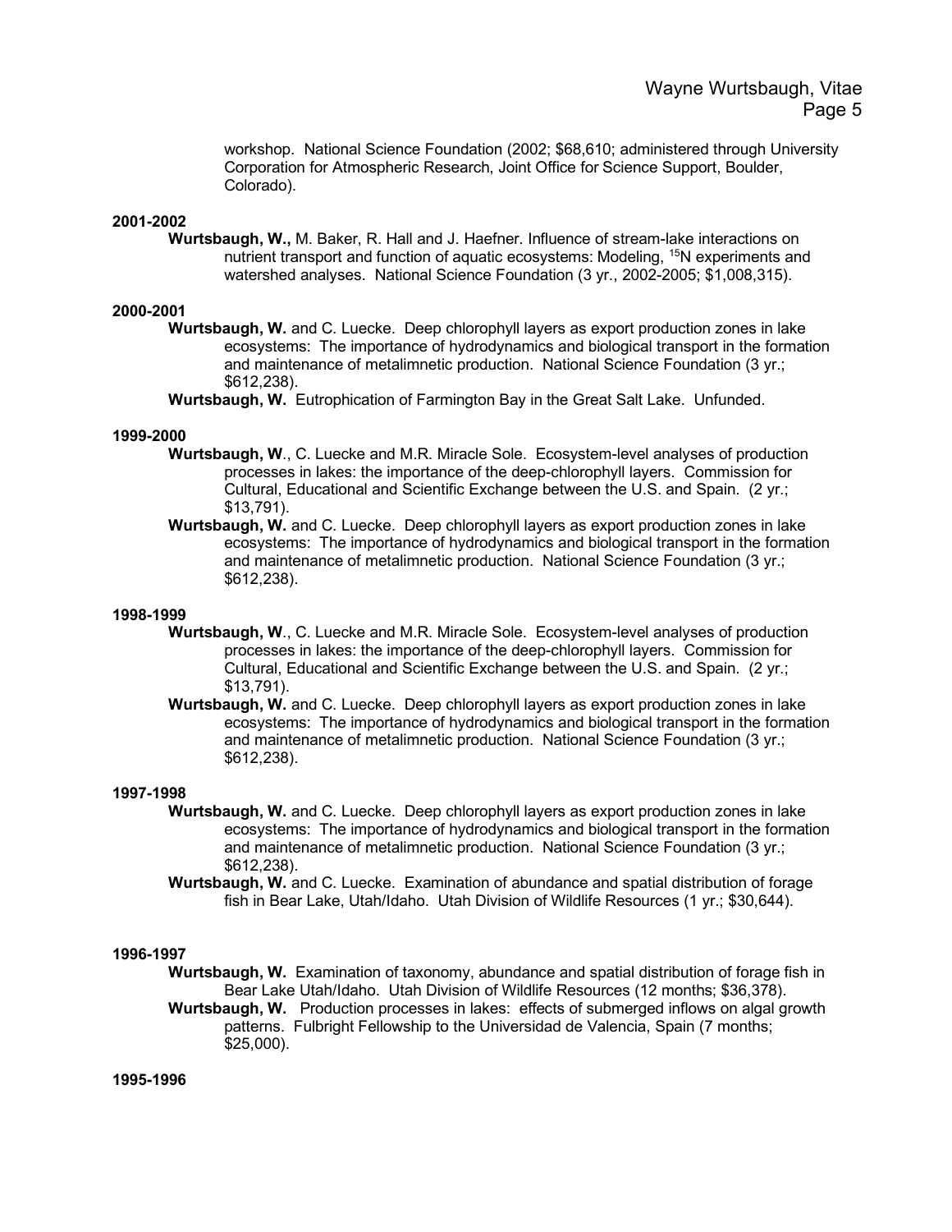workshop. National Science Foundation (2002; $68,610; administered through University Corporation for Atmospheric Research, Joint Office for Science Support, Boulder, Colorado).

**2001-2002**

**Wurtsbaugh, W.,** M. Baker, R. Hall and J. Haefner. Influence of stream-lake interactions on nutrient transport and function of aquatic ecosystems: Modeling, $^{15}N$ experiments and watershed analyses. National Science Foundation (3 yr., 2002-2005; $1,008,315).

**2000-2001**

**Wurtsbaugh, W.** and C. Luecke. Deep chlorophyll layers as export production zones in lake ecosystems: The importance of hydrodynamics and biological transport in the formation and maintenance of metalimnetic production. National Science Foundation (3 yr.; $612,238).

**Wurtsbaugh, W.** Eutrophication of Farmington Bay in the Great Salt Lake. Unfunded.

**1999-2000**

**Wurtsbaugh, W**., C. Luecke and M.R. Miracle Sole. Ecosystem-level analyses of production processes in lakes: the importance of the deep-chlorophyll layers. Commission for Cultural, Educational and Scientific Exchange between the U.S. and Spain. (2 yr.; $13,791).

**Wurtsbaugh, W.** and C. Luecke. Deep chlorophyll layers as export production zones in lake ecosystems: The importance of hydrodynamics and biological transport in the formation and maintenance of metalimnetic production. National Science Foundation (3 yr.; $612,238).

**1998-1999**

**Wurtsbaugh, W**., C. Luecke and M.R. Miracle Sole. Ecosystem-level analyses of production processes in lakes: the importance of the deep-chlorophyll layers. Commission for Cultural, Educational and Scientific Exchange between the U.S. and Spain. (2 yr.; $13,791).

**Wurtsbaugh, W.** and C. Luecke. Deep chlorophyll layers as export production zones in lake ecosystems: The importance of hydrodynamics and biological transport in the formation and maintenance of metalimnetic production. National Science Foundation (3 yr.; $612,238).

**1997-1998**

**Wurtsbaugh, W.** and C. Luecke. Deep chlorophyll layers as export production zones in lake ecosystems: The importance of hydrodynamics and biological transport in the formation and maintenance of metalimnetic production. National Science Foundation (3 yr.; $612,238).

**Wurtsbaugh, W.** and C. Luecke. Examination of abundance and spatial distribution of forage fish in Bear Lake, Utah/Idaho. Utah Division of Wildlife Resources (1 yr.; $30,644).

**1996-1997**

**Wurtsbaugh, W.** Examination of taxonomy, abundance and spatial distribution of forage fish in Bear Lake Utah/Idaho. Utah Division of Wildlife Resources (12 months; $36,378).

**Wurtsbaugh, W.** Production processes in lakes: effects of submerged inflows on algal growth patterns. Fulbright Fellowship to the Universidad de Valencia, Spain (7 months; $25,000).

**1995-1996**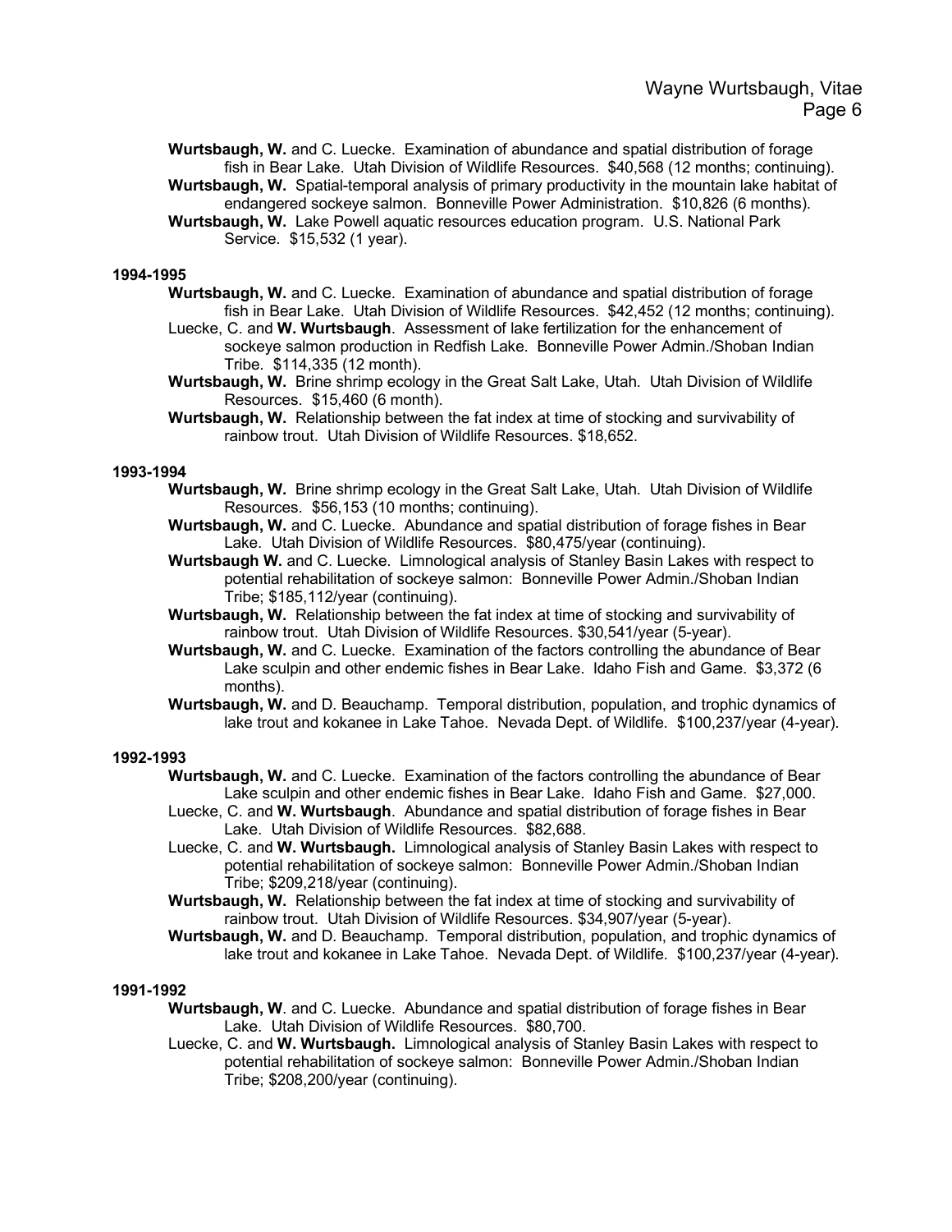**Wurtsbaugh, W.** and C. Luecke. Examination of abundance and spatial distribution of forage fish in Bear Lake. Utah Division of Wildlife Resources. $40,568 (12 months; continuing).

**Wurtsbaugh, W.** Spatial-temporal analysis of primary productivity in the mountain lake habitat of endangered sockeye salmon. Bonneville Power Administration. $10,826 (6 months).

**Wurtsbaugh, W.** Lake Powell aquatic resources education program. U.S. National Park Service. $15,532 (1 year).

**1994-1995**

**Wurtsbaugh, W.** and C. Luecke. Examination of abundance and spatial distribution of forage fish in Bear Lake. Utah Division of Wildlife Resources. $42,452 (12 months; continuing).

Luecke, C. and **W. Wurtsbaugh**. Assessment of lake fertilization for the enhancement of sockeye salmon production in Redfish Lake. Bonneville Power Admin./Shoban Indian Tribe. $114,335 (12 month).

**Wurtsbaugh, W.** Brine shrimp ecology in the Great Salt Lake, Utah. Utah Division of Wildlife Resources. $15,460 (6 month).

**Wurtsbaugh, W.** Relationship between the fat index at time of stocking and survivability of rainbow trout. Utah Division of Wildlife Resources. $18,652.

**1993-1994**

**Wurtsbaugh, W.** Brine shrimp ecology in the Great Salt Lake, Utah. Utah Division of Wildlife Resources. $56,153 (10 months; continuing).

**Wurtsbaugh, W.** and C. Luecke. Abundance and spatial distribution of forage fishes in Bear Lake. Utah Division of Wildlife Resources. $80,475/year (continuing).

**Wurtsbaugh W.** and C. Luecke. Limnological analysis of Stanley Basin Lakes with respect to potential rehabilitation of sockeye salmon: Bonneville Power Admin./Shoban Indian Tribe; $185,112/year (continuing).

**Wurtsbaugh, W.** Relationship between the fat index at time of stocking and survivability of rainbow trout. Utah Division of Wildlife Resources. $30,541/year (5-year).

**Wurtsbaugh, W.** and C. Luecke. Examination of the factors controlling the abundance of Bear Lake sculpin and other endemic fishes in Bear Lake. Idaho Fish and Game. $3,372 (6 months).

**Wurtsbaugh, W.** and D. Beauchamp. Temporal distribution, population, and trophic dynamics of lake trout and kokanee in Lake Tahoe. Nevada Dept. of Wildlife. $100,237/year (4-year).

**1992-1993**

**Wurtsbaugh, W.** and C. Luecke. Examination of the factors controlling the abundance of Bear Lake sculpin and other endemic fishes in Bear Lake. Idaho Fish and Game. $27,000.

Luecke, C. and **W. Wurtsbaugh**. Abundance and spatial distribution of forage fishes in Bear Lake. Utah Division of Wildlife Resources. $82,688.

Luecke, C. and **W. Wurtsbaugh.** Limnological analysis of Stanley Basin Lakes with respect to potential rehabilitation of sockeye salmon: Bonneville Power Admin./Shoban Indian Tribe; $209,218/year (continuing).

**Wurtsbaugh, W.** Relationship between the fat index at time of stocking and survivability of rainbow trout. Utah Division of Wildlife Resources. $34,907/year (5-year).

**Wurtsbaugh, W.** and D. Beauchamp. Temporal distribution, population, and trophic dynamics of lake trout and kokanee in Lake Tahoe. Nevada Dept. of Wildlife. $100,237/year (4-year).

**1991-1992**

**Wurtsbaugh, W**. and C. Luecke. Abundance and spatial distribution of forage fishes in Bear Lake. Utah Division of Wildlife Resources. $80,700.

Luecke, C. and **W. Wurtsbaugh.** Limnological analysis of Stanley Basin Lakes with respect to potential rehabilitation of sockeye salmon: Bonneville Power Admin./Shoban Indian Tribe; $208,200/year (continuing).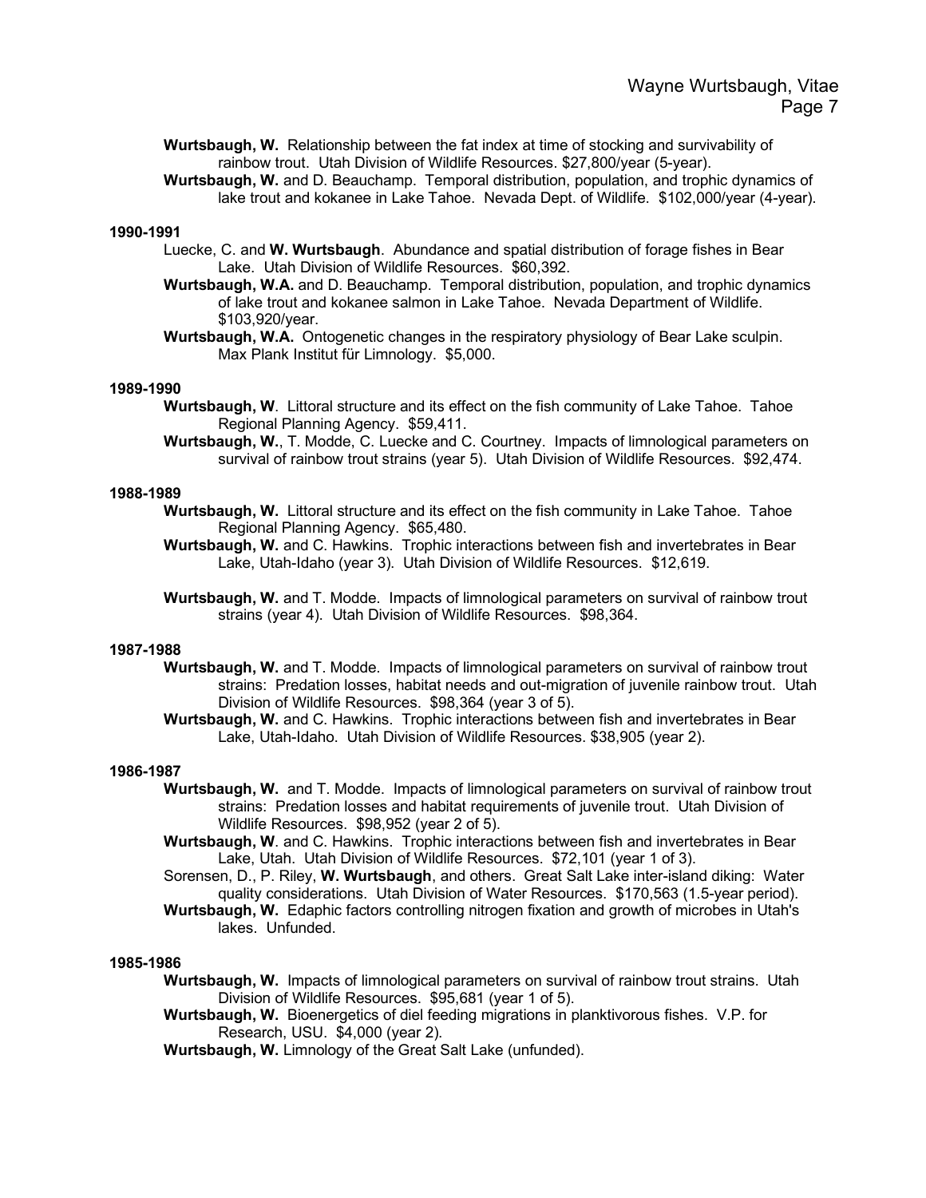**Wurtsbaugh, W.** Relationship between the fat index at time of stocking and survivability of rainbow trout. Utah Division of Wildlife Resources. $27,800/year (5-year).

**Wurtsbaugh, W.** and D. Beauchamp. Temporal distribution, population, and trophic dynamics of lake trout and kokanee in Lake Tahoe. Nevada Dept. of Wildlife. $102,000/year (4-year).

**1990-1991**

Luecke, C. and **W. Wurtsbaugh**. Abundance and spatial distribution of forage fishes in Bear Lake. Utah Division of Wildlife Resources. $60,392.

**Wurtsbaugh, W.A.** and D. Beauchamp. Temporal distribution, population, and trophic dynamics of lake trout and kokanee salmon in Lake Tahoe. Nevada Department of Wildlife. $103,920/year.

**Wurtsbaugh, W.A.** Ontogenetic changes in the respiratory physiology of Bear Lake sculpin. Max Plank Institut für Limnology. $5,000.

**1989-1990**

**Wurtsbaugh, W**. Littoral structure and its effect on the fish community of Lake Tahoe. Tahoe Regional Planning Agency. $59,411.

**Wurtsbaugh, W.**, T. Modde, C. Luecke and C. Courtney. Impacts of limnological parameters on survival of rainbow trout strains (year 5). Utah Division of Wildlife Resources. $92,474.

**1988-1989**

**Wurtsbaugh, W.** Littoral structure and its effect on the fish community in Lake Tahoe. Tahoe Regional Planning Agency. $65,480.

**Wurtsbaugh, W.** and C. Hawkins. Trophic interactions between fish and invertebrates in Bear Lake, Utah-Idaho (year 3). Utah Division of Wildlife Resources. $12,619.

**Wurtsbaugh, W.** and T. Modde. Impacts of limnological parameters on survival of rainbow trout strains (year 4). Utah Division of Wildlife Resources. $98,364.

**1987-1988**

**Wurtsbaugh, W.** and T. Modde. Impacts of limnological parameters on survival of rainbow trout strains: Predation losses, habitat needs and out-migration of juvenile rainbow trout. Utah Division of Wildlife Resources. $98,364 (year 3 of 5).

**Wurtsbaugh, W.** and C. Hawkins. Trophic interactions between fish and invertebrates in Bear Lake, Utah-Idaho. Utah Division of Wildlife Resources. $38,905 (year 2).

**1986-1987**

**Wurtsbaugh, W.** and T. Modde. Impacts of limnological parameters on survival of rainbow trout strains: Predation losses and habitat requirements of juvenile trout. Utah Division of Wildlife Resources. $98,952 (year 2 of 5).

**Wurtsbaugh, W**. and C. Hawkins. Trophic interactions between fish and invertebrates in Bear Lake, Utah. Utah Division of Wildlife Resources. $72,101 (year 1 of 3).

Sorensen, D., P. Riley, **W. Wurtsbaugh**, and others. Great Salt Lake inter-island diking: Water quality considerations. Utah Division of Water Resources. $170,563 (1.5-year period).

**Wurtsbaugh, W.** Edaphic factors controlling nitrogen fixation and growth of microbes in Utah's lakes. Unfunded.

**1985-1986**

**Wurtsbaugh, W.** Impacts of limnological parameters on survival of rainbow trout strains. Utah Division of Wildlife Resources. $95,681 (year 1 of 5).

**Wurtsbaugh, W.** Bioenergetics of diel feeding migrations in planktivorous fishes. V.P. for Research, USU. $4,000 (year 2).

**Wurtsbaugh, W.** Limnology of the Great Salt Lake (unfunded).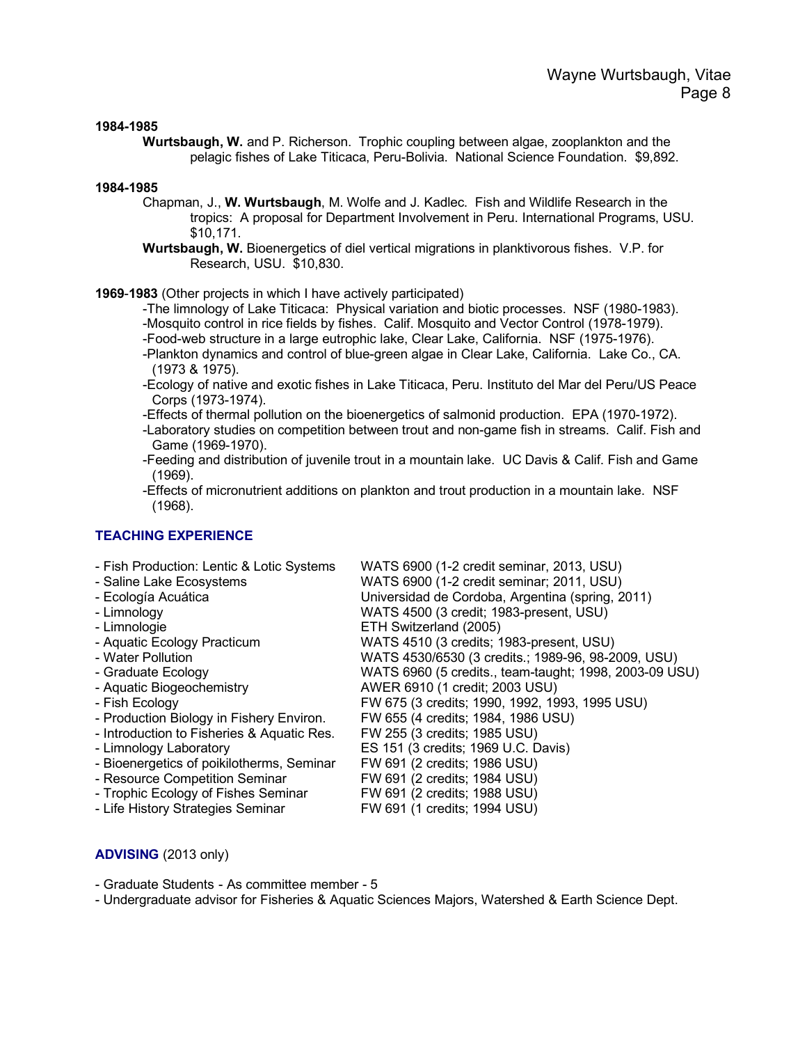**1984-1985**

**Wurtsbaugh, W.** and P. Richerson. Trophic coupling between algae, zooplankton and the pelagic fishes of Lake Titicaca, Peru-Bolivia. National Science Foundation. $9,892.

**1984-1985**

Chapman, J., **W. Wurtsbaugh**, M. Wolfe and J. Kadlec. Fish and Wildlife Research in the tropics: A proposal for Department Involvement in Peru. International Programs, USU. $10,171.

**Wurtsbaugh, W.** Bioenergetics of diel vertical migrations in planktivorous fishes. V.P. for Research, USU. $10,830.

**1969-1983** (Other projects in which I have actively participated)

-The limnology of Lake Titicaca: Physical variation and biotic processes. NSF (1980-1983).
-Mosquito control in rice fields by fishes. Calif. Mosquito and Vector Control (1978-1979).
-Food-web structure in a large eutrophic lake, Clear Lake, California. NSF (1975-1976).
-Plankton dynamics and control of blue-green algae in Clear Lake, California. Lake Co., CA. (1973 & 1975).
-Ecology of native and exotic fishes in Lake Titicaca, Peru. Instituto del Mar del Peru/US Peace Corps (1973-1974).
-Effects of thermal pollution on the bioenergetics of salmonid production. EPA (1970-1972).
-Laboratory studies on competition between trout and non-game fish in streams. Calif. Fish and Game (1969-1970).
-Feeding and distribution of juvenile trout in a mountain lake. UC Davis & Calif. Fish and Game (1969).
-Effects of micronutrient additions on plankton and trout production in a mountain lake. NSF (1968).

## TEACHING EXPERIENCE

| | |
|---|---|
| - Fish Production: Lentic & Lotic Systems | WATS 6900 (1-2 credit seminar, 2013, USU) |
| - Saline Lake Ecosystems | WATS 6900 (1-2 credit seminar; 2011, USU) |
| - Ecología Acuática | Universidad de Cordoba, Argentina (spring, 2011) |
| - Limnology | WATS 4500 (3 credit; 1983-present, USU) |
| - Limnologie | ETH Switzerland (2005) |
| - Aquatic Ecology Practicum | WATS 4510 (3 credits; 1983-present, USU) |
| - Water Pollution | WATS 4530/6530 (3 credits.; 1989-96, 98-2009, USU) |
| - Graduate Ecology | WATS 6960 (5 credits., team-taught; 1998, 2003-09 USU) |
| - Aquatic Biogeochemistry | AWER 6910 (1 credit; 2003 USU) |
| - Fish Ecology | FW 675 (3 credits; 1990, 1992, 1993, 1995 USU) |
| - Production Biology in Fishery Environ. | FW 655 (4 credits; 1984, 1986 USU) |
| - Introduction to Fisheries & Aquatic Res. | FW 255 (3 credits; 1985 USU) |
| - Limnology Laboratory | ES 151 (3 credits; 1969 U.C. Davis) |
| - Bioenergetics of poikilotherms, Seminar | FW 691 (2 credits; 1986 USU) |
| - Resource Competition Seminar | FW 691 (2 credits; 1984 USU) |
| - Trophic Ecology of Fishes Seminar | FW 691 (2 credits; 1988 USU) |
| - Life History Strategies Seminar | FW 691 (1 credits; 1994 USU) |

## ADVISING (2013 only)

- Graduate Students - As committee member - 5
- Undergraduate advisor for Fisheries & Aquatic Sciences Majors, Watershed & Earth Science Dept.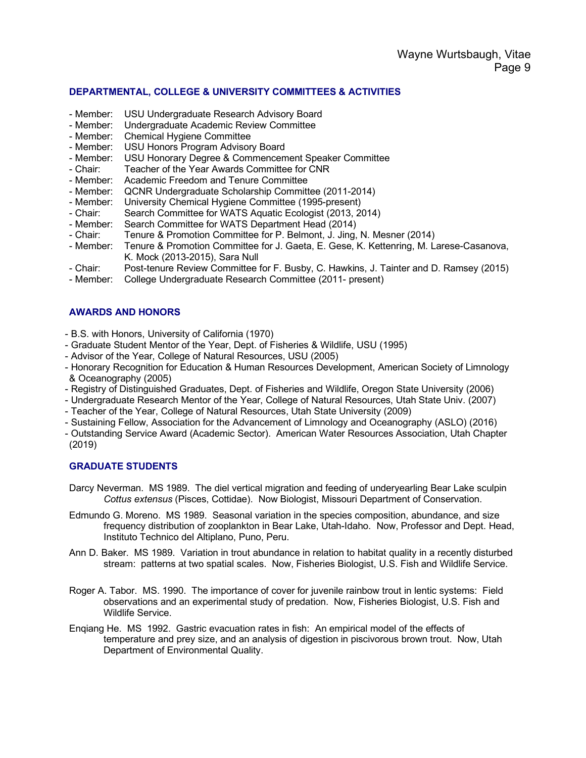## DEPARTMENTAL, COLLEGE & UNIVERSITY COMMITTEES & ACTIVITIES

- Member: USU Undergraduate Research Advisory Board
- Member: Undergraduate Academic Review Committee
- Member: Chemical Hygiene Committee
- Member: USU Honors Program Advisory Board
- Member: USU Honorary Degree & Commencement Speaker Committee
- Chair: Teacher of the Year Awards Committee for CNR
- Member: Academic Freedom and Tenure Committee
- Member: QCNR Undergraduate Scholarship Committee (2011-2014)
- Member: University Chemical Hygiene Committee (1995-present)
- Chair: Search Committee for WATS Aquatic Ecologist (2013, 2014)
- Member: Search Committee for WATS Department Head (2014)
- Chair: Tenure & Promotion Committee for P. Belmont, J. Jing, N. Mesner (2014)
- Member: Tenure & Promotion Committee for J. Gaeta, E. Gese, K. Kettenring, M. Larese-Casanova, K. Mock (2013-2015), Sara Null
- Chair: Post-tenure Review Committee for F. Busby, C. Hawkins, J. Tainter and D. Ramsey (2015)
- Member: College Undergraduate Research Committee (2011- present)

## AWARDS AND HONORS

- B.S. with Honors, University of California (1970)
- Graduate Student Mentor of the Year, Dept. of Fisheries & Wildlife, USU (1995)
- Advisor of the Year, College of Natural Resources, USU (2005)
- Honorary Recognition for Education & Human Resources Development, American Society of Limnology & Oceanography (2005)
- Registry of Distinguished Graduates, Dept. of Fisheries and Wildlife, Oregon State University (2006)
- Undergraduate Research Mentor of the Year, College of Natural Resources, Utah State Univ. (2007)
- Teacher of the Year, College of Natural Resources, Utah State University (2009)
- Sustaining Fellow, Association for the Advancement of Limnology and Oceanography (ASLO) (2016)
- Outstanding Service Award (Academic Sector). American Water Resources Association, Utah Chapter (2019)

## GRADUATE STUDENTS

Darcy Neverman. MS 1989. The diel vertical migration and feeding of underyearling Bear Lake sculpin *Cottus extensus* (Pisces, Cottidae). Now Biologist, Missouri Department of Conservation.

Edmundo G. Moreno. MS 1989. Seasonal variation in the species composition, abundance, and size frequency distribution of zooplankton in Bear Lake, Utah-Idaho. Now, Professor and Dept. Head, Instituto Technico del Altiplano, Puno, Peru.

Ann D. Baker. MS 1989. Variation in trout abundance in relation to habitat quality in a recently disturbed stream: patterns at two spatial scales. Now, Fisheries Biologist, U.S. Fish and Wildlife Service.

Roger A. Tabor. MS. 1990. The importance of cover for juvenile rainbow trout in lentic systems: Field observations and an experimental study of predation. Now, Fisheries Biologist, U.S. Fish and Wildlife Service.

Enqiang He. MS 1992. Gastric evacuation rates in fish: An empirical model of the effects of temperature and prey size, and an analysis of digestion in piscivorous brown trout. Now, Utah Department of Environmental Quality.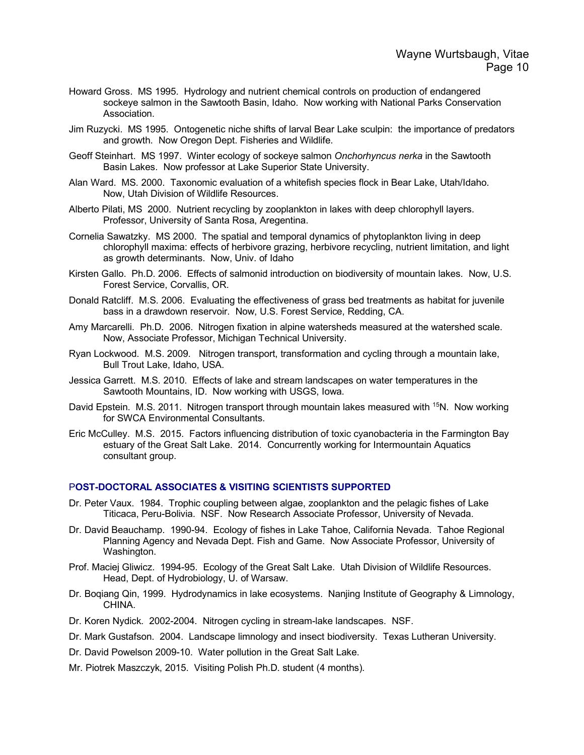Howard Gross. MS 1995. Hydrology and nutrient chemical controls on production of endangered sockeye salmon in the Sawtooth Basin, Idaho. Now working with National Parks Conservation Association.

Jim Ruzycki. MS 1995. Ontogenetic niche shifts of larval Bear Lake sculpin: the importance of predators and growth. Now Oregon Dept. Fisheries and Wildlife.

Geoff Steinhart. MS 1997. Winter ecology of sockeye salmon *Onchorhyncus nerka* in the Sawtooth Basin Lakes. Now professor at Lake Superior State University.

Alan Ward. MS. 2000. Taxonomic evaluation of a whitefish species flock in Bear Lake, Utah/Idaho. Now, Utah Division of Wildlife Resources.

Alberto Pilati, MS 2000. Nutrient recycling by zooplankton in lakes with deep chlorophyll layers. Professor, University of Santa Rosa, Aregentina.

Cornelia Sawatzky. MS 2000. The spatial and temporal dynamics of phytoplankton living in deep chlorophyll maxima: effects of herbivore grazing, herbivore recycling, nutrient limitation, and light as growth determinants. Now, Univ. of Idaho

Kirsten Gallo. Ph.D. 2006. Effects of salmonid introduction on biodiversity of mountain lakes. Now, U.S. Forest Service, Corvallis, OR.

Donald Ratcliff. M.S. 2006. Evaluating the effectiveness of grass bed treatments as habitat for juvenile bass in a drawdown reservoir. Now, U.S. Forest Service, Redding, CA.

Amy Marcarelli. Ph.D. 2006. Nitrogen fixation in alpine watersheds measured at the watershed scale. Now, Associate Professor, Michigan Technical University.

Ryan Lockwood. M.S. 2009. Nitrogen transport, transformation and cycling through a mountain lake, Bull Trout Lake, Idaho, USA.

Jessica Garrett. M.S. 2010. Effects of lake and stream landscapes on water temperatures in the Sawtooth Mountains, ID. Now working with USGS, Iowa.

David Epstein. M.S. 2011. Nitrogen transport through mountain lakes measured with $^{15}$N. Now working for SWCA Environmental Consultants.

Eric McCulley. M.S. 2015. Factors influencing distribution of toxic cyanobacteria in the Farmington Bay estuary of the Great Salt Lake. 2014. Concurrently working for Intermountain Aquatics consultant group.

## POST-DOCTORAL ASSOCIATES & VISITING SCIENTISTS SUPPORTED

Dr. Peter Vaux. 1984. Trophic coupling between algae, zooplankton and the pelagic fishes of Lake Titicaca, Peru-Bolivia. NSF. Now Research Associate Professor, University of Nevada.

Dr. David Beauchamp. 1990-94. Ecology of fishes in Lake Tahoe, California Nevada. Tahoe Regional Planning Agency and Nevada Dept. Fish and Game. Now Associate Professor, University of Washington.

Prof. Maciej Gliwicz. 1994-95. Ecology of the Great Salt Lake. Utah Division of Wildlife Resources. Head, Dept. of Hydrobiology, U. of Warsaw.

Dr. Boqiang Qin, 1999. Hydrodynamics in lake ecosystems. Nanjing Institute of Geography & Limnology, CHINA.

Dr. Koren Nydick. 2002-2004. Nitrogen cycling in stream-lake landscapes. NSF.

Dr. Mark Gustafson. 2004. Landscape limnology and insect biodiversity. Texas Lutheran University.

Dr. David Powelson 2009-10. Water pollution in the Great Salt Lake.

Mr. Piotrek Maszczyk, 2015. Visiting Polish Ph.D. student (4 months).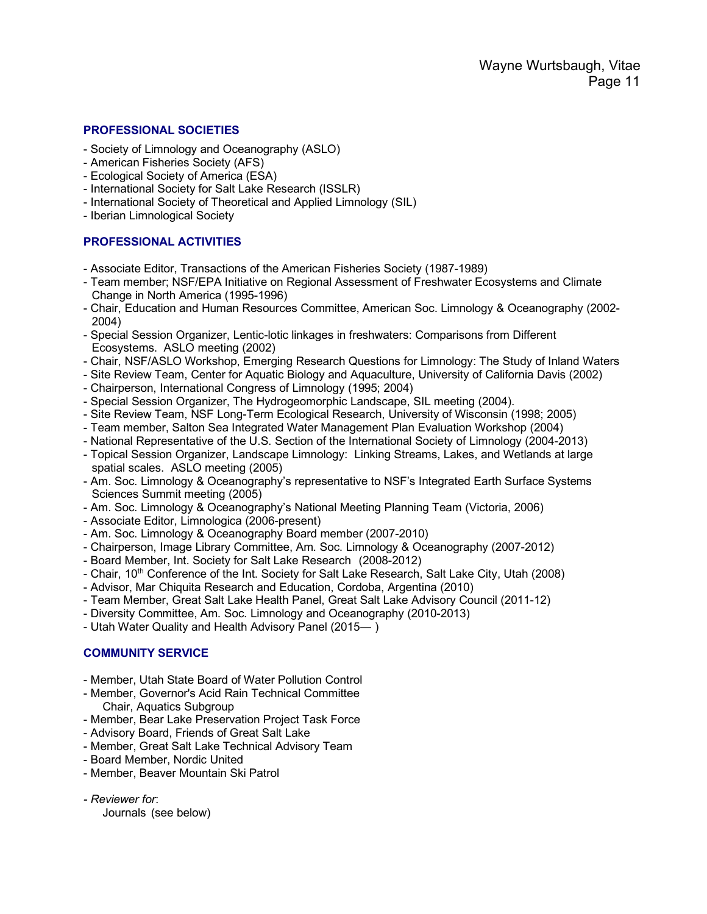## PROFESSIONAL SOCIETIES

- Society of Limnology and Oceanography (ASLO)
- American Fisheries Society (AFS)
- Ecological Society of America (ESA)
- International Society for Salt Lake Research (ISSLR)
- International Society of Theoretical and Applied Limnology (SIL)
- Iberian Limnological Society

## PROFESSIONAL ACTIVITIES

- Associate Editor, Transactions of the American Fisheries Society (1987-1989)
- Team member; NSF/EPA Initiative on Regional Assessment of Freshwater Ecosystems and Climate Change in North America (1995-1996)
- Chair, Education and Human Resources Committee, American Soc. Limnology & Oceanography (2002-2004)
- Special Session Organizer, Lentic-lotic linkages in freshwaters: Comparisons from Different Ecosystems. ASLO meeting (2002)
- Chair, NSF/ASLO Workshop, Emerging Research Questions for Limnology: The Study of Inland Waters
- Site Review Team, Center for Aquatic Biology and Aquaculture, University of California Davis (2002)
- Chairperson, International Congress of Limnology (1995; 2004)
- Special Session Organizer, The Hydrogeomorphic Landscape, SIL meeting (2004).
- Site Review Team, NSF Long-Term Ecological Research, University of Wisconsin (1998; 2005)
- Team member, Salton Sea Integrated Water Management Plan Evaluation Workshop (2004)
- National Representative of the U.S. Section of the International Society of Limnology (2004-2013)
- Topical Session Organizer, Landscape Limnology: Linking Streams, Lakes, and Wetlands at large spatial scales. ASLO meeting (2005)
- Am. Soc. Limnology & Oceanography's representative to NSF's Integrated Earth Surface Systems Sciences Summit meeting (2005)
- Am. Soc. Limnology & Oceanography's National Meeting Planning Team (Victoria, 2006)
- Associate Editor, Limnologica (2006-present)
- Am. Soc. Limnology & Oceanography Board member (2007-2010)
- Chairperson, Image Library Committee, Am. Soc. Limnology & Oceanography (2007-2012)
- Board Member, Int. Society for Salt Lake Research (2008-2012)
- Chair, 10th Conference of the Int. Society for Salt Lake Research, Salt Lake City, Utah (2008)
- Advisor, Mar Chiquita Research and Education, Cordoba, Argentina (2010)
- Team Member, Great Salt Lake Health Panel, Great Salt Lake Advisory Council (2011-12)
- Diversity Committee, Am. Soc. Limnology and Oceanography (2010-2013)
- Utah Water Quality and Health Advisory Panel (2015— )

## COMMUNITY SERVICE

- Member, Utah State Board of Water Pollution Control
- Member, Governor's Acid Rain Technical Committee
  - Chair, Aquatics Subgroup
- Member, Bear Lake Preservation Project Task Force
- Advisory Board, Friends of Great Salt Lake
- Member, Great Salt Lake Technical Advisory Team
- Board Member, Nordic United
- Member, Beaver Mountain Ski Patrol

- *Reviewer for*:
  - Journals (see below)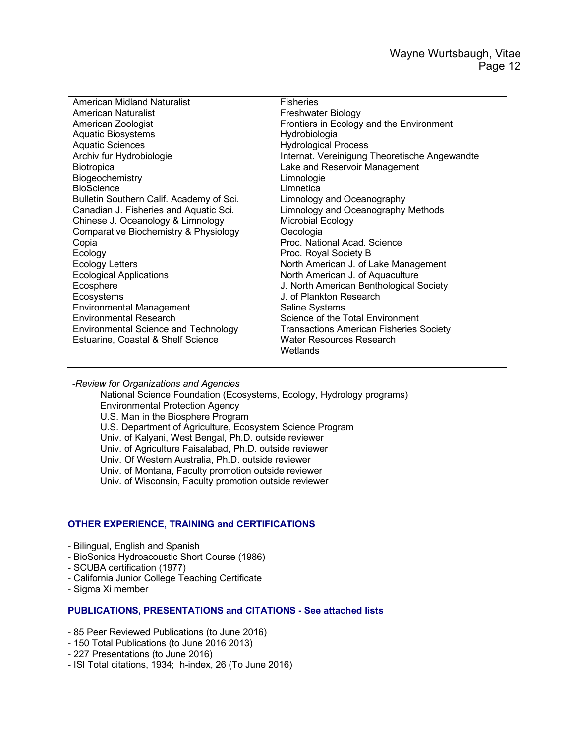| | |
|---|---|
| American Midland Naturalist | Fisheries |
| American Naturalist | Freshwater Biology |
| American Zoologist | Frontiers in Ecology and the Environment |
| Aquatic Biosystems | Hydrobiologia |
| Aquatic Sciences | Hydrological Process |
| Archiv fur Hydrobiologie | Internat. Vereinigung Theoretische Angewandte |
| Biotropica | Lake and Reservoir Management |
| Biogeochemistry | Limnologie |
| BioScience | Limnetica |
| Bulletin Southern Calif. Academy of Sci. | Limnology and Oceanography |
| Canadian J. Fisheries and Aquatic Sci. | Limnology and Oceanography Methods |
| Chinese J. Oceanology & Limnology | Microbial Ecology |
| Comparative Biochemistry & Physiology | Oecologia |
| Copia | Proc. National Acad. Science |
| Ecology | Proc. Royal Society B |
| Ecology Letters | North American J. of Lake Management |
| Ecological Applications | North American J. of Aquaculture |
| Ecosphere | J. North American Benthological Society |
| Ecosystems | J. of Plankton Research |
| Environmental Management | Saline Systems |
| Environmental Research | Science of the Total Environment |
| Environmental Science and Technology | Transactions American Fisheries Society |
| Estuarine, Coastal & Shelf Science | Water Resources Research |
| | Wetlands |

*-Review for Organizations and Agencies*

- National Science Foundation (Ecosystems, Ecology, Hydrology programs)
- Environmental Protection Agency
- U.S. Man in the Biosphere Program
- U.S. Department of Agriculture, Ecosystem Science Program
- Univ. of Kalyani, West Bengal, Ph.D. outside reviewer
- Univ. of Agriculture Faisalabad, Ph.D. outside reviewer
- Univ. Of Western Australia, Ph.D. outside reviewer
- Univ. of Montana, Faculty promotion outside reviewer
- Univ. of Wisconsin, Faculty promotion outside reviewer

## OTHER EXPERIENCE, TRAINING and CERTIFICATIONS

- Bilingual, English and Spanish
- BioSonics Hydroacoustic Short Course (1986)
- SCUBA certification (1977)
- California Junior College Teaching Certificate
- Sigma Xi member

## PUBLICATIONS, PRESENTATIONS and CITATIONS - See attached lists

- 85 Peer Reviewed Publications (to June 2016)
- 150 Total Publications (to June 2016 2013)
- 227 Presentations (to June 2016)
- ISI Total citations, 1934; h-index, 26 (To June 2016)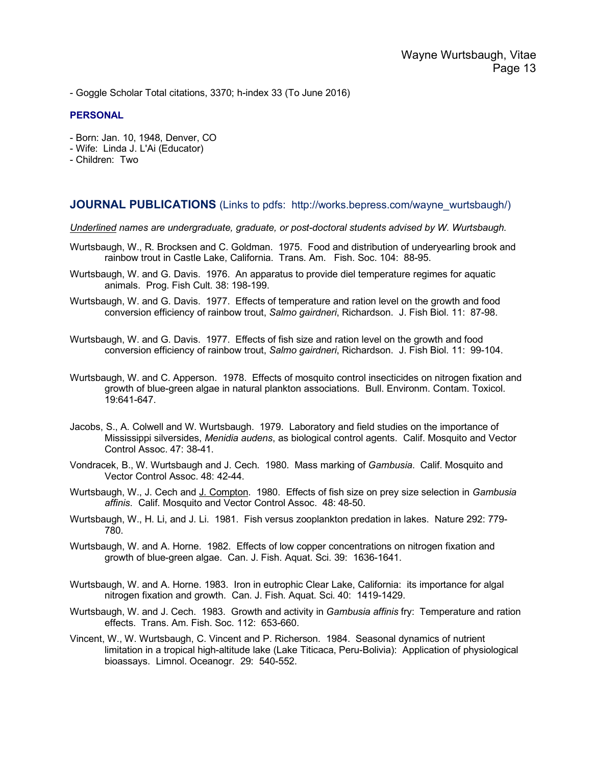- Goggle Scholar Total citations, 3370; h-index 33 (To June 2016)

## PERSONAL

- Born: Jan. 10, 1948, Denver, CO
- Wife: Linda J. L'Ai (Educator)
- Children: Two

## JOURNAL PUBLICATIONS (Links to pdfs: http://works.bepress.com/wayne_wurtsbaugh/)

*<u>Underlined</u> names are undergraduate, graduate, or post-doctoral students advised by W. Wurtsbaugh.*

Wurtsbaugh, W., R. Brocksen and C. Goldman. 1975. Food and distribution of underyearling brook and rainbow trout in Castle Lake, California. Trans. Am. Fish. Soc. 104: 88-95.

Wurtsbaugh, W. and G. Davis. 1976. An apparatus to provide diel temperature regimes for aquatic animals. Prog. Fish Cult. 38: 198-199.

Wurtsbaugh, W. and G. Davis. 1977. Effects of temperature and ration level on the growth and food conversion efficiency of rainbow trout, *Salmo gairdneri*, Richardson. J. Fish Biol. 11: 87-98.

Wurtsbaugh, W. and G. Davis. 1977. Effects of fish size and ration level on the growth and food conversion efficiency of rainbow trout, *Salmo gairdneri*, Richardson. J. Fish Biol. 11: 99-104.

Wurtsbaugh, W. and C. Apperson. 1978. Effects of mosquito control insecticides on nitrogen fixation and growth of blue-green algae in natural plankton associations. Bull. Environm. Contam. Toxicol. 19:641-647.

Jacobs, S., A. Colwell and W. Wurtsbaugh. 1979. Laboratory and field studies on the importance of Mississippi silversides, *Menidia audens*, as biological control agents. Calif. Mosquito and Vector Control Assoc. 47: 38-41.

Vondracek, B., W. Wurtsbaugh and J. Cech. 1980. Mass marking of *Gambusia*. Calif. Mosquito and Vector Control Assoc. 48: 42-44.

Wurtsbaugh, W., J. Cech and <u>J. Compton</u>. 1980. Effects of fish size on prey size selection in *Gambusia affinis*. Calif. Mosquito and Vector Control Assoc. 48: 48-50.

Wurtsbaugh, W., H. Li, and J. Li. 1981. Fish versus zooplankton predation in lakes. Nature 292: 779-780.

Wurtsbaugh, W. and A. Horne. 1982. Effects of low copper concentrations on nitrogen fixation and growth of blue-green algae. Can. J. Fish. Aquat. Sci. 39: 1636-1641.

Wurtsbaugh, W. and A. Horne. 1983. Iron in eutrophic Clear Lake, California: its importance for algal nitrogen fixation and growth. Can. J. Fish. Aquat. Sci. 40: 1419-1429.

Wurtsbaugh, W. and J. Cech. 1983. Growth and activity in *Gambusia affinis* fry: Temperature and ration effects. Trans. Am. Fish. Soc. 112: 653-660.

Vincent, W., W. Wurtsbaugh, C. Vincent and P. Richerson. 1984. Seasonal dynamics of nutrient limitation in a tropical high-altitude lake (Lake Titicaca, Peru-Bolivia): Application of physiological bioassays. Limnol. Oceanogr. 29: 540-552.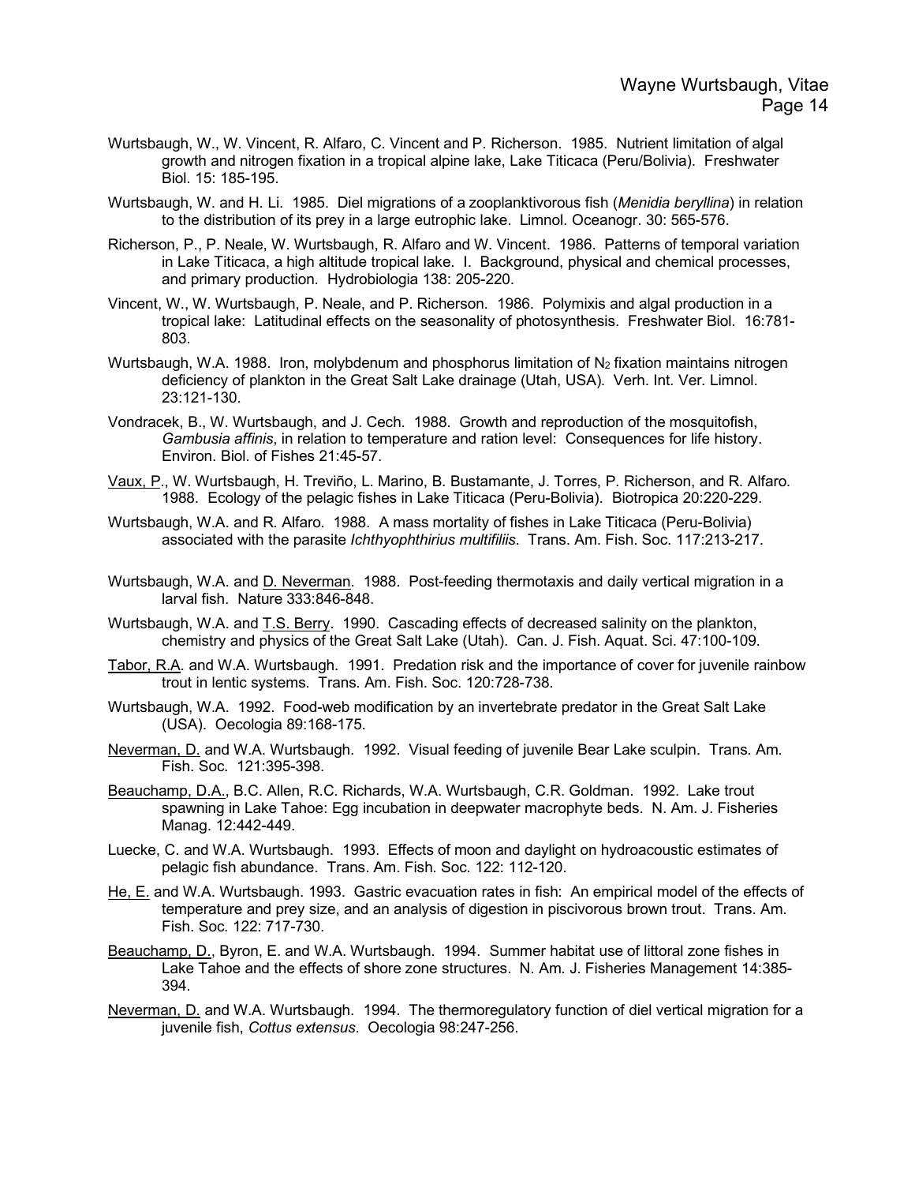Wurtsbaugh, W., W. Vincent, R. Alfaro, C. Vincent and P. Richerson. 1985. Nutrient limitation of algal growth and nitrogen fixation in a tropical alpine lake, Lake Titicaca (Peru/Bolivia). Freshwater Biol. 15: 185-195.

Wurtsbaugh, W. and H. Li. 1985. Diel migrations of a zooplanktivorous fish (*Menidia beryllina*) in relation to the distribution of its prey in a large eutrophic lake. Limnol. Oceanogr. 30: 565-576.

Richerson, P., P. Neale, W. Wurtsbaugh, R. Alfaro and W. Vincent. 1986. Patterns of temporal variation in Lake Titicaca, a high altitude tropical lake. I. Background, physical and chemical processes, and primary production. Hydrobiologia 138: 205-220.

Vincent, W., W. Wurtsbaugh, P. Neale, and P. Richerson. 1986. Polymixis and algal production in a tropical lake: Latitudinal effects on the seasonality of photosynthesis. Freshwater Biol. 16:781-803.

Wurtsbaugh, W.A. 1988. Iron, molybdenum and phosphorus limitation of $N_2$ fixation maintains nitrogen deficiency of plankton in the Great Salt Lake drainage (Utah, USA). Verh. Int. Ver. Limnol. 23:121-130.

Vondracek, B., W. Wurtsbaugh, and J. Cech. 1988. Growth and reproduction of the mosquitofish, *Gambusia affinis*, in relation to temperature and ration level: Consequences for life history. Environ. Biol. of Fishes 21:45-57.

Vaux, P., W. Wurtsbaugh, H. Treviño, L. Marino, B. Bustamante, J. Torres, P. Richerson, and R. Alfaro. 1988. Ecology of the pelagic fishes in Lake Titicaca (Peru-Bolivia). Biotropica 20:220-229.

Wurtsbaugh, W.A. and R. Alfaro. 1988. A mass mortality of fishes in Lake Titicaca (Peru-Bolivia) associated with the parasite *Ichthyophthirius multifiliis*. Trans. Am. Fish. Soc. 117:213-217.

Wurtsbaugh, W.A. and D. Neverman. 1988. Post-feeding thermotaxis and daily vertical migration in a larval fish. Nature 333:846-848.

Wurtsbaugh, W.A. and T.S. Berry. 1990. Cascading effects of decreased salinity on the plankton, chemistry and physics of the Great Salt Lake (Utah). Can. J. Fish. Aquat. Sci. 47:100-109.

Tabor, R.A. and W.A. Wurtsbaugh. 1991. Predation risk and the importance of cover for juvenile rainbow trout in lentic systems. Trans. Am. Fish. Soc. 120:728-738.

Wurtsbaugh, W.A. 1992. Food-web modification by an invertebrate predator in the Great Salt Lake (USA). Oecologia 89:168-175.

Neverman, D. and W.A. Wurtsbaugh. 1992. Visual feeding of juvenile Bear Lake sculpin. Trans. Am. Fish. Soc. 121:395-398.

Beauchamp, D.A., B.C. Allen, R.C. Richards, W.A. Wurtsbaugh, C.R. Goldman. 1992. Lake trout spawning in Lake Tahoe: Egg incubation in deepwater macrophyte beds. N. Am. J. Fisheries Manag. 12:442-449.

Luecke, C. and W.A. Wurtsbaugh. 1993. Effects of moon and daylight on hydroacoustic estimates of pelagic fish abundance. Trans. Am. Fish. Soc. 122: 112-120.

He, E. and W.A. Wurtsbaugh. 1993. Gastric evacuation rates in fish: An empirical model of the effects of temperature and prey size, and an analysis of digestion in piscivorous brown trout. Trans. Am. Fish. Soc. 122: 717-730.

Beauchamp, D., Byron, E. and W.A. Wurtsbaugh. 1994. Summer habitat use of littoral zone fishes in Lake Tahoe and the effects of shore zone structures. N. Am. J. Fisheries Management 14:385-394.

Neverman, D. and W.A. Wurtsbaugh. 1994. The thermoregulatory function of diel vertical migration for a juvenile fish, *Cottus extensus*. Oecologia 98:247-256.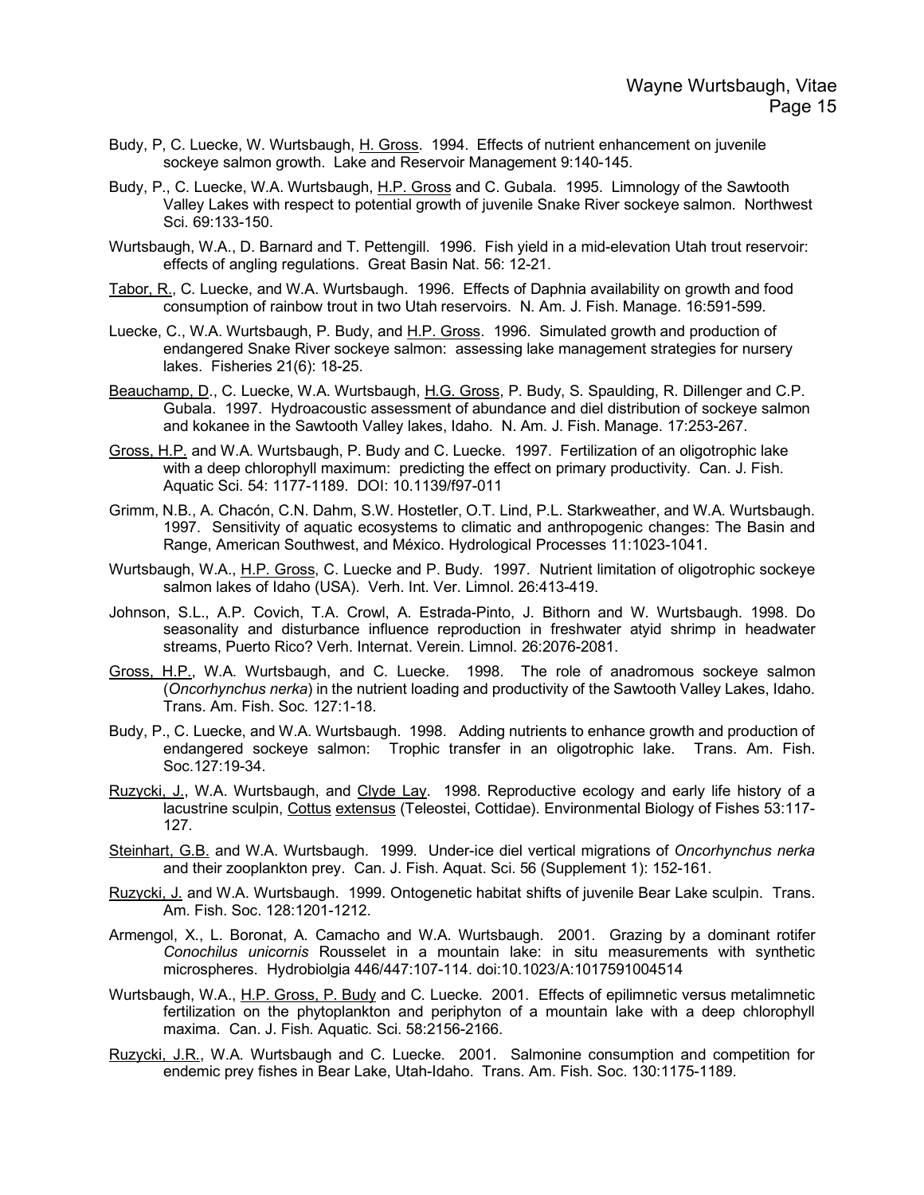Budy, P, C. Luecke, W. Wurtsbaugh, <u>H. Gross</u>. 1994. Effects of nutrient enhancement on juvenile sockeye salmon growth. Lake and Reservoir Management 9:140-145.

Budy, P., C. Luecke, W.A. Wurtsbaugh, <u>H.P. Gross</u> and C. Gubala. 1995. Limnology of the Sawtooth Valley Lakes with respect to potential growth of juvenile Snake River sockeye salmon. Northwest Sci. 69:133-150.

Wurtsbaugh, W.A., D. Barnard and T. Pettengill. 1996. Fish yield in a mid-elevation Utah trout reservoir: effects of angling regulations. Great Basin Nat. 56: 12-21.

<u>Tabor, R.</u>, C. Luecke, and W.A. Wurtsbaugh. 1996. Effects of Daphnia availability on growth and food consumption of rainbow trout in two Utah reservoirs. N. Am. J. Fish. Manage. 16:591-599.

Luecke, C., W.A. Wurtsbaugh, P. Budy, and <u>H.P. Gross</u>. 1996. Simulated growth and production of endangered Snake River sockeye salmon: assessing lake management strategies for nursery lakes. Fisheries 21(6): 18-25.

<u>Beauchamp, D</u>., C. Luecke, W.A. Wurtsbaugh, <u>H.G. Gross</u>, P. Budy, S. Spaulding, R. Dillenger and C.P. Gubala. 1997. Hydroacoustic assessment of abundance and diel distribution of sockeye salmon and kokanee in the Sawtooth Valley lakes, Idaho. N. Am. J. Fish. Manage. 17:253-267.

<u>Gross, H.P.</u> and W.A. Wurtsbaugh, P. Budy and C. Luecke. 1997. Fertilization of an oligotrophic lake with a deep chlorophyll maximum: predicting the effect on primary productivity. Can. J. Fish. Aquatic Sci. 54: 1177-1189. DOI: 10.1139/f97-011

Grimm, N.B., A. Chacón, C.N. Dahm, S.W. Hostetler, O.T. Lind, P.L. Starkweather, and W.A. Wurtsbaugh. 1997. Sensitivity of aquatic ecosystems to climatic and anthropogenic changes: The Basin and Range, American Southwest, and México. Hydrological Processes 11:1023-1041.

Wurtsbaugh, W.A., <u>H.P. Gross</u>, C. Luecke and P. Budy. 1997. Nutrient limitation of oligotrophic sockeye salmon lakes of Idaho (USA). Verh. Int. Ver. Limnol. 26:413-419.

Johnson, S.L., A.P. Covich, T.A. Crowl, A. Estrada-Pinto, J. Bithorn and W. Wurtsbaugh. 1998. Do seasonality and disturbance influence reproduction in freshwater atyid shrimp in headwater streams, Puerto Rico? Verh. Internat. Verein. Limnol. 26:2076-2081.

<u>Gross, H.P.</u>, W.A. Wurtsbaugh, and C. Luecke. 1998. The role of anadromous sockeye salmon (*Oncorhynchus nerka*) in the nutrient loading and productivity of the Sawtooth Valley Lakes, Idaho. Trans. Am. Fish. Soc. 127:1-18.

Budy, P., C. Luecke, and W.A. Wurtsbaugh. 1998. Adding nutrients to enhance growth and production of endangered sockeye salmon: Trophic transfer in an oligotrophic lake. Trans. Am. Fish. Soc.127:19-34.

<u>Ruzycki, J.</u>, W.A. Wurtsbaugh, and <u>Clyde Lay</u>. 1998. Reproductive ecology and early life history of a lacustrine sculpin, <u>Cottus</u> <u>extensus</u> (Teleostei, Cottidae). Environmental Biology of Fishes 53:117-127.

<u>Steinhart, G.B.</u> and W.A. Wurtsbaugh. 1999. Under-ice diel vertical migrations of *Oncorhynchus nerka* and their zooplankton prey. Can. J. Fish. Aquat. Sci. 56 (Supplement 1): 152-161.

<u>Ruzycki, J.</u> and W.A. Wurtsbaugh. 1999. Ontogenetic habitat shifts of juvenile Bear Lake sculpin. Trans. Am. Fish. Soc. 128:1201-1212.

Armengol, X., L. Boronat, A. Camacho and W.A. Wurtsbaugh. 2001. Grazing by a dominant rotifer *Conochilus unicornis* Rousselet in a mountain lake: in situ measurements with synthetic microspheres. Hydrobiolgia 446/447:107-114. doi:10.1023/A:1017591004514

Wurtsbaugh, W.A., <u>H.P. Gross, P. Budy</u> and C. Luecke. 2001. Effects of epilimnetic versus metalimnetic fertilization on the phytoplankton and periphyton of a mountain lake with a deep chlorophyll maxima. Can. J. Fish. Aquatic. Sci. 58:2156-2166.

<u>Ruzycki, J.R.</u>, W.A. Wurtsbaugh and C. Luecke. 2001. Salmonine consumption and competition for endemic prey fishes in Bear Lake, Utah-Idaho. Trans. Am. Fish. Soc. 130:1175-1189.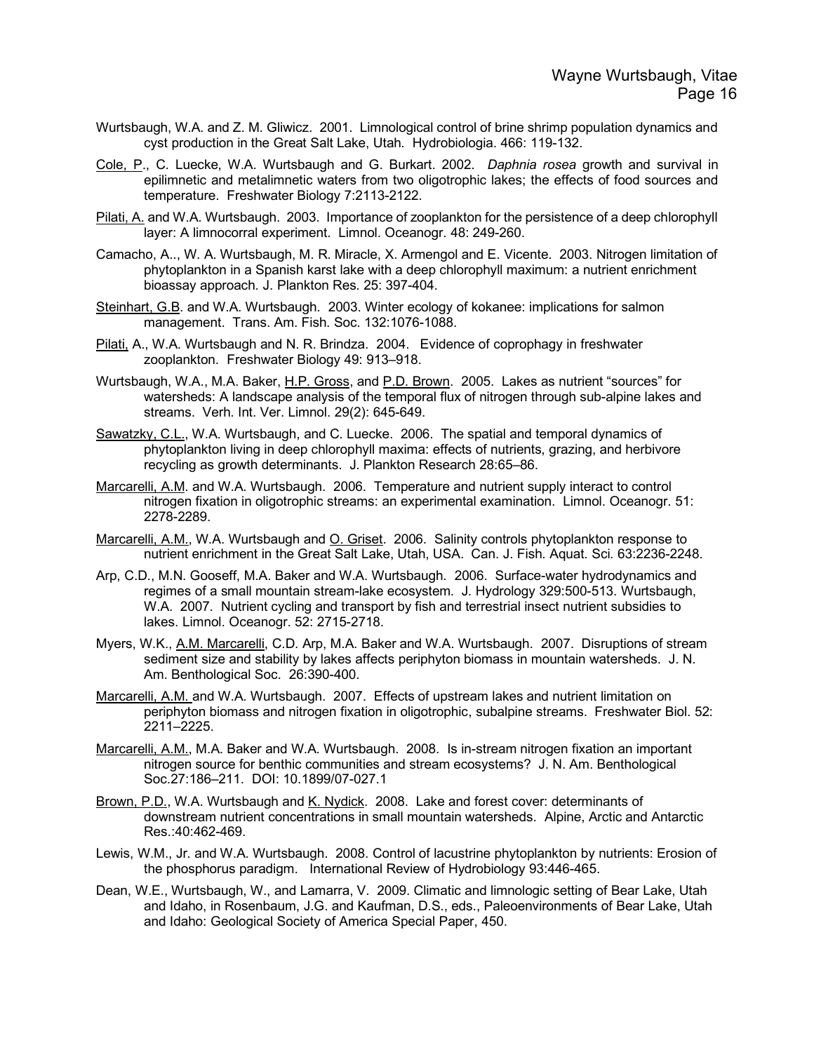Wurtsbaugh, W.A. and Z. M. Gliwicz. 2001. Limnological control of brine shrimp population dynamics and cyst production in the Great Salt Lake, Utah. Hydrobiologia. 466: 119-132.

Cole, P., C. Luecke, W.A. Wurtsbaugh and G. Burkart. 2002. *Daphnia rosea* growth and survival in epilimnetic and metalimnetic waters from two oligotrophic lakes; the effects of food sources and temperature. Freshwater Biology 7:2113-2122.

Pilati, A. and W.A. Wurtsbaugh. 2003. Importance of zooplankton for the persistence of a deep chlorophyll layer: A limnocorral experiment. Limnol. Oceanogr. 48: 249-260.

Camacho, A.., W. A. Wurtsbaugh, M. R. Miracle, X. Armengol and E. Vicente. 2003. Nitrogen limitation of phytoplankton in a Spanish karst lake with a deep chlorophyll maximum: a nutrient enrichment bioassay approach. J. Plankton Res. 25: 397-404.

Steinhart, G.B. and W.A. Wurtsbaugh. 2003. Winter ecology of kokanee: implications for salmon management. Trans. Am. Fish. Soc. 132:1076-1088.

Pilati, A., W.A. Wurtsbaugh and N. R. Brindza. 2004. Evidence of coprophagy in freshwater zooplankton. Freshwater Biology 49: 913–918.

Wurtsbaugh, W.A., M.A. Baker, H.P. Gross, and P.D. Brown. 2005. Lakes as nutrient "sources" for watersheds: A landscape analysis of the temporal flux of nitrogen through sub-alpine lakes and streams. Verh. Int. Ver. Limnol. 29(2): 645-649.

Sawatzky, C.L., W.A. Wurtsbaugh, and C. Luecke. 2006. The spatial and temporal dynamics of phytoplankton living in deep chlorophyll maxima: effects of nutrients, grazing, and herbivore recycling as growth determinants. J. Plankton Research 28:65–86.

Marcarelli, A.M. and W.A. Wurtsbaugh. 2006. Temperature and nutrient supply interact to control nitrogen fixation in oligotrophic streams: an experimental examination. Limnol. Oceanogr. 51: 2278-2289.

Marcarelli, A.M., W.A. Wurtsbaugh and O. Griset. 2006. Salinity controls phytoplankton response to nutrient enrichment in the Great Salt Lake, Utah, USA. Can. J. Fish. Aquat. Sci. 63:2236-2248.

Arp, C.D., M.N. Gooseff, M.A. Baker and W.A. Wurtsbaugh. 2006. Surface-water hydrodynamics and regimes of a small mountain stream-lake ecosystem. J. Hydrology 329:500-513. Wurtsbaugh, W.A. 2007. Nutrient cycling and transport by fish and terrestrial insect nutrient subsidies to lakes. Limnol. Oceanogr. 52: 2715-2718.

Myers, W.K., A.M. Marcarelli, C.D. Arp, M.A. Baker and W.A. Wurtsbaugh. 2007. Disruptions of stream sediment size and stability by lakes affects periphyton biomass in mountain watersheds. J. N. Am. Benthological Soc. 26:390-400.

Marcarelli, A.M. and W.A. Wurtsbaugh. 2007. Effects of upstream lakes and nutrient limitation on periphyton biomass and nitrogen fixation in oligotrophic, subalpine streams. Freshwater Biol. 52: 2211–2225.

Marcarelli, A.M., M.A. Baker and W.A. Wurtsbaugh. 2008. Is in-stream nitrogen fixation an important nitrogen source for benthic communities and stream ecosystems? J. N. Am. Benthological Soc.27:186–211. DOI: 10.1899/07-027.1

Brown, P.D., W.A. Wurtsbaugh and K. Nydick. 2008. Lake and forest cover: determinants of downstream nutrient concentrations in small mountain watersheds. Alpine, Arctic and Antarctic Res.:40:462-469.

Lewis, W.M., Jr. and W.A. Wurtsbaugh. 2008. Control of lacustrine phytoplankton by nutrients: Erosion of the phosphorus paradigm. International Review of Hydrobiology 93:446-465.

Dean, W.E., Wurtsbaugh, W., and Lamarra, V. 2009. Climatic and limnologic setting of Bear Lake, Utah and Idaho, in Rosenbaum, J.G. and Kaufman, D.S., eds., Paleoenvironments of Bear Lake, Utah and Idaho: Geological Society of America Special Paper, 450.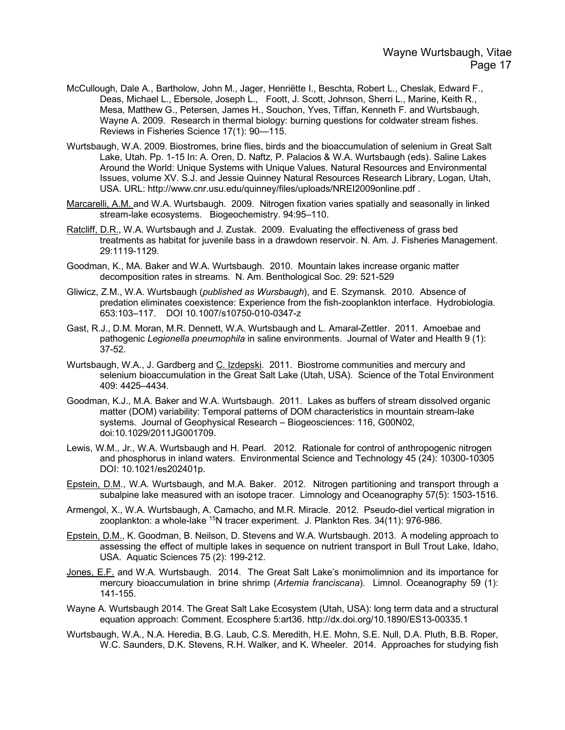McCullough, Dale A., Bartholow, John M., Jager, Henriëtte I., Beschta, Robert L., Cheslak, Edward F., Deas, Michael L., Ebersole, Joseph L., Foott, J. Scott, Johnson, Sherri L., Marine, Keith R., Mesa, Matthew G., Petersen, James H., Souchon, Yves, Tiffan, Kenneth F. and Wurtsbaugh, Wayne A. 2009. Research in thermal biology: burning questions for coldwater stream fishes. Reviews in Fisheries Science 17(1): 90—115.

Wurtsbaugh, W.A. 2009. Biostromes, brine flies, birds and the bioaccumulation of selenium in Great Salt Lake, Utah. Pp. 1-15 In: A. Oren, D. Naftz, P. Palacios & W.A. Wurtsbaugh (eds). Saline Lakes Around the World: Unique Systems with Unique Values. Natural Resources and Environmental Issues, volume XV. S.J. and Jessie Quinney Natural Resources Research Library, Logan, Utah, USA. URL: http://www.cnr.usu.edu/quinney/files/uploads/NREI2009online.pdf .

Marcarelli, A.M. and W.A. Wurtsbaugh. 2009. Nitrogen fixation varies spatially and seasonally in linked stream-lake ecosystems. Biogeochemistry. 94:95–110.

Ratcliff, D.R., W.A. Wurtsbaugh and J. Zustak. 2009. Evaluating the effectiveness of grass bed treatments as habitat for juvenile bass in a drawdown reservoir. N. Am. J. Fisheries Management. 29:1119-1129.

Goodman, K., MA. Baker and W.A. Wurtsbaugh. 2010. Mountain lakes increase organic matter decomposition rates in streams. N. Am. Benthological Soc. 29: 521-529

Gliwicz, Z.M., W.A. Wurtsbaugh (*published as Wursbaugh*), and E. Szymansk. 2010. Absence of predation eliminates coexistence: Experience from the fish-zooplankton interface. Hydrobiologia. 653:103–117. DOI 10.1007/s10750-010-0347-z

Gast, R.J., D.M. Moran, M.R. Dennett, W.A. Wurtsbaugh and L. Amaral-Zettler. 2011. Amoebae and pathogenic *Legionella pneumophila* in saline environments. Journal of Water and Health 9 (1): 37-52.

Wurtsbaugh, W.A., J. Gardberg and C. Izdepski. 2011. Biostrome communities and mercury and selenium bioaccumulation in the Great Salt Lake (Utah, USA). Science of the Total Environment 409: 4425–4434.

Goodman, K.J., M.A. Baker and W.A. Wurtsbaugh. 2011. Lakes as buffers of stream dissolved organic matter (DOM) variability: Temporal patterns of DOM characteristics in mountain stream-lake systems. Journal of Geophysical Research – Biogeosciences: 116, G00N02, doi:10.1029/2011JG001709.

Lewis, W.M., Jr., W.A. Wurtsbaugh and H. Pearl. 2012. Rationale for control of anthropogenic nitrogen and phosphorus in inland waters. Environmental Science and Technology 45 (24): 10300-10305 DOI: 10.1021/es202401p.

Epstein, D.M., W.A. Wurtsbaugh, and M.A. Baker. 2012. Nitrogen partitioning and transport through a subalpine lake measured with an isotope tracer. Limnology and Oceanography 57(5): 1503-1516.

Armengol, X., W.A. Wurtsbaugh, A. Camacho, and M.R. Miracle. 2012. Pseudo-diel vertical migration in zooplankton: a whole-lake $^{15}N$ tracer experiment. J. Plankton Res. 34(11): 976-986.

Epstein, D.M., K. Goodman, B. Neilson, D. Stevens and W.A. Wurtsbaugh. 2013. A modeling approach to assessing the effect of multiple lakes in sequence on nutrient transport in Bull Trout Lake, Idaho, USA. Aquatic Sciences 75 (2): 199-212.

Jones, E.F. and W.A. Wurtsbaugh. 2014. The Great Salt Lake's monimolimnion and its importance for mercury bioaccumulation in brine shrimp (*Artemia franciscana*). Limnol. Oceanography 59 (1): 141-155.

Wayne A. Wurtsbaugh 2014. The Great Salt Lake Ecosystem (Utah, USA): long term data and a structural equation approach: Comment. Ecosphere 5:art36. http://dx.doi.org/10.1890/ES13-00335.1

Wurtsbaugh, W.A., N.A. Heredia, B.G. Laub, C.S. Meredith, H.E. Mohn, S.E. Null, D.A. Pluth, B.B. Roper, W.C. Saunders, D.K. Stevens, R.H. Walker, and K. Wheeler. 2014. Approaches for studying fish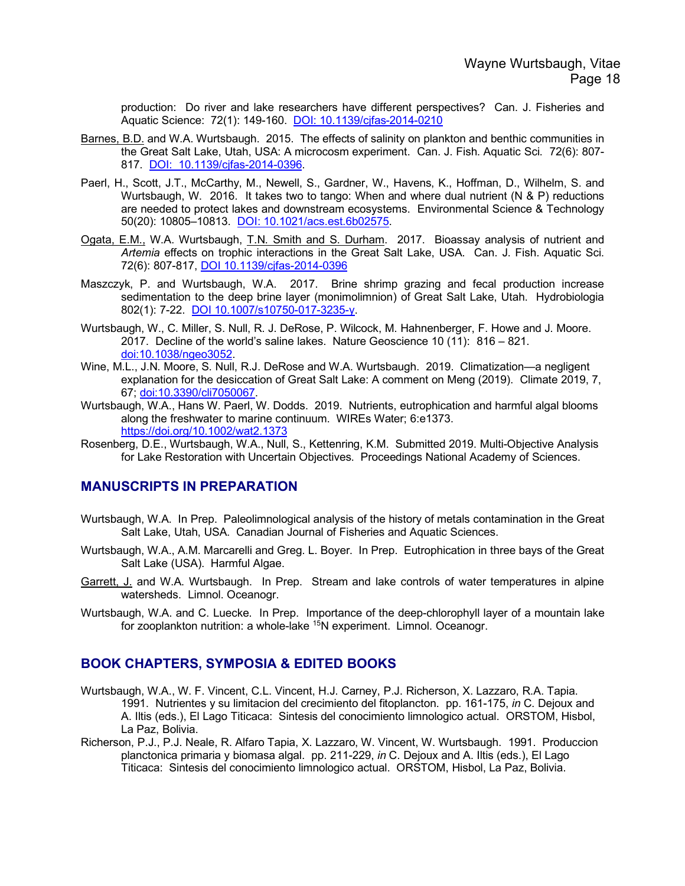production: Do river and lake researchers have different perspectives? Can. J. Fisheries and Aquatic Science: 72(1): 149-160. DOI: 10.1139/cjfas-2014-0210

Barnes, B.D. and W.A. Wurtsbaugh. 2015. The effects of salinity on plankton and benthic communities in the Great Salt Lake, Utah, USA: A microcosm experiment. Can. J. Fish. Aquatic Sci. 72(6): 807-817. DOI: 10.1139/cjfas-2014-0396.

Paerl, H., Scott, J.T., McCarthy, M., Newell, S., Gardner, W., Havens, K., Hoffman, D., Wilhelm, S. and Wurtsbaugh, W. 2016. It takes two to tango: When and where dual nutrient (N & P) reductions are needed to protect lakes and downstream ecosystems. Environmental Science & Technology 50(20): 10805–10813. DOI: 10.1021/acs.est.6b02575.

Ogata, E.M., W.A. Wurtsbaugh, T.N. Smith and S. Durham. 2017. Bioassay analysis of nutrient and *Artemia* effects on trophic interactions in the Great Salt Lake, USA. Can. J. Fish. Aquatic Sci. 72(6): 807-817, DOI 10.1139/cjfas-2014-0396

Maszczyk, P. and Wurtsbaugh, W.A. 2017. Brine shrimp grazing and fecal production increase sedimentation to the deep brine layer (monimolimnion) of Great Salt Lake, Utah. Hydrobiologia 802(1): 7-22. DOI 10.1007/s10750-017-3235-y.

Wurtsbaugh, W., C. Miller, S. Null, R. J. DeRose, P. Wilcock, M. Hahnenberger, F. Howe and J. Moore. 2017. Decline of the world's saline lakes. Nature Geoscience 10 (11): 816 – 821. doi:10.1038/ngeo3052.

Wine, M.L., J.N. Moore, S. Null, R.J. DeRose and W.A. Wurtsbaugh. 2019. Climatization—a negligent explanation for the desiccation of Great Salt Lake: A comment on Meng (2019). Climate 2019, 7, 67; doi:10.3390/cli7050067.

Wurtsbaugh, W.A., Hans W. Paerl, W. Dodds. 2019. Nutrients, eutrophication and harmful algal blooms along the freshwater to marine continuum. WIREs Water; 6:e1373. https://doi.org/10.1002/wat2.1373

Rosenberg, D.E., Wurtsbaugh, W.A., Null, S., Kettenring, K.M. Submitted 2019. Multi-Objective Analysis for Lake Restoration with Uncertain Objectives. Proceedings National Academy of Sciences.

## MANUSCRIPTS IN PREPARATION

Wurtsbaugh, W.A. In Prep. Paleolimnological analysis of the history of metals contamination in the Great Salt Lake, Utah, USA. Canadian Journal of Fisheries and Aquatic Sciences.

Wurtsbaugh, W.A., A.M. Marcarelli and Greg. L. Boyer. In Prep. Eutrophication in three bays of the Great Salt Lake (USA). Harmful Algae.

Garrett, J. and W.A. Wurtsbaugh. In Prep. Stream and lake controls of water temperatures in alpine watersheds. Limnol. Oceanogr.

Wurtsbaugh, W.A. and C. Luecke. In Prep. Importance of the deep-chlorophyll layer of a mountain lake for zooplankton nutrition: a whole-lake $^{15}$N experiment. Limnol. Oceanogr.

## BOOK CHAPTERS, SYMPOSIA & EDITED BOOKS

Wurtsbaugh, W.A., W. F. Vincent, C.L. Vincent, H.J. Carney, P.J. Richerson, X. Lazzaro, R.A. Tapia. 1991. Nutrientes y su limitacion del crecimiento del fitoplancton. pp. 161-175, *in* C. Dejoux and A. Iltis (eds.), El Lago Titicaca: Sintesis del conocimiento limnologico actual. ORSTOM, Hisbol, La Paz, Bolivia.

Richerson, P.J., P.J. Neale, R. Alfaro Tapia, X. Lazzaro, W. Vincent, W. Wurtsbaugh. 1991. Produccion planctonica primaria y biomasa algal. pp. 211-229, *in* C. Dejoux and A. Iltis (eds.), El Lago Titicaca: Sintesis del conocimiento limnologico actual. ORSTOM, Hisbol, La Paz, Bolivia.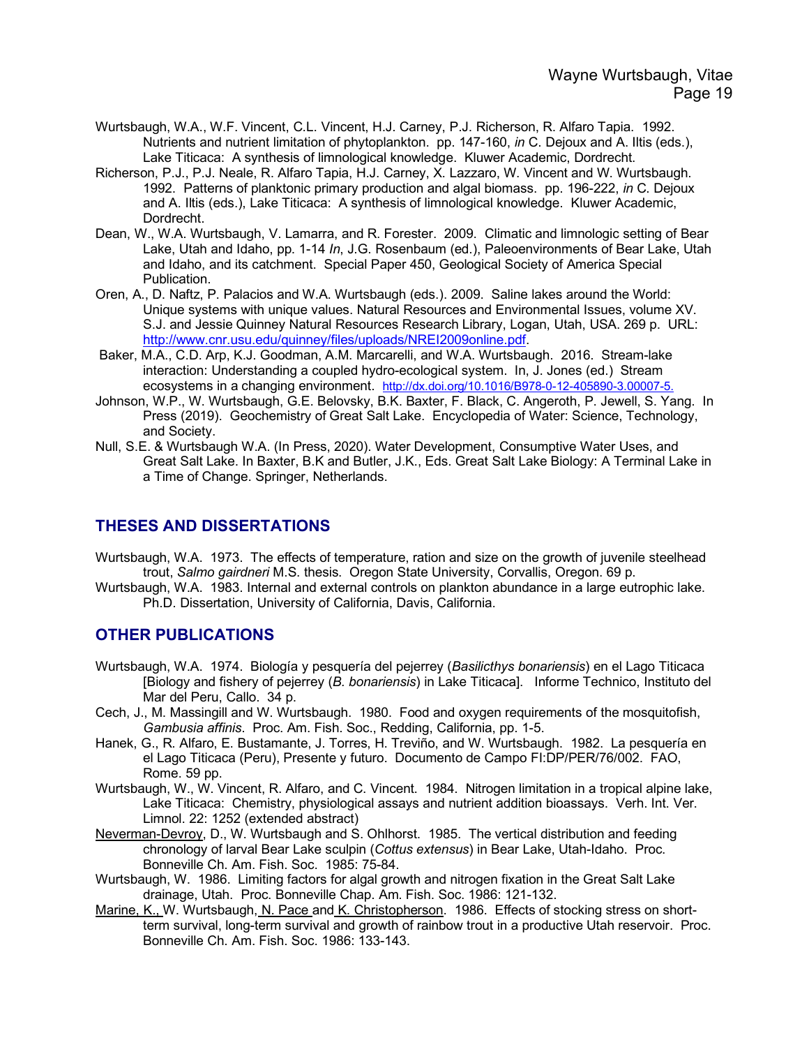Wurtsbaugh, W.A., W.F. Vincent, C.L. Vincent, H.J. Carney, P.J. Richerson, R. Alfaro Tapia. 1992. Nutrients and nutrient limitation of phytoplankton. pp. 147-160, *in* C. Dejoux and A. Iltis (eds.), Lake Titicaca: A synthesis of limnological knowledge. Kluwer Academic, Dordrecht.

Richerson, P.J., P.J. Neale, R. Alfaro Tapia, H.J. Carney, X. Lazzaro, W. Vincent and W. Wurtsbaugh. 1992. Patterns of planktonic primary production and algal biomass. pp. 196-222, *in* C. Dejoux and A. Iltis (eds.), Lake Titicaca: A synthesis of limnological knowledge. Kluwer Academic, Dordrecht.

Dean, W., W.A. Wurtsbaugh, V. Lamarra, and R. Forester. 2009. Climatic and limnologic setting of Bear Lake, Utah and Idaho, pp. 1-14 *In*, J.G. Rosenbaum (ed.), Paleoenvironments of Bear Lake, Utah and Idaho, and its catchment. Special Paper 450, Geological Society of America Special Publication.

Oren, A., D. Naftz, P. Palacios and W.A. Wurtsbaugh (eds.). 2009. Saline lakes around the World: Unique systems with unique values. Natural Resources and Environmental Issues, volume XV. S.J. and Jessie Quinney Natural Resources Research Library, Logan, Utah, USA. 269 p. URL: http://www.cnr.usu.edu/quinney/files/uploads/NREI2009online.pdf.

Baker, M.A., C.D. Arp, K.J. Goodman, A.M. Marcarelli, and W.A. Wurtsbaugh. 2016. Stream-lake interaction: Understanding a coupled hydro-ecological system. In, J. Jones (ed.) Stream ecosystems in a changing environment. http://dx.doi.org/10.1016/B978-0-12-405890-3.00007-5.

Johnson, W.P., W. Wurtsbaugh, G.E. Belovsky, B.K. Baxter, F. Black, C. Angeroth, P. Jewell, S. Yang. In Press (2019). Geochemistry of Great Salt Lake. Encyclopedia of Water: Science, Technology, and Society.

Null, S.E. & Wurtsbaugh W.A. (In Press, 2020). Water Development, Consumptive Water Uses, and Great Salt Lake. In Baxter, B.K and Butler, J.K., Eds. Great Salt Lake Biology: A Terminal Lake in a Time of Change. Springer, Netherlands.

## THESES AND DISSERTATIONS

Wurtsbaugh, W.A. 1973. The effects of temperature, ration and size on the growth of juvenile steelhead trout, *Salmo gairdneri* M.S. thesis. Oregon State University, Corvallis, Oregon. 69 p.

Wurtsbaugh, W.A. 1983. Internal and external controls on plankton abundance in a large eutrophic lake. Ph.D. Dissertation, University of California, Davis, California.

## OTHER PUBLICATIONS

Wurtsbaugh, W.A. 1974. Biología y pesquería del pejerrey (*Basilicthys bonariensis*) en el Lago Titicaca [Biology and fishery of pejerrey (*B. bonariensis*) in Lake Titicaca]. Informe Technico, Instituto del Mar del Peru, Callo. 34 p.

Cech, J., M. Massingill and W. Wurtsbaugh. 1980. Food and oxygen requirements of the mosquitofish, *Gambusia affinis*. Proc. Am. Fish. Soc., Redding, California, pp. 1-5.

Hanek, G., R. Alfaro, E. Bustamante, J. Torres, H. Treviño, and W. Wurtsbaugh. 1982. La pesquería en el Lago Titicaca (Peru), Presente y futuro. Documento de Campo FI:DP/PER/76/002. FAO, Rome. 59 pp.

Wurtsbaugh, W., W. Vincent, R. Alfaro, and C. Vincent. 1984. Nitrogen limitation in a tropical alpine lake, Lake Titicaca: Chemistry, physiological assays and nutrient addition bioassays. Verh. Int. Ver. Limnol. 22: 1252 (extended abstract)

Neverman-Devroy, D., W. Wurtsbaugh and S. Ohlhorst. 1985. The vertical distribution and feeding chronology of larval Bear Lake sculpin (*Cottus extensus*) in Bear Lake, Utah-Idaho. Proc. Bonneville Ch. Am. Fish. Soc. 1985: 75-84.

Wurtsbaugh, W. 1986. Limiting factors for algal growth and nitrogen fixation in the Great Salt Lake drainage, Utah. Proc. Bonneville Chap. Am. Fish. Soc. 1986: 121-132.

Marine, K., W. Wurtsbaugh, N. Pace and K. Christopherson. 1986. Effects of stocking stress on short-term survival, long-term survival and growth of rainbow trout in a productive Utah reservoir. Proc. Bonneville Ch. Am. Fish. Soc. 1986: 133-143.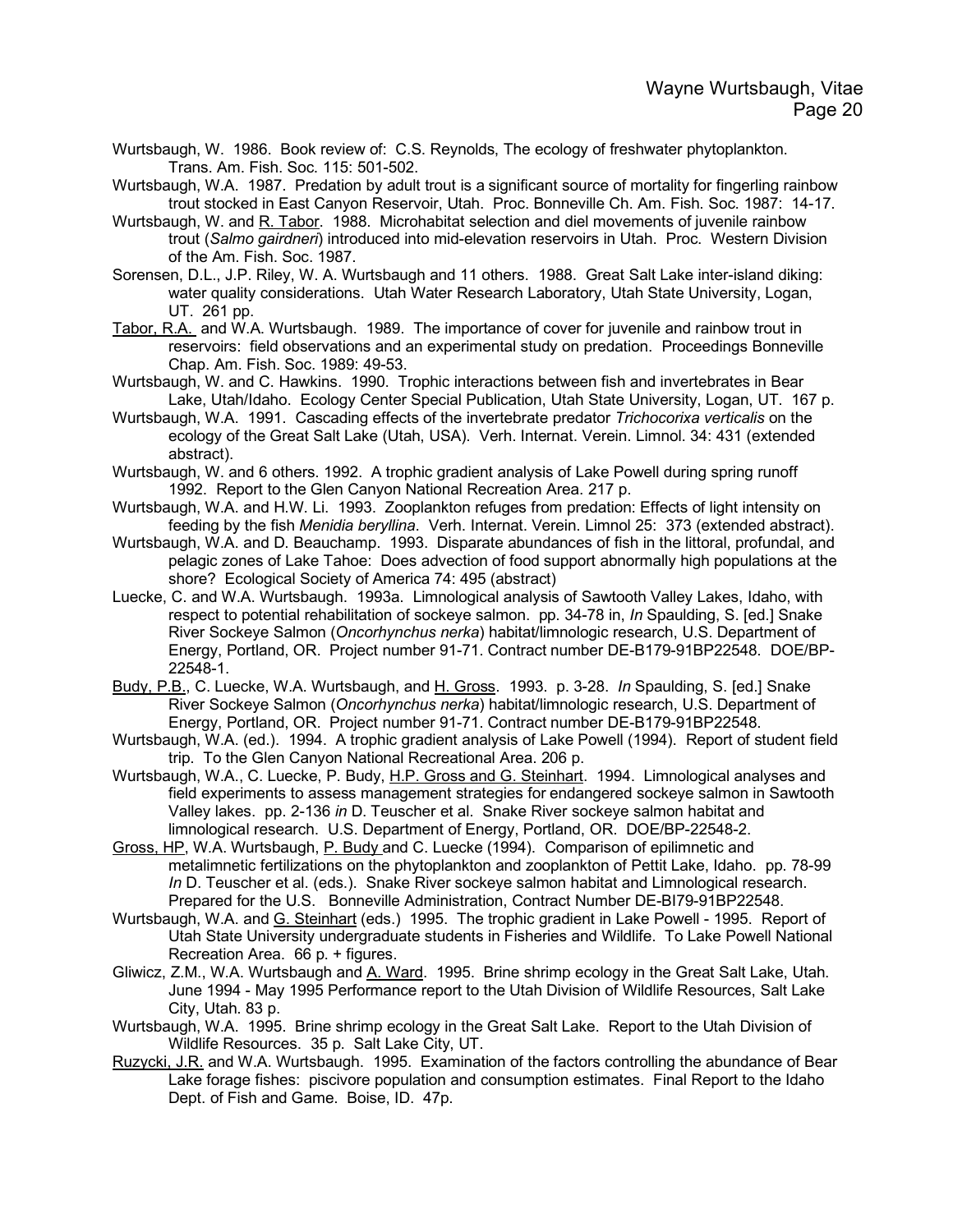Wurtsbaugh, W. 1986. Book review of: C.S. Reynolds, The ecology of freshwater phytoplankton. Trans. Am. Fish. Soc. 115: 501-502.

Wurtsbaugh, W.A. 1987. Predation by adult trout is a significant source of mortality for fingerling rainbow trout stocked in East Canyon Reservoir, Utah. Proc. Bonneville Ch. Am. Fish. Soc. 1987: 14-17.

Wurtsbaugh, W. and R. Tabor. 1988. Microhabitat selection and diel movements of juvenile rainbow trout (*Salmo gairdneri*) introduced into mid-elevation reservoirs in Utah. Proc. Western Division of the Am. Fish. Soc. 1987.

Sorensen, D.L., J.P. Riley, W. A. Wurtsbaugh and 11 others. 1988. Great Salt Lake inter-island diking: water quality considerations. Utah Water Research Laboratory, Utah State University, Logan, UT. 261 pp.

Tabor, R.A. and W.A. Wurtsbaugh. 1989. The importance of cover for juvenile and rainbow trout in reservoirs: field observations and an experimental study on predation. Proceedings Bonneville Chap. Am. Fish. Soc. 1989: 49-53.

Wurtsbaugh, W. and C. Hawkins. 1990. Trophic interactions between fish and invertebrates in Bear Lake, Utah/Idaho. Ecology Center Special Publication, Utah State University, Logan, UT. 167 p.

Wurtsbaugh, W.A. 1991. Cascading effects of the invertebrate predator *Trichocorixa verticalis* on the ecology of the Great Salt Lake (Utah, USA). Verh. Internat. Verein. Limnol. 34: 431 (extended abstract).

Wurtsbaugh, W. and 6 others. 1992. A trophic gradient analysis of Lake Powell during spring runoff 1992. Report to the Glen Canyon National Recreation Area. 217 p.

Wurtsbaugh, W.A. and H.W. Li. 1993. Zooplankton refuges from predation: Effects of light intensity on feeding by the fish *Menidia beryllina*. Verh. Internat. Verein. Limnol 25: 373 (extended abstract).

Wurtsbaugh, W.A. and D. Beauchamp. 1993. Disparate abundances of fish in the littoral, profundal, and pelagic zones of Lake Tahoe: Does advection of food support abnormally high populations at the shore? Ecological Society of America 74: 495 (abstract)

Luecke, C. and W.A. Wurtsbaugh. 1993a. Limnological analysis of Sawtooth Valley Lakes, Idaho, with respect to potential rehabilitation of sockeye salmon. pp. 34-78 in, *In* Spaulding, S. [ed.] Snake River Sockeye Salmon (*Oncorhynchus nerka*) habitat/limnologic research, U.S. Department of Energy, Portland, OR. Project number 91-71. Contract number DE-B179-91BP22548. DOE/BP-22548-1.

Budy, P.B., C. Luecke, W.A. Wurtsbaugh, and H. Gross. 1993. p. 3-28. *In* Spaulding, S. [ed.] Snake River Sockeye Salmon (*Oncorhynchus nerka*) habitat/limnologic research, U.S. Department of Energy, Portland, OR. Project number 91-71. Contract number DE-B179-91BP22548.

Wurtsbaugh, W.A. (ed.). 1994. A trophic gradient analysis of Lake Powell (1994). Report of student field trip. To the Glen Canyon National Recreational Area. 206 p.

Wurtsbaugh, W.A., C. Luecke, P. Budy, H.P. Gross and G. Steinhart. 1994. Limnological analyses and field experiments to assess management strategies for endangered sockeye salmon in Sawtooth Valley lakes. pp. 2-136 *in* D. Teuscher et al. Snake River sockeye salmon habitat and limnological research. U.S. Department of Energy, Portland, OR. DOE/BP-22548-2.

Gross, HP, W.A. Wurtsbaugh, P. Budy and C. Luecke (1994). Comparison of epilimnetic and metalimnetic fertilizations on the phytoplankton and zooplankton of Pettit Lake, Idaho. pp. 78-99 *In* D. Teuscher et al. (eds.). Snake River sockeye salmon habitat and Limnological research. Prepared for the U.S. Bonneville Administration, Contract Number DE-BI79-91BP22548.

Wurtsbaugh, W.A. and G. Steinhart (eds.) 1995. The trophic gradient in Lake Powell - 1995. Report of Utah State University undergraduate students in Fisheries and Wildlife. To Lake Powell National Recreation Area. 66 p. + figures.

Gliwicz, Z.M., W.A. Wurtsbaugh and A. Ward. 1995. Brine shrimp ecology in the Great Salt Lake, Utah. June 1994 - May 1995 Performance report to the Utah Division of Wildlife Resources, Salt Lake City, Utah. 83 p.

Wurtsbaugh, W.A. 1995. Brine shrimp ecology in the Great Salt Lake. Report to the Utah Division of Wildlife Resources. 35 p. Salt Lake City, UT.

Ruzycki, J.R. and W.A. Wurtsbaugh. 1995. Examination of the factors controlling the abundance of Bear Lake forage fishes: piscivore population and consumption estimates. Final Report to the Idaho Dept. of Fish and Game. Boise, ID. 47p.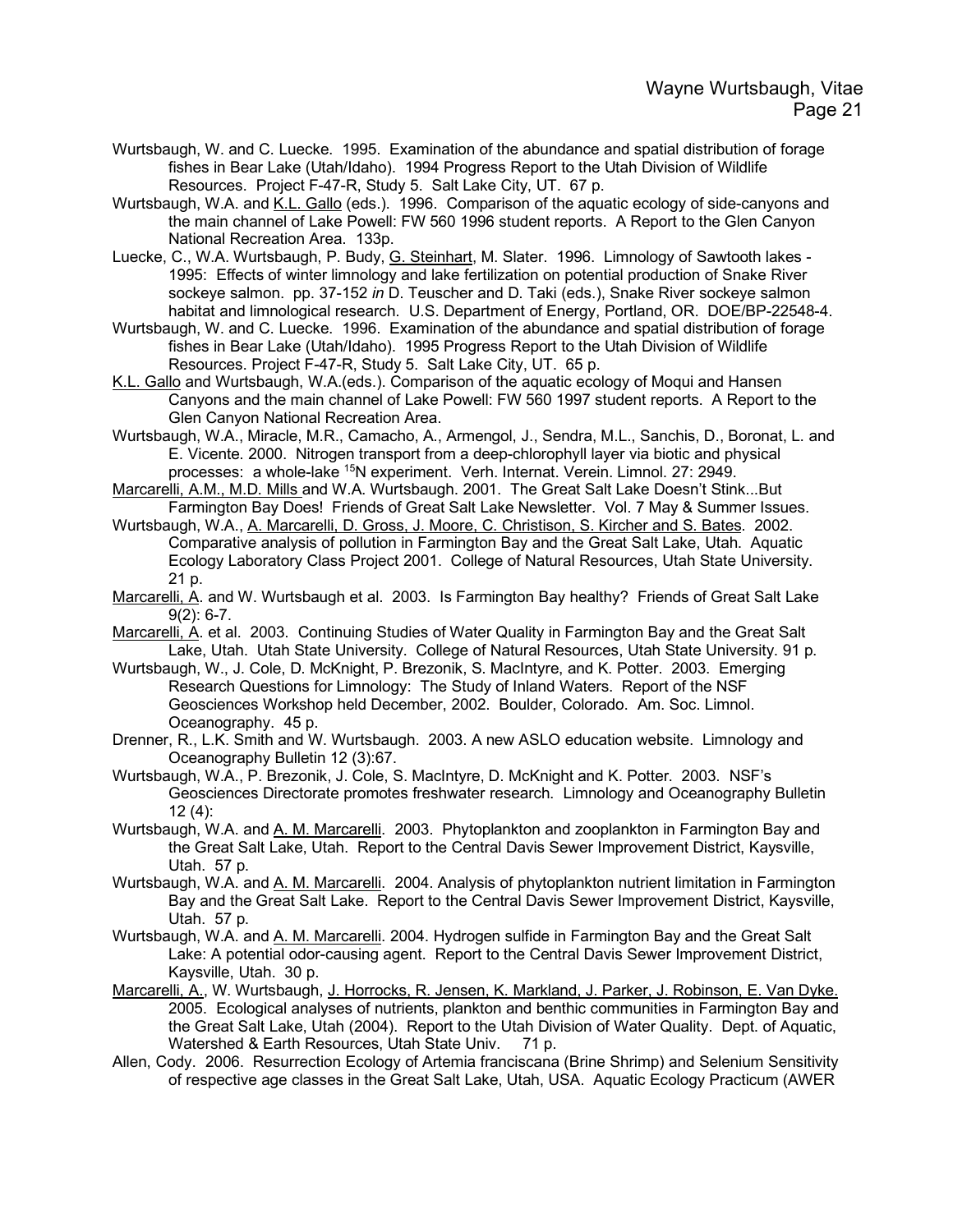Wurtsbaugh, W. and C. Luecke. 1995. Examination of the abundance and spatial distribution of forage fishes in Bear Lake (Utah/Idaho). 1994 Progress Report to the Utah Division of Wildlife Resources. Project F-47-R, Study 5. Salt Lake City, UT. 67 p.

Wurtsbaugh, W.A. and <u>K.L. Gallo</u> (eds.). 1996. Comparison of the aquatic ecology of side-canyons and the main channel of Lake Powell: FW 560 1996 student reports. A Report to the Glen Canyon National Recreation Area. 133p.

Luecke, C., W.A. Wurtsbaugh, P. Budy, <u>G. Steinhart</u>, M. Slater. 1996. Limnology of Sawtooth lakes - 1995: Effects of winter limnology and lake fertilization on potential production of Snake River sockeye salmon. pp. 37-152 *in* D. Teuscher and D. Taki (eds.), Snake River sockeye salmon habitat and limnological research. U.S. Department of Energy, Portland, OR. DOE/BP-22548-4.

Wurtsbaugh, W. and C. Luecke. 1996. Examination of the abundance and spatial distribution of forage fishes in Bear Lake (Utah/Idaho). 1995 Progress Report to the Utah Division of Wildlife Resources. Project F-47-R, Study 5. Salt Lake City, UT. 65 p.

<u>K.L. Gallo</u> and Wurtsbaugh, W.A.(eds.). Comparison of the aquatic ecology of Moqui and Hansen Canyons and the main channel of Lake Powell: FW 560 1997 student reports. A Report to the Glen Canyon National Recreation Area.

Wurtsbaugh, W.A., Miracle, M.R., Camacho, A., Armengol, J., Sendra, M.L., Sanchis, D., Boronat, L. and E. Vicente. 2000. Nitrogen transport from a deep-chlorophyll layer via biotic and physical processes: a whole-lake $^{15}$N experiment. Verh. Internat. Verein. Limnol. 27: 2949.

<u>Marcarelli, A.M., M.D. Mills</u> and W.A. Wurtsbaugh. 2001. The Great Salt Lake Doesn't Stink...But Farmington Bay Does! Friends of Great Salt Lake Newsletter. Vol. 7 May & Summer Issues.

Wurtsbaugh, W.A., <u>A. Marcarelli, D. Gross, J. Moore, C. Christison, S. Kircher and S. Bates</u>. 2002. Comparative analysis of pollution in Farmington Bay and the Great Salt Lake, Utah. Aquatic Ecology Laboratory Class Project 2001. College of Natural Resources, Utah State University. 21 p.

<u>Marcarelli, A</u>. and W. Wurtsbaugh et al. 2003. Is Farmington Bay healthy? Friends of Great Salt Lake 9(2): 6-7.

<u>Marcarelli, A</u>. et al. 2003. Continuing Studies of Water Quality in Farmington Bay and the Great Salt Lake, Utah. Utah State University. College of Natural Resources, Utah State University. 91 p.

Wurtsbaugh, W., J. Cole, D. McKnight, P. Brezonik, S. MacIntyre, and K. Potter. 2003. Emerging Research Questions for Limnology: The Study of Inland Waters. Report of the NSF Geosciences Workshop held December, 2002. Boulder, Colorado. Am. Soc. Limnol. Oceanography. 45 p.

Drenner, R., L.K. Smith and W. Wurtsbaugh. 2003. A new ASLO education website. Limnology and Oceanography Bulletin 12 (3):67.

Wurtsbaugh, W.A., P. Brezonik, J. Cole, S. MacIntyre, D. McKnight and K. Potter. 2003. NSF's Geosciences Directorate promotes freshwater research. Limnology and Oceanography Bulletin 12 (4):

Wurtsbaugh, W.A. and <u>A. M. Marcarelli</u>. 2003. Phytoplankton and zooplankton in Farmington Bay and the Great Salt Lake, Utah. Report to the Central Davis Sewer Improvement District, Kaysville, Utah. 57 p.

Wurtsbaugh, W.A. and <u>A. M. Marcarelli</u>. 2004. Analysis of phytoplankton nutrient limitation in Farmington Bay and the Great Salt Lake. Report to the Central Davis Sewer Improvement District, Kaysville, Utah. 57 p.

Wurtsbaugh, W.A. and <u>A. M. Marcarelli</u>. 2004. Hydrogen sulfide in Farmington Bay and the Great Salt Lake: A potential odor-causing agent. Report to the Central Davis Sewer Improvement District, Kaysville, Utah. 30 p.

<u>Marcarelli, A.</u>, W. Wurtsbaugh, <u>J. Horrocks, R. Jensen, K. Markland, J. Parker, J. Robinson, E. Van Dyke.</u> 2005. Ecological analyses of nutrients, plankton and benthic communities in Farmington Bay and the Great Salt Lake, Utah (2004). Report to the Utah Division of Water Quality. Dept. of Aquatic, Watershed & Earth Resources, Utah State Univ. 71 p.

Allen, Cody. 2006. Resurrection Ecology of Artemia franciscana (Brine Shrimp) and Selenium Sensitivity of respective age classes in the Great Salt Lake, Utah, USA. Aquatic Ecology Practicum (AWER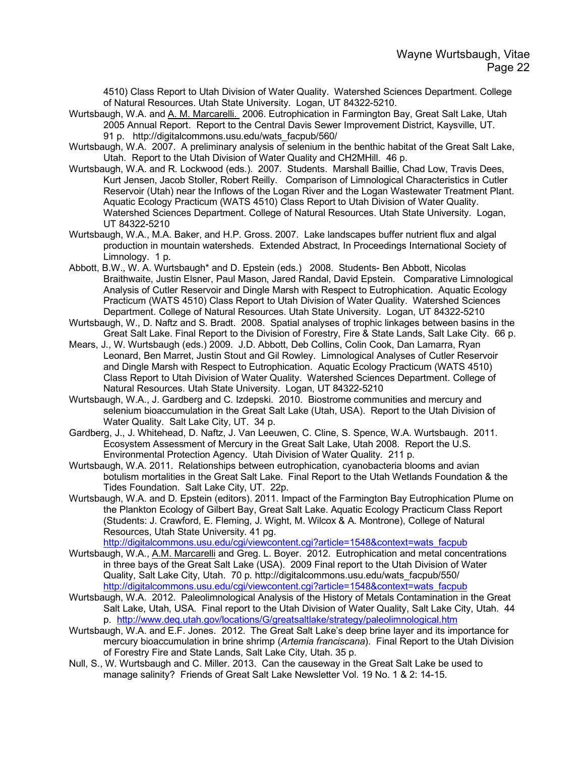4510) Class Report to Utah Division of Water Quality. Watershed Sciences Department. College of Natural Resources. Utah State University. Logan, UT 84322-5210.

Wurtsbaugh, W.A. and A. M. Marcarelli. 2006. Eutrophication in Farmington Bay, Great Salt Lake, Utah 2005 Annual Report. Report to the Central Davis Sewer Improvement District, Kaysville, UT. 91 p. http://digitalcommons.usu.edu/wats_facpub/560/

Wurtsbaugh, W.A. 2007. A preliminary analysis of selenium in the benthic habitat of the Great Salt Lake, Utah. Report to the Utah Division of Water Quality and CH2MHill. 46 p.

Wurtsbaugh, W.A. and R. Lockwood (eds.). 2007. Students. Marshall Baillie, Chad Low, Travis Dees, Kurt Jensen, Jacob Stoller, Robert Reilly. Comparison of Limnological Characteristics in Cutler Reservoir (Utah) near the Inflows of the Logan River and the Logan Wastewater Treatment Plant. Aquatic Ecology Practicum (WATS 4510) Class Report to Utah Division of Water Quality. Watershed Sciences Department. College of Natural Resources. Utah State University. Logan, UT 84322-5210

Wurtsbaugh, W.A., M.A. Baker, and H.P. Gross. 2007. Lake landscapes buffer nutrient flux and algal production in mountain watersheds. Extended Abstract, In Proceedings International Society of Limnology. 1 p.

Abbott, B.W., W. A. Wurtsbaugh* and D. Epstein (eds.) 2008. Students- Ben Abbott, Nicolas Braithwaite, Justin Elsner, Paul Mason, Jared Randal, David Epstein. Comparative Limnological Analysis of Cutler Reservoir and Dingle Marsh with Respect to Eutrophication. Aquatic Ecology Practicum (WATS 4510) Class Report to Utah Division of Water Quality. Watershed Sciences Department. College of Natural Resources. Utah State University. Logan, UT 84322-5210

Wurtsbaugh, W., D. Naftz and S. Bradt. 2008. Spatial analyses of trophic linkages between basins in the Great Salt Lake. Final Report to the Division of Forestry, Fire & State Lands, Salt Lake City. 66 p.

Mears, J., W. Wurtsbaugh (eds.) 2009. J.D. Abbott, Deb Collins, Colin Cook, Dan Lamarra, Ryan Leonard, Ben Marret, Justin Stout and Gil Rowley. Limnological Analyses of Cutler Reservoir and Dingle Marsh with Respect to Eutrophication. Aquatic Ecology Practicum (WATS 4510) Class Report to Utah Division of Water Quality. Watershed Sciences Department. College of Natural Resources. Utah State University. Logan, UT 84322-5210

Wurtsbaugh, W.A., J. Gardberg and C. Izdepski. 2010. Biostrome communities and mercury and selenium bioaccumulation in the Great Salt Lake (Utah, USA). Report to the Utah Division of Water Quality. Salt Lake City, UT. 34 p.

Gardberg, J., J. Whitehead, D. Naftz, J. Van Leeuwen, C. Cline, S. Spence, W.A. Wurtsbaugh. 2011. Ecosystem Assessment of Mercury in the Great Salt Lake, Utah 2008. Report the U.S. Environmental Protection Agency. Utah Division of Water Quality. 211 p.

Wurtsbaugh, W.A. 2011. Relationships between eutrophication, cyanobacteria blooms and avian botulism mortalities in the Great Salt Lake. Final Report to the Utah Wetlands Foundation & the Tides Foundation. Salt Lake City, UT. 22p.

Wurtsbaugh, W.A. and D. Epstein (editors). 2011. Impact of the Farmington Bay Eutrophication Plume on the Plankton Ecology of Gilbert Bay, Great Salt Lake. Aquatic Ecology Practicum Class Report (Students: J. Crawford, E. Fleming, J. Wight, M. Wilcox & A. Montrone), College of Natural Resources, Utah State University. 41 pg. http://digitalcommons.usu.edu/cgi/viewcontent.cgi?article=1548&context=wats_facpub

Wurtsbaugh, W.A., A.M. Marcarelli and Greg. L. Boyer. 2012. Eutrophication and metal concentrations in three bays of the Great Salt Lake (USA). 2009 Final report to the Utah Division of Water Quality, Salt Lake City, Utah. 70 p. http://digitalcommons.usu.edu/wats_facpub/550/ http://digitalcommons.usu.edu/cgi/viewcontent.cgi?article=1548&context=wats_facpub

Wurtsbaugh, W.A. 2012. Paleolimnological Analysis of the History of Metals Contamination in the Great Salt Lake, Utah, USA. Final report to the Utah Division of Water Quality, Salt Lake City, Utah. 44 p. http://www.deq.utah.gov/locations/G/greatsaltlake/strategy/paleolimnological.htm

Wurtsbaugh, W.A. and E.F. Jones. 2012. The Great Salt Lake's deep brine layer and its importance for mercury bioaccumulation in brine shrimp (*Artemia franciscana*). Final Report to the Utah Division of Forestry Fire and State Lands, Salt Lake City, Utah. 35 p.

Null, S., W. Wurtsbaugh and C. Miller. 2013. Can the causeway in the Great Salt Lake be used to manage salinity? Friends of Great Salt Lake Newsletter Vol. 19 No. 1 & 2: 14-15.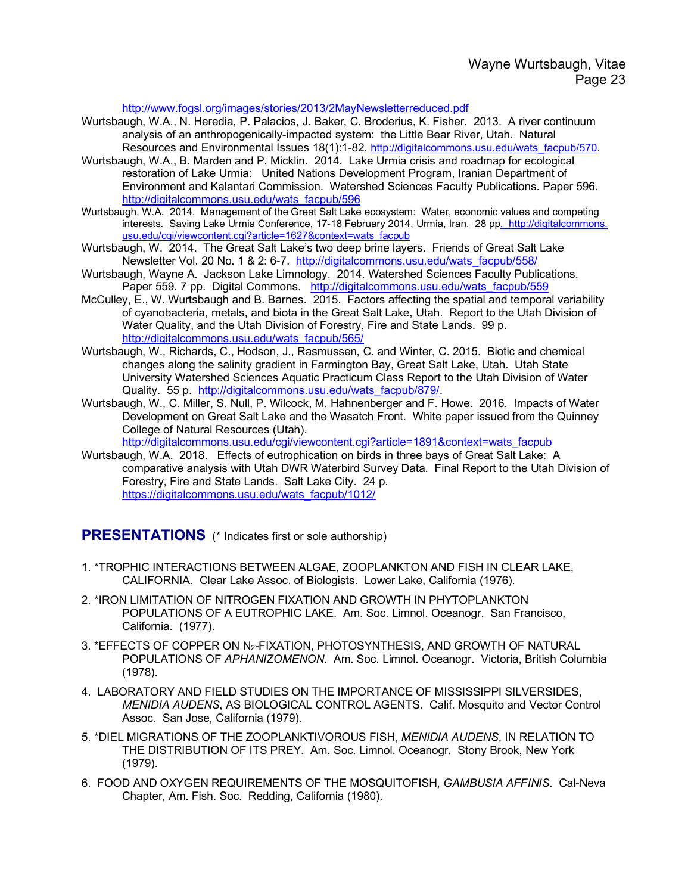http://www.fogsl.org/images/stories/2013/2MayNewsletterreduced.pdf

Wurtsbaugh, W.A., N. Heredia, P. Palacios, J. Baker, C. Broderius, K. Fisher. 2013. A river continuum analysis of an anthropogenically-impacted system: the Little Bear River, Utah. Natural Resources and Environmental Issues 18(1):1-82. http://digitalcommons.usu.edu/wats_facpub/570.

Wurtsbaugh, W.A., B. Marden and P. Micklin. 2014. Lake Urmia crisis and roadmap for ecological restoration of Lake Urmia: United Nations Development Program, Iranian Department of Environment and Kalantari Commission. Watershed Sciences Faculty Publications. Paper 596. http://digitalcommons.usu.edu/wats_facpub/596

Wurtsbaugh, W.A. 2014. Management of the Great Salt Lake ecosystem: Water, economic values and competing interests. Saving Lake Urmia Conference, 17-18 February 2014, Urmia, Iran. 28 pp. http://digitalcommons.usu.edu/cgi/viewcontent.cgi?article=1627&context=wats_facpub

Wurtsbaugh, W. 2014. The Great Salt Lake's two deep brine layers. Friends of Great Salt Lake Newsletter Vol. 20 No. 1 & 2: 6-7. http://digitalcommons.usu.edu/wats_facpub/558/

Wurtsbaugh, Wayne A. Jackson Lake Limnology. 2014. Watershed Sciences Faculty Publications. Paper 559. 7 pp. Digital Commons. http://digitalcommons.usu.edu/wats_facpub/559

McCulley, E., W. Wurtsbaugh and B. Barnes. 2015. Factors affecting the spatial and temporal variability of cyanobacteria, metals, and biota in the Great Salt Lake, Utah. Report to the Utah Division of Water Quality, and the Utah Division of Forestry, Fire and State Lands. 99 p. http://digitalcommons.usu.edu/wats_facpub/565/

Wurtsbaugh, W., Richards, C., Hodson, J., Rasmussen, C. and Winter, C. 2015. Biotic and chemical changes along the salinity gradient in Farmington Bay, Great Salt Lake, Utah. Utah State University Watershed Sciences Aquatic Practicum Class Report to the Utah Division of Water Quality. 55 p. http://digitalcommons.usu.edu/wats_facpub/879/.

Wurtsbaugh, W., C. Miller, S. Null, P. Wilcock, M. Hahnenberger and F. Howe. 2016. Impacts of Water Development on Great Salt Lake and the Wasatch Front. White paper issued from the Quinney College of Natural Resources (Utah). http://digitalcommons.usu.edu/cgi/viewcontent.cgi?article=1891&context=wats_facpub

Wurtsbaugh, W.A. 2018. Effects of eutrophication on birds in three bays of Great Salt Lake: A comparative analysis with Utah DWR Waterbird Survey Data. Final Report to the Utah Division of Forestry, Fire and State Lands. Salt Lake City. 24 p. https://digitalcommons.usu.edu/wats_facpub/1012/

## PRESENTATIONS (* Indicates first or sole authorship)

1. *TROPHIC INTERACTIONS BETWEEN ALGAE, ZOOPLANKTON AND FISH IN CLEAR LAKE, CALIFORNIA. Clear Lake Assoc. of Biologists. Lower Lake, California (1976).

2. *IRON LIMITATION OF NITROGEN FIXATION AND GROWTH IN PHYTOPLANKTON POPULATIONS OF A EUTROPHIC LAKE. Am. Soc. Limnol. Oceanogr. San Francisco, California. (1977).

3. *EFFECTS OF COPPER ON $N_2$-FIXATION, PHOTOSYNTHESIS, AND GROWTH OF NATURAL POPULATIONS OF *APHANIZOMENON*. Am. Soc. Limnol. Oceanogr. Victoria, British Columbia (1978).

4. LABORATORY AND FIELD STUDIES ON THE IMPORTANCE OF MISSISSIPPI SILVERSIDES, *MENIDIA AUDENS*, AS BIOLOGICAL CONTROL AGENTS. Calif. Mosquito and Vector Control Assoc. San Jose, California (1979).

5. *DIEL MIGRATIONS OF THE ZOOPLANKTIVOROUS FISH, *MENIDIA AUDENS*, IN RELATION TO THE DISTRIBUTION OF ITS PREY. Am. Soc. Limnol. Oceanogr. Stony Brook, New York (1979).

6. FOOD AND OXYGEN REQUIREMENTS OF THE MOSQUITOFISH, *GAMBUSIA AFFINIS*. Cal-Neva Chapter, Am. Fish. Soc. Redding, California (1980).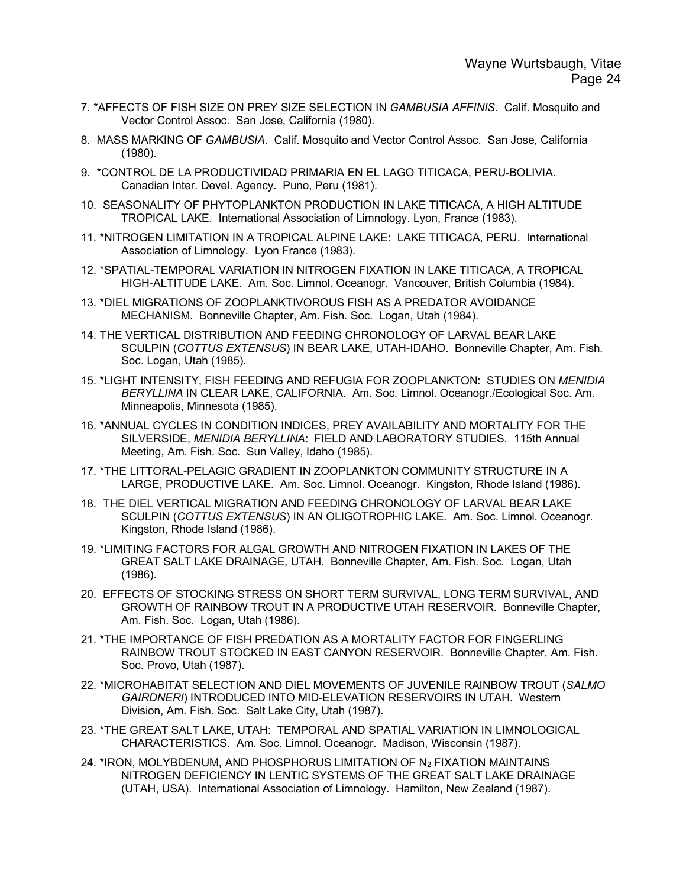7. *AFFECTS OF FISH SIZE ON PREY SIZE SELECTION IN *GAMBUSIA AFFINIS*. Calif. Mosquito and Vector Control Assoc. San Jose, California (1980).

8. MASS MARKING OF *GAMBUSIA*. Calif. Mosquito and Vector Control Assoc. San Jose, California (1980).

9. *CONTROL DE LA PRODUCTIVIDAD PRIMARIA EN EL LAGO TITICACA, PERU-BOLIVIA. Canadian Inter. Devel. Agency. Puno, Peru (1981).

10. SEASONALITY OF PHYTOPLANKTON PRODUCTION IN LAKE TITICACA, A HIGH ALTITUDE TROPICAL LAKE. International Association of Limnology. Lyon, France (1983).

11. *NITROGEN LIMITATION IN A TROPICAL ALPINE LAKE: LAKE TITICACA, PERU. International Association of Limnology. Lyon France (1983).

12. *SPATIAL-TEMPORAL VARIATION IN NITROGEN FIXATION IN LAKE TITICACA, A TROPICAL HIGH-ALTITUDE LAKE. Am. Soc. Limnol. Oceanogr. Vancouver, British Columbia (1984).

13. *DIEL MIGRATIONS OF ZOOPLANKTIVOROUS FISH AS A PREDATOR AVOIDANCE MECHANISM. Bonneville Chapter, Am. Fish. Soc. Logan, Utah (1984).

14. THE VERTICAL DISTRIBUTION AND FEEDING CHRONOLOGY OF LARVAL BEAR LAKE SCULPIN (*COTTUS EXTENSUS*) IN BEAR LAKE, UTAH-IDAHO. Bonneville Chapter, Am. Fish. Soc. Logan, Utah (1985).

15. *LIGHT INTENSITY, FISH FEEDING AND REFUGIA FOR ZOOPLANKTON: STUDIES ON *MENIDIA BERYLLINA* IN CLEAR LAKE, CALIFORNIA. Am. Soc. Limnol. Oceanogr./Ecological Soc. Am. Minneapolis, Minnesota (1985).

16. *ANNUAL CYCLES IN CONDITION INDICES, PREY AVAILABILITY AND MORTALITY FOR THE SILVERSIDE, *MENIDIA BERYLLINA*: FIELD AND LABORATORY STUDIES. 115th Annual Meeting, Am. Fish. Soc. Sun Valley, Idaho (1985).

17. *THE LITTORAL-PELAGIC GRADIENT IN ZOOPLANKTON COMMUNITY STRUCTURE IN A LARGE, PRODUCTIVE LAKE. Am. Soc. Limnol. Oceanogr. Kingston, Rhode Island (1986).

18. THE DIEL VERTICAL MIGRATION AND FEEDING CHRONOLOGY OF LARVAL BEAR LAKE SCULPIN (*COTTUS EXTENSUS*) IN AN OLIGOTROPHIC LAKE. Am. Soc. Limnol. Oceanogr. Kingston, Rhode Island (1986).

19. *LIMITING FACTORS FOR ALGAL GROWTH AND NITROGEN FIXATION IN LAKES OF THE GREAT SALT LAKE DRAINAGE, UTAH. Bonneville Chapter, Am. Fish. Soc. Logan, Utah (1986).

20. EFFECTS OF STOCKING STRESS ON SHORT TERM SURVIVAL, LONG TERM SURVIVAL, AND GROWTH OF RAINBOW TROUT IN A PRODUCTIVE UTAH RESERVOIR. Bonneville Chapter, Am. Fish. Soc. Logan, Utah (1986).

21. *THE IMPORTANCE OF FISH PREDATION AS A MORTALITY FACTOR FOR FINGERLING RAINBOW TROUT STOCKED IN EAST CANYON RESERVOIR. Bonneville Chapter, Am. Fish. Soc. Provo, Utah (1987).

22. *MICROHABITAT SELECTION AND DIEL MOVEMENTS OF JUVENILE RAINBOW TROUT (*SALMO GAIRDNERI*) INTRODUCED INTO MID-ELEVATION RESERVOIRS IN UTAH. Western Division, Am. Fish. Soc. Salt Lake City, Utah (1987).

23. *THE GREAT SALT LAKE, UTAH: TEMPORAL AND SPATIAL VARIATION IN LIMNOLOGICAL CHARACTERISTICS. Am. Soc. Limnol. Oceanogr. Madison, Wisconsin (1987).

24. *IRON, MOLYBDENUM, AND PHOSPHORUS LIMITATION OF $N_2$ FIXATION MAINTAINS NITROGEN DEFICIENCY IN LENTIC SYSTEMS OF THE GREAT SALT LAKE DRAINAGE (UTAH, USA). International Association of Limnology. Hamilton, New Zealand (1987).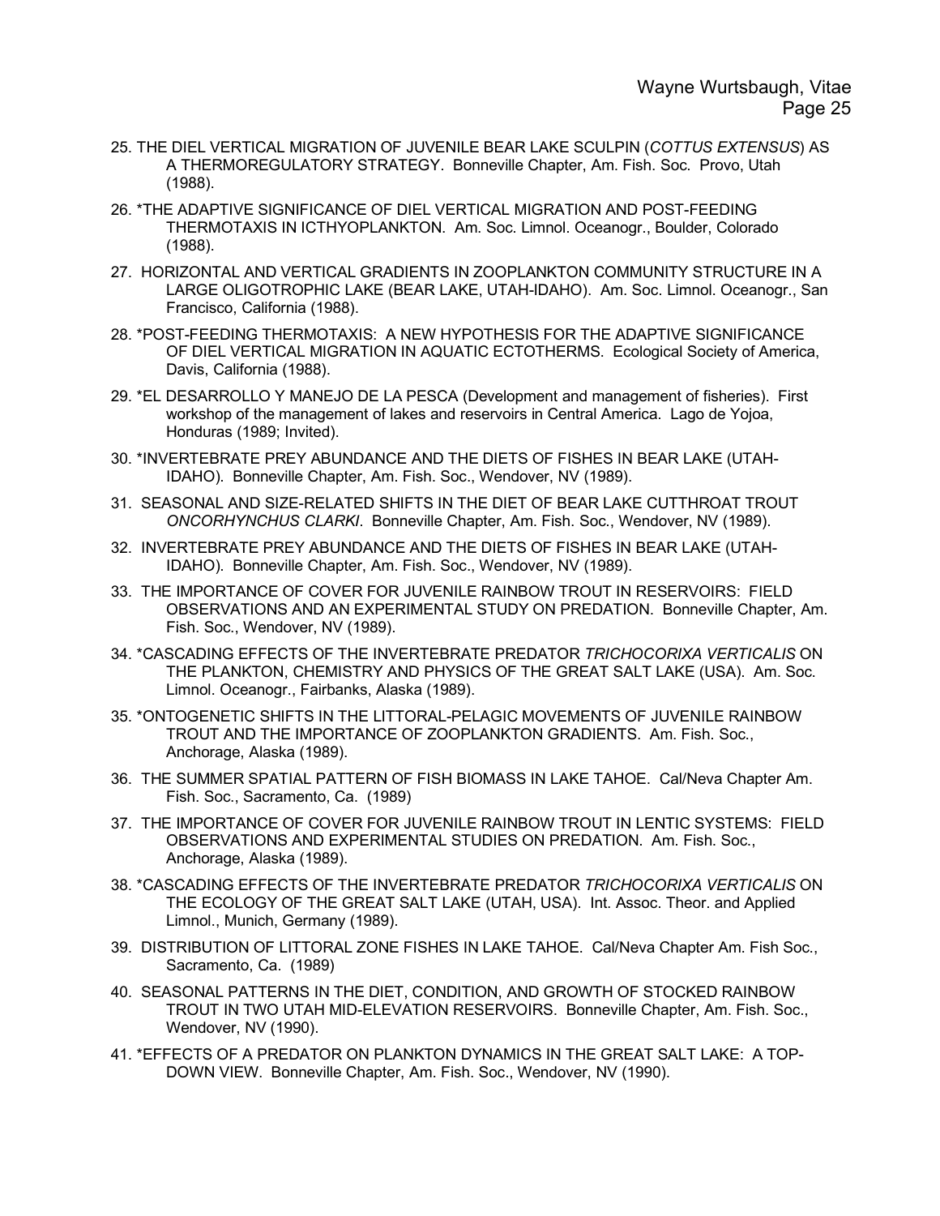25. THE DIEL VERTICAL MIGRATION OF JUVENILE BEAR LAKE SCULPIN (*COTTUS EXTENSUS*) AS A THERMOREGULATORY STRATEGY. Bonneville Chapter, Am. Fish. Soc. Provo, Utah (1988).

26. *THE ADAPTIVE SIGNIFICANCE OF DIEL VERTICAL MIGRATION AND POST-FEEDING THERMOTAXIS IN ICTHYOPLANKTON. Am. Soc. Limnol. Oceanogr., Boulder, Colorado (1988).

27. HORIZONTAL AND VERTICAL GRADIENTS IN ZOOPLANKTON COMMUNITY STRUCTURE IN A LARGE OLIGOTROPHIC LAKE (BEAR LAKE, UTAH-IDAHO). Am. Soc. Limnol. Oceanogr., San Francisco, California (1988).

28. *POST-FEEDING THERMOTAXIS: A NEW HYPOTHESIS FOR THE ADAPTIVE SIGNIFICANCE OF DIEL VERTICAL MIGRATION IN AQUATIC ECTOTHERMS. Ecological Society of America, Davis, California (1988).

29. *EL DESARROLLO Y MANEJO DE LA PESCA (Development and management of fisheries). First workshop of the management of lakes and reservoirs in Central America. Lago de Yojoa, Honduras (1989; Invited).

30. *INVERTEBRATE PREY ABUNDANCE AND THE DIETS OF FISHES IN BEAR LAKE (UTAH-IDAHO). Bonneville Chapter, Am. Fish. Soc., Wendover, NV (1989).

31. SEASONAL AND SIZE-RELATED SHIFTS IN THE DIET OF BEAR LAKE CUTTHROAT TROUT *ONCORHYNCHUS CLARKI*. Bonneville Chapter, Am. Fish. Soc., Wendover, NV (1989).

32. INVERTEBRATE PREY ABUNDANCE AND THE DIETS OF FISHES IN BEAR LAKE (UTAH-IDAHO). Bonneville Chapter, Am. Fish. Soc., Wendover, NV (1989).

33. THE IMPORTANCE OF COVER FOR JUVENILE RAINBOW TROUT IN RESERVOIRS: FIELD OBSERVATIONS AND AN EXPERIMENTAL STUDY ON PREDATION. Bonneville Chapter, Am. Fish. Soc., Wendover, NV (1989).

34. *CASCADING EFFECTS OF THE INVERTEBRATE PREDATOR *TRICHOCORIXA VERTICALIS* ON THE PLANKTON, CHEMISTRY AND PHYSICS OF THE GREAT SALT LAKE (USA). Am. Soc. Limnol. Oceanogr., Fairbanks, Alaska (1989).

35. *ONTOGENETIC SHIFTS IN THE LITTORAL-PELAGIC MOVEMENTS OF JUVENILE RAINBOW TROUT AND THE IMPORTANCE OF ZOOPLANKTON GRADIENTS. Am. Fish. Soc., Anchorage, Alaska (1989).

36. THE SUMMER SPATIAL PATTERN OF FISH BIOMASS IN LAKE TAHOE. Cal/Neva Chapter Am. Fish. Soc., Sacramento, Ca. (1989)

37. THE IMPORTANCE OF COVER FOR JUVENILE RAINBOW TROUT IN LENTIC SYSTEMS: FIELD OBSERVATIONS AND EXPERIMENTAL STUDIES ON PREDATION. Am. Fish. Soc., Anchorage, Alaska (1989).

38. *CASCADING EFFECTS OF THE INVERTEBRATE PREDATOR *TRICHOCORIXA VERTICALIS* ON THE ECOLOGY OF THE GREAT SALT LAKE (UTAH, USA). Int. Assoc. Theor. and Applied Limnol., Munich, Germany (1989).

39. DISTRIBUTION OF LITTORAL ZONE FISHES IN LAKE TAHOE. Cal/Neva Chapter Am. Fish Soc., Sacramento, Ca. (1989)

40. SEASONAL PATTERNS IN THE DIET, CONDITION, AND GROWTH OF STOCKED RAINBOW TROUT IN TWO UTAH MID-ELEVATION RESERVOIRS. Bonneville Chapter, Am. Fish. Soc., Wendover, NV (1990).

41. *EFFECTS OF A PREDATOR ON PLANKTON DYNAMICS IN THE GREAT SALT LAKE: A TOP-DOWN VIEW. Bonneville Chapter, Am. Fish. Soc., Wendover, NV (1990).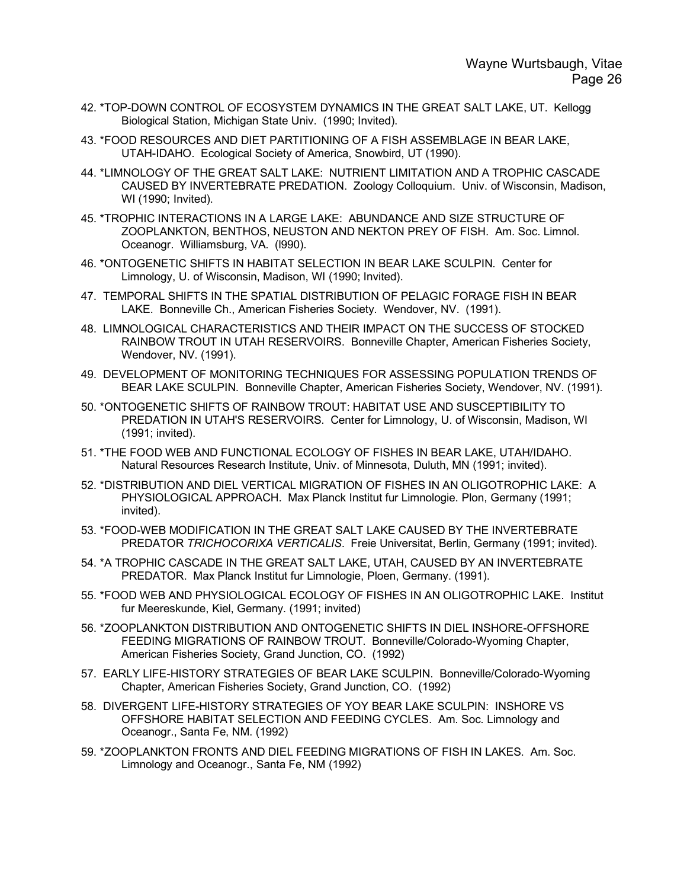42. *TOP-DOWN CONTROL OF ECOSYSTEM DYNAMICS IN THE GREAT SALT LAKE, UT. Kellogg Biological Station, Michigan State Univ. (1990; Invited).

43. *FOOD RESOURCES AND DIET PARTITIONING OF A FISH ASSEMBLAGE IN BEAR LAKE, UTAH-IDAHO. Ecological Society of America, Snowbird, UT (1990).

44. *LIMNOLOGY OF THE GREAT SALT LAKE: NUTRIENT LIMITATION AND A TROPHIC CASCADE CAUSED BY INVERTEBRATE PREDATION. Zoology Colloquium. Univ. of Wisconsin, Madison, WI (1990; Invited).

45. *TROPHIC INTERACTIONS IN A LARGE LAKE: ABUNDANCE AND SIZE STRUCTURE OF ZOOPLANKTON, BENTHOS, NEUSTON AND NEKTON PREY OF FISH. Am. Soc. Limnol. Oceanogr. Williamsburg, VA. (l990).

46. *ONTOGENETIC SHIFTS IN HABITAT SELECTION IN BEAR LAKE SCULPIN. Center for Limnology, U. of Wisconsin, Madison, WI (1990; Invited).

47. TEMPORAL SHIFTS IN THE SPATIAL DISTRIBUTION OF PELAGIC FORAGE FISH IN BEAR LAKE. Bonneville Ch., American Fisheries Society. Wendover, NV. (1991).

48. LIMNOLOGICAL CHARACTERISTICS AND THEIR IMPACT ON THE SUCCESS OF STOCKED RAINBOW TROUT IN UTAH RESERVOIRS. Bonneville Chapter, American Fisheries Society, Wendover, NV. (1991).

49. DEVELOPMENT OF MONITORING TECHNIQUES FOR ASSESSING POPULATION TRENDS OF BEAR LAKE SCULPIN. Bonneville Chapter, American Fisheries Society, Wendover, NV. (1991).

50. *ONTOGENETIC SHIFTS OF RAINBOW TROUT: HABITAT USE AND SUSCEPTIBILITY TO PREDATION IN UTAH'S RESERVOIRS. Center for Limnology, U. of Wisconsin, Madison, WI (1991; invited).

51. *THE FOOD WEB AND FUNCTIONAL ECOLOGY OF FISHES IN BEAR LAKE, UTAH/IDAHO. Natural Resources Research Institute, Univ. of Minnesota, Duluth, MN (1991; invited).

52. *DISTRIBUTION AND DIEL VERTICAL MIGRATION OF FISHES IN AN OLIGOTROPHIC LAKE: A PHYSIOLOGICAL APPROACH. Max Planck Institut fur Limnologie. Plon, Germany (1991; invited).

53. *FOOD-WEB MODIFICATION IN THE GREAT SALT LAKE CAUSED BY THE INVERTEBRATE PREDATOR *TRICHOCORIXA VERTICALIS*. Freie Universitat, Berlin, Germany (1991; invited).

54. *A TROPHIC CASCADE IN THE GREAT SALT LAKE, UTAH, CAUSED BY AN INVERTEBRATE PREDATOR. Max Planck Institut fur Limnologie, Ploen, Germany. (1991).

55. *FOOD WEB AND PHYSIOLOGICAL ECOLOGY OF FISHES IN AN OLIGOTROPHIC LAKE. Institut fur Meereskunde, Kiel, Germany. (1991; invited)

56. *ZOOPLANKTON DISTRIBUTION AND ONTOGENETIC SHIFTS IN DIEL INSHORE-OFFSHORE FEEDING MIGRATIONS OF RAINBOW TROUT. Bonneville/Colorado-Wyoming Chapter, American Fisheries Society, Grand Junction, CO. (1992)

57. EARLY LIFE-HISTORY STRATEGIES OF BEAR LAKE SCULPIN. Bonneville/Colorado-Wyoming Chapter, American Fisheries Society, Grand Junction, CO. (1992)

58. DIVERGENT LIFE-HISTORY STRATEGIES OF YOY BEAR LAKE SCULPIN: INSHORE VS OFFSHORE HABITAT SELECTION AND FEEDING CYCLES. Am. Soc. Limnology and Oceanogr., Santa Fe, NM. (1992)

59. *ZOOPLANKTON FRONTS AND DIEL FEEDING MIGRATIONS OF FISH IN LAKES. Am. Soc. Limnology and Oceanogr., Santa Fe, NM (1992)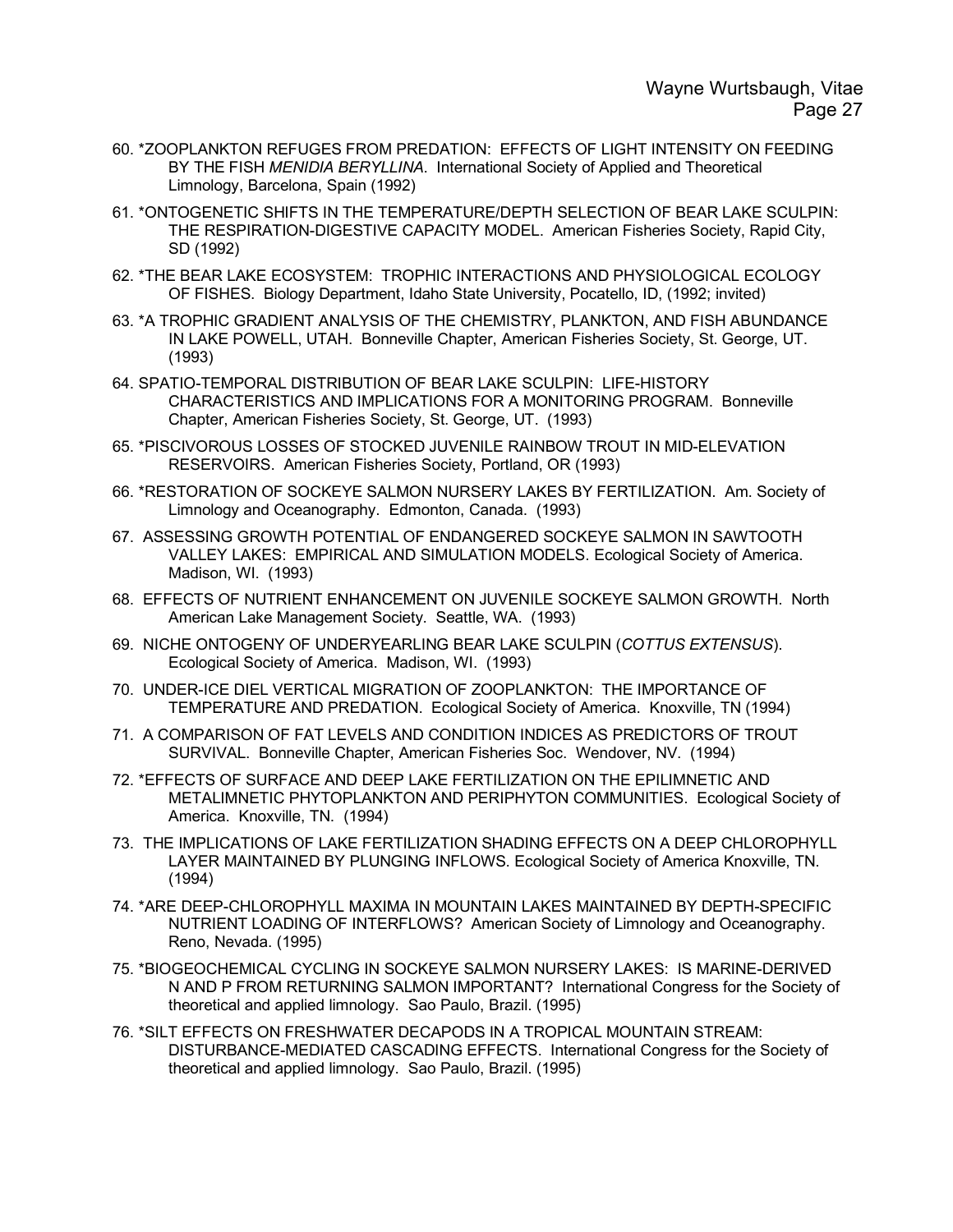60. *ZOOPLANKTON REFUGES FROM PREDATION: EFFECTS OF LIGHT INTENSITY ON FEEDING BY THE FISH *MENIDIA BERYLLINA*. International Society of Applied and Theoretical Limnology, Barcelona, Spain (1992)

61. *ONTOGENETIC SHIFTS IN THE TEMPERATURE/DEPTH SELECTION OF BEAR LAKE SCULPIN: THE RESPIRATION-DIGESTIVE CAPACITY MODEL. American Fisheries Society, Rapid City, SD (1992)

62. *THE BEAR LAKE ECOSYSTEM: TROPHIC INTERACTIONS AND PHYSIOLOGICAL ECOLOGY OF FISHES. Biology Department, Idaho State University, Pocatello, ID, (1992; invited)

63. *A TROPHIC GRADIENT ANALYSIS OF THE CHEMISTRY, PLANKTON, AND FISH ABUNDANCE IN LAKE POWELL, UTAH. Bonneville Chapter, American Fisheries Society, St. George, UT. (1993)

64. SPATIO-TEMPORAL DISTRIBUTION OF BEAR LAKE SCULPIN: LIFE-HISTORY CHARACTERISTICS AND IMPLICATIONS FOR A MONITORING PROGRAM. Bonneville Chapter, American Fisheries Society, St. George, UT. (1993)

65. *PISCIVOROUS LOSSES OF STOCKED JUVENILE RAINBOW TROUT IN MID-ELEVATION RESERVOIRS. American Fisheries Society, Portland, OR (1993)

66. *RESTORATION OF SOCKEYE SALMON NURSERY LAKES BY FERTILIZATION. Am. Society of Limnology and Oceanography. Edmonton, Canada. (1993)

67. ASSESSING GROWTH POTENTIAL OF ENDANGERED SOCKEYE SALMON IN SAWTOOTH VALLEY LAKES: EMPIRICAL AND SIMULATION MODELS. Ecological Society of America. Madison, WI. (1993)

68. EFFECTS OF NUTRIENT ENHANCEMENT ON JUVENILE SOCKEYE SALMON GROWTH. North American Lake Management Society. Seattle, WA. (1993)

69. NICHE ONTOGENY OF UNDERYEARLING BEAR LAKE SCULPIN (*COTTUS EXTENSUS*). Ecological Society of America. Madison, WI. (1993)

70. UNDER-ICE DIEL VERTICAL MIGRATION OF ZOOPLANKTON: THE IMPORTANCE OF TEMPERATURE AND PREDATION. Ecological Society of America. Knoxville, TN (1994)

71. A COMPARISON OF FAT LEVELS AND CONDITION INDICES AS PREDICTORS OF TROUT SURVIVAL. Bonneville Chapter, American Fisheries Soc. Wendover, NV. (1994)

72. *EFFECTS OF SURFACE AND DEEP LAKE FERTILIZATION ON THE EPILIMNETIC AND METALIMNETIC PHYTOPLANKTON AND PERIPHYTON COMMUNITIES. Ecological Society of America. Knoxville, TN. (1994)

73. THE IMPLICATIONS OF LAKE FERTILIZATION SHADING EFFECTS ON A DEEP CHLOROPHYLL LAYER MAINTAINED BY PLUNGING INFLOWS. Ecological Society of America Knoxville, TN. (1994)

74. *ARE DEEP-CHLOROPHYLL MAXIMA IN MOUNTAIN LAKES MAINTAINED BY DEPTH-SPECIFIC NUTRIENT LOADING OF INTERFLOWS? American Society of Limnology and Oceanography. Reno, Nevada. (1995)

75. *BIOGEOCHEMICAL CYCLING IN SOCKEYE SALMON NURSERY LAKES: IS MARINE-DERIVED N AND P FROM RETURNING SALMON IMPORTANT? International Congress for the Society of theoretical and applied limnology. Sao Paulo, Brazil. (1995)

76. *SILT EFFECTS ON FRESHWATER DECAPODS IN A TROPICAL MOUNTAIN STREAM: DISTURBANCE-MEDIATED CASCADING EFFECTS. International Congress for the Society of theoretical and applied limnology. Sao Paulo, Brazil. (1995)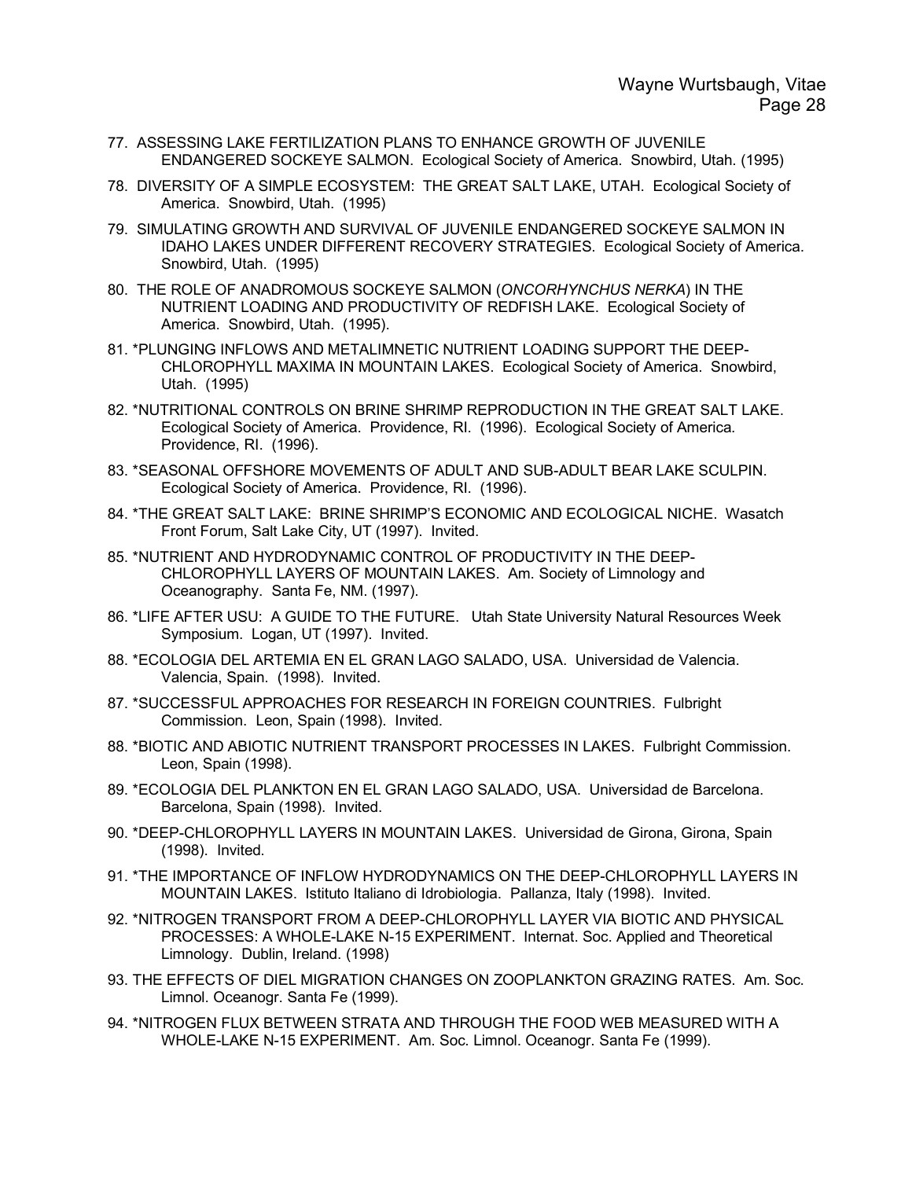77. ASSESSING LAKE FERTILIZATION PLANS TO ENHANCE GROWTH OF JUVENILE ENDANGERED SOCKEYE SALMON. Ecological Society of America. Snowbird, Utah. (1995)

78. DIVERSITY OF A SIMPLE ECOSYSTEM: THE GREAT SALT LAKE, UTAH. Ecological Society of America. Snowbird, Utah. (1995)

79. SIMULATING GROWTH AND SURVIVAL OF JUVENILE ENDANGERED SOCKEYE SALMON IN IDAHO LAKES UNDER DIFFERENT RECOVERY STRATEGIES. Ecological Society of America. Snowbird, Utah. (1995)

80. THE ROLE OF ANADROMOUS SOCKEYE SALMON (*ONCORHYNCHUS NERKA*) IN THE NUTRIENT LOADING AND PRODUCTIVITY OF REDFISH LAKE. Ecological Society of America. Snowbird, Utah. (1995).

81. *PLUNGING INFLOWS AND METALIMNETIC NUTRIENT LOADING SUPPORT THE DEEP-CHLOROPHYLL MAXIMA IN MOUNTAIN LAKES. Ecological Society of America. Snowbird, Utah. (1995)

82. *NUTRITIONAL CONTROLS ON BRINE SHRIMP REPRODUCTION IN THE GREAT SALT LAKE. Ecological Society of America. Providence, RI. (1996). Ecological Society of America. Providence, RI. (1996).

83. *SEASONAL OFFSHORE MOVEMENTS OF ADULT AND SUB-ADULT BEAR LAKE SCULPIN. Ecological Society of America. Providence, RI. (1996).

84. *THE GREAT SALT LAKE: BRINE SHRIMP'S ECONOMIC AND ECOLOGICAL NICHE. Wasatch Front Forum, Salt Lake City, UT (1997). Invited.

85. *NUTRIENT AND HYDRODYNAMIC CONTROL OF PRODUCTIVITY IN THE DEEP-CHLOROPHYLL LAYERS OF MOUNTAIN LAKES. Am. Society of Limnology and Oceanography. Santa Fe, NM. (1997).

86. *LIFE AFTER USU: A GUIDE TO THE FUTURE. Utah State University Natural Resources Week Symposium. Logan, UT (1997). Invited.

88. *ECOLOGIA DEL ARTEMIA EN EL GRAN LAGO SALADO, USA. Universidad de Valencia. Valencia, Spain. (1998). Invited.

87. *SUCCESSFUL APPROACHES FOR RESEARCH IN FOREIGN COUNTRIES. Fulbright Commission. Leon, Spain (1998). Invited.

88. *BIOTIC AND ABIOTIC NUTRIENT TRANSPORT PROCESSES IN LAKES. Fulbright Commission. Leon, Spain (1998).

89. *ECOLOGIA DEL PLANKTON EN EL GRAN LAGO SALADO, USA. Universidad de Barcelona. Barcelona, Spain (1998). Invited.

90. *DEEP-CHLOROPHYLL LAYERS IN MOUNTAIN LAKES. Universidad de Girona, Girona, Spain (1998). Invited.

91. *THE IMPORTANCE OF INFLOW HYDRODYNAMICS ON THE DEEP-CHLOROPHYLL LAYERS IN MOUNTAIN LAKES. Istituto Italiano di Idrobiologia. Pallanza, Italy (1998). Invited.

92. *NITROGEN TRANSPORT FROM A DEEP-CHLOROPHYLL LAYER VIA BIOTIC AND PHYSICAL PROCESSES: A WHOLE-LAKE N-15 EXPERIMENT. Internat. Soc. Applied and Theoretical Limnology. Dublin, Ireland. (1998)

93. THE EFFECTS OF DIEL MIGRATION CHANGES ON ZOOPLANKTON GRAZING RATES. Am. Soc. Limnol. Oceanogr. Santa Fe (1999).

94. *NITROGEN FLUX BETWEEN STRATA AND THROUGH THE FOOD WEB MEASURED WITH A WHOLE-LAKE N-15 EXPERIMENT. Am. Soc. Limnol. Oceanogr. Santa Fe (1999).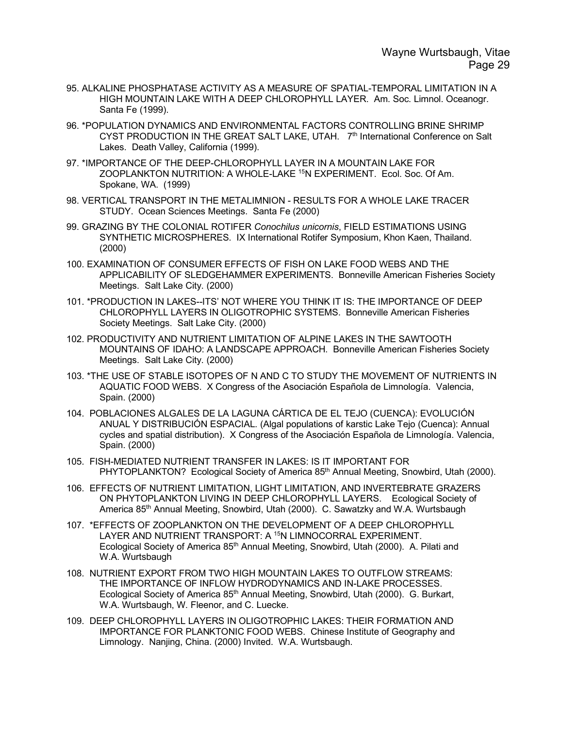95. ALKALINE PHOSPHATASE ACTIVITY AS A MEASURE OF SPATIAL-TEMPORAL LIMITATION IN A HIGH MOUNTAIN LAKE WITH A DEEP CHLOROPHYLL LAYER. Am. Soc. Limnol. Oceanogr. Santa Fe (1999).

96. *POPULATION DYNAMICS AND ENVIRONMENTAL FACTORS CONTROLLING BRINE SHRIMP CYST PRODUCTION IN THE GREAT SALT LAKE, UTAH. 7th International Conference on Salt Lakes. Death Valley, California (1999).

97. *IMPORTANCE OF THE DEEP-CHLOROPHYLL LAYER IN A MOUNTAIN LAKE FOR ZOOPLANKTON NUTRITION: A WHOLE-LAKE $^{15}$N EXPERIMENT. Ecol. Soc. Of Am. Spokane, WA. (1999)

98. VERTICAL TRANSPORT IN THE METALIMNION - RESULTS FOR A WHOLE LAKE TRACER STUDY. Ocean Sciences Meetings. Santa Fe (2000)

99. GRAZING BY THE COLONIAL ROTIFER *Conochilus unicornis*, FIELD ESTIMATIONS USING SYNTHETIC MICROSPHERES. IX International Rotifer Symposium, Khon Kaen, Thailand. (2000)

100. EXAMINATION OF CONSUMER EFFECTS OF FISH ON LAKE FOOD WEBS AND THE APPLICABILITY OF SLEDGEHAMMER EXPERIMENTS. Bonneville American Fisheries Society Meetings. Salt Lake City. (2000)

101. *PRODUCTION IN LAKES--ITS' NOT WHERE YOU THINK IT IS: THE IMPORTANCE OF DEEP CHLOROPHYLL LAYERS IN OLIGOTROPHIC SYSTEMS. Bonneville American Fisheries Society Meetings. Salt Lake City. (2000)

102. PRODUCTIVITY AND NUTRIENT LIMITATION OF ALPINE LAKES IN THE SAWTOOTH MOUNTAINS OF IDAHO: A LANDSCAPE APPROACH. Bonneville American Fisheries Society Meetings. Salt Lake City. (2000)

103. *THE USE OF STABLE ISOTOPES OF N AND C TO STUDY THE MOVEMENT OF NUTRIENTS IN AQUATIC FOOD WEBS. X Congress of the Asociación Española de Limnología. Valencia, Spain. (2000)

104. POBLACIONES ALGALES DE LA LAGUNA CÁRTICA DE EL TEJO (CUENCA): EVOLUCIÓN ANUAL Y DISTRIBUCIÓN ESPACIAL. (Algal populations of karstic Lake Tejo (Cuenca): Annual cycles and spatial distribution). X Congress of the Asociación Española de Limnología. Valencia, Spain. (2000)

105. FISH-MEDIATED NUTRIENT TRANSFER IN LAKES: IS IT IMPORTANT FOR PHYTOPLANKTON? Ecological Society of America 85th Annual Meeting, Snowbird, Utah (2000).

106. EFFECTS OF NUTRIENT LIMITATION, LIGHT LIMITATION, AND INVERTEBRATE GRAZERS ON PHYTOPLANKTON LIVING IN DEEP CHLOROPHYLL LAYERS. Ecological Society of America 85th Annual Meeting, Snowbird, Utah (2000). C. Sawatzky and W.A. Wurtsbaugh

107. *EFFECTS OF ZOOPLANKTON ON THE DEVELOPMENT OF A DEEP CHLOROPHYLL LAYER AND NUTRIENT TRANSPORT: A $^{15}$N LIMNOCORRAL EXPERIMENT. Ecological Society of America 85th Annual Meeting, Snowbird, Utah (2000). A. Pilati and W.A. Wurtsbaugh

108. NUTRIENT EXPORT FROM TWO HIGH MOUNTAIN LAKES TO OUTFLOW STREAMS: THE IMPORTANCE OF INFLOW HYDRODYNAMICS AND IN-LAKE PROCESSES. Ecological Society of America 85th Annual Meeting, Snowbird, Utah (2000). G. Burkart, W.A. Wurtsbaugh, W. Fleenor, and C. Luecke.

109. DEEP CHLOROPHYLL LAYERS IN OLIGOTROPHIC LAKES: THEIR FORMATION AND IMPORTANCE FOR PLANKTONIC FOOD WEBS. Chinese Institute of Geography and Limnology. Nanjing, China. (2000) Invited. W.A. Wurtsbaugh.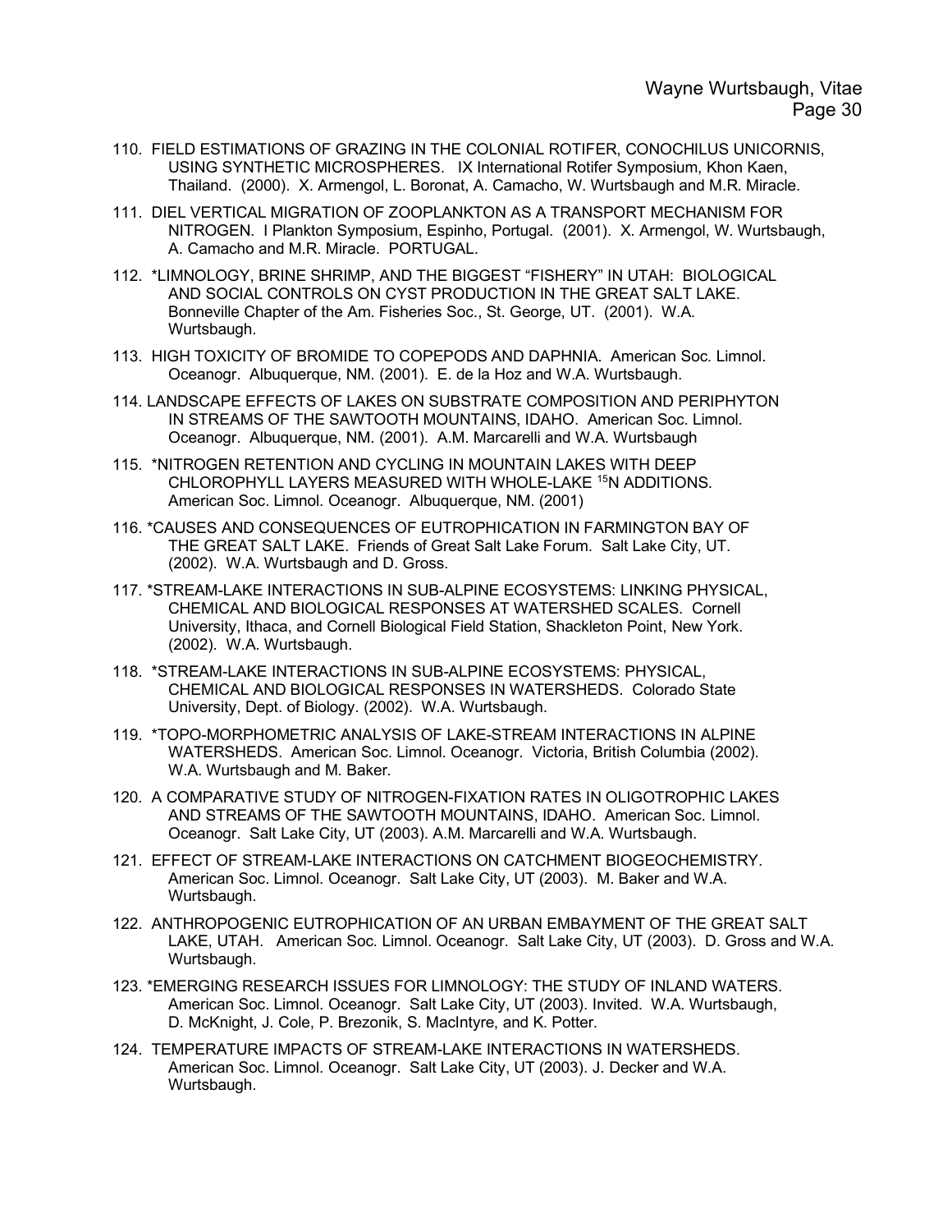110. FIELD ESTIMATIONS OF GRAZING IN THE COLONIAL ROTIFER, CONOCHILUS UNICORNIS, USING SYNTHETIC MICROSPHERES. IX International Rotifer Symposium, Khon Kaen, Thailand. (2000). X. Armengol, L. Boronat, A. Camacho, W. Wurtsbaugh and M.R. Miracle.

111. DIEL VERTICAL MIGRATION OF ZOOPLANKTON AS A TRANSPORT MECHANISM FOR NITROGEN. I Plankton Symposium, Espinho, Portugal. (2001). X. Armengol, W. Wurtsbaugh, A. Camacho and M.R. Miracle. PORTUGAL.

112. *LIMNOLOGY, BRINE SHRIMP, AND THE BIGGEST "FISHERY" IN UTAH: BIOLOGICAL AND SOCIAL CONTROLS ON CYST PRODUCTION IN THE GREAT SALT LAKE. Bonneville Chapter of the Am. Fisheries Soc., St. George, UT. (2001). W.A. Wurtsbaugh.

113. HIGH TOXICITY OF BROMIDE TO COPEPODS AND DAPHNIA. American Soc. Limnol. Oceanogr. Albuquerque, NM. (2001). E. de la Hoz and W.A. Wurtsbaugh.

114. LANDSCAPE EFFECTS OF LAKES ON SUBSTRATE COMPOSITION AND PERIPHYTON IN STREAMS OF THE SAWTOOTH MOUNTAINS, IDAHO. American Soc. Limnol. Oceanogr. Albuquerque, NM. (2001). A.M. Marcarelli and W.A. Wurtsbaugh

115. *NITROGEN RETENTION AND CYCLING IN MOUNTAIN LAKES WITH DEEP CHLOROPHYLL LAYERS MEASURED WITH WHOLE-LAKE $^{15}N$ ADDITIONS. American Soc. Limnol. Oceanogr. Albuquerque, NM. (2001)

116. *CAUSES AND CONSEQUENCES OF EUTROPHICATION IN FARMINGTON BAY OF THE GREAT SALT LAKE. Friends of Great Salt Lake Forum. Salt Lake City, UT. (2002). W.A. Wurtsbaugh and D. Gross.

117. *STREAM-LAKE INTERACTIONS IN SUB-ALPINE ECOSYSTEMS: LINKING PHYSICAL, CHEMICAL AND BIOLOGICAL RESPONSES AT WATERSHED SCALES. Cornell University, Ithaca, and Cornell Biological Field Station, Shackleton Point, New York. (2002). W.A. Wurtsbaugh.

118. *STREAM-LAKE INTERACTIONS IN SUB-ALPINE ECOSYSTEMS: PHYSICAL, CHEMICAL AND BIOLOGICAL RESPONSES IN WATERSHEDS. Colorado State University, Dept. of Biology. (2002). W.A. Wurtsbaugh.

119. *TOPO-MORPHOMETRIC ANALYSIS OF LAKE-STREAM INTERACTIONS IN ALPINE WATERSHEDS. American Soc. Limnol. Oceanogr. Victoria, British Columbia (2002). W.A. Wurtsbaugh and M. Baker.

120. A COMPARATIVE STUDY OF NITROGEN-FIXATION RATES IN OLIGOTROPHIC LAKES AND STREAMS OF THE SAWTOOTH MOUNTAINS, IDAHO. American Soc. Limnol. Oceanogr. Salt Lake City, UT (2003). A.M. Marcarelli and W.A. Wurtsbaugh.

121. EFFECT OF STREAM-LAKE INTERACTIONS ON CATCHMENT BIOGEOCHEMISTRY. American Soc. Limnol. Oceanogr. Salt Lake City, UT (2003). M. Baker and W.A. Wurtsbaugh.

122. ANTHROPOGENIC EUTROPHICATION OF AN URBAN EMBAYMENT OF THE GREAT SALT LAKE, UTAH. American Soc. Limnol. Oceanogr. Salt Lake City, UT (2003). D. Gross and W.A. Wurtsbaugh.

123. *EMERGING RESEARCH ISSUES FOR LIMNOLOGY: THE STUDY OF INLAND WATERS. American Soc. Limnol. Oceanogr. Salt Lake City, UT (2003). Invited. W.A. Wurtsbaugh, D. McKnight, J. Cole, P. Brezonik, S. MacIntyre, and K. Potter.

124. TEMPERATURE IMPACTS OF STREAM-LAKE INTERACTIONS IN WATERSHEDS. American Soc. Limnol. Oceanogr. Salt Lake City, UT (2003). J. Decker and W.A. Wurtsbaugh.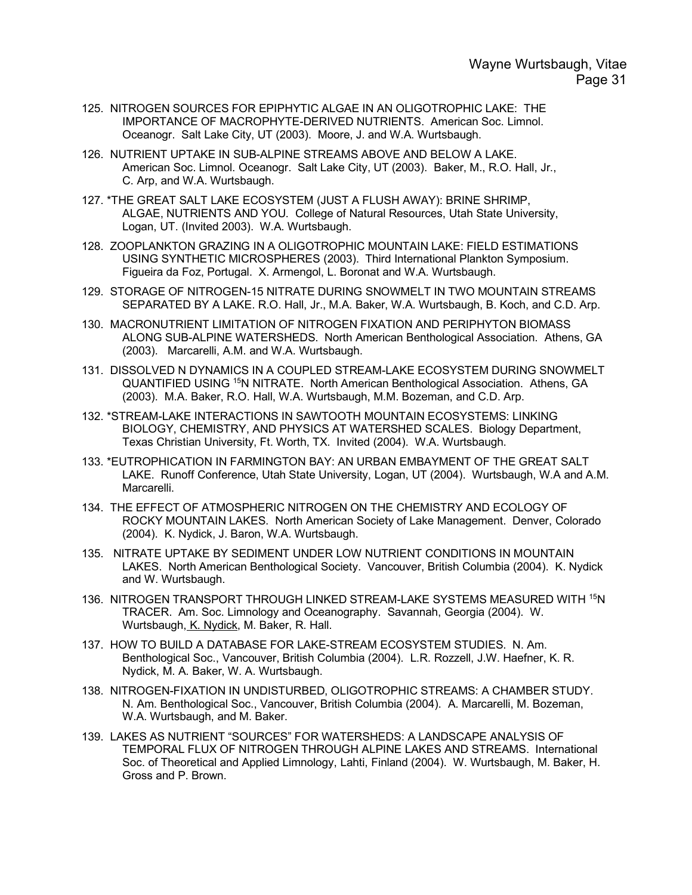125. NITROGEN SOURCES FOR EPIPHYTIC ALGAE IN AN OLIGOTROPHIC LAKE: THE IMPORTANCE OF MACROPHYTE-DERIVED NUTRIENTS. American Soc. Limnol. Oceanogr. Salt Lake City, UT (2003). Moore, J. and W.A. Wurtsbaugh.

126. NUTRIENT UPTAKE IN SUB-ALPINE STREAMS ABOVE AND BELOW A LAKE. American Soc. Limnol. Oceanogr. Salt Lake City, UT (2003). Baker, M., R.O. Hall, Jr., C. Arp, and W.A. Wurtsbaugh.

127. *THE GREAT SALT LAKE ECOSYSTEM (JUST A FLUSH AWAY): BRINE SHRIMP, ALGAE, NUTRIENTS AND YOU. College of Natural Resources, Utah State University, Logan, UT. (Invited 2003). W.A. Wurtsbaugh.

128. ZOOPLANKTON GRAZING IN A OLIGOTROPHIC MOUNTAIN LAKE: FIELD ESTIMATIONS USING SYNTHETIC MICROSPHERES (2003). Third International Plankton Symposium. Figueira da Foz, Portugal. X. Armengol, L. Boronat and W.A. Wurtsbaugh.

129. STORAGE OF NITROGEN-15 NITRATE DURING SNOWMELT IN TWO MOUNTAIN STREAMS SEPARATED BY A LAKE. R.O. Hall, Jr., M.A. Baker, W.A. Wurtsbaugh, B. Koch, and C.D. Arp.

130. MACRONUTRIENT LIMITATION OF NITROGEN FIXATION AND PERIPHYTON BIOMASS ALONG SUB-ALPINE WATERSHEDS. North American Benthological Association. Athens, GA (2003). Marcarelli, A.M. and W.A. Wurtsbaugh.

131. DISSOLVED N DYNAMICS IN A COUPLED STREAM-LAKE ECOSYSTEM DURING SNOWMELT QUANTIFIED USING $^{15}N$ NITRATE. North American Benthological Association. Athens, GA (2003). M.A. Baker, R.O. Hall, W.A. Wurtsbaugh, M.M. Bozeman, and C.D. Arp.

132. *STREAM-LAKE INTERACTIONS IN SAWTOOTH MOUNTAIN ECOSYSTEMS: LINKING BIOLOGY, CHEMISTRY, AND PHYSICS AT WATERSHED SCALES. Biology Department, Texas Christian University, Ft. Worth, TX. Invited (2004). W.A. Wurtsbaugh.

133. *EUTROPHICATION IN FARMINGTON BAY: AN URBAN EMBAYMENT OF THE GREAT SALT LAKE. Runoff Conference, Utah State University, Logan, UT (2004). Wurtsbaugh, W.A and A.M. Marcarelli.

134. THE EFFECT OF ATMOSPHERIC NITROGEN ON THE CHEMISTRY AND ECOLOGY OF ROCKY MOUNTAIN LAKES. North American Society of Lake Management. Denver, Colorado (2004). K. Nydick, J. Baron, W.A. Wurtsbaugh.

135. NITRATE UPTAKE BY SEDIMENT UNDER LOW NUTRIENT CONDITIONS IN MOUNTAIN LAKES. North American Benthological Society. Vancouver, British Columbia (2004). K. Nydick and W. Wurtsbaugh.

136. NITROGEN TRANSPORT THROUGH LINKED STREAM-LAKE SYSTEMS MEASURED WITH $^{15}N$ TRACER. Am. Soc. Limnology and Oceanography. Savannah, Georgia (2004). W. Wurtsbaugh, <u>K. Nydick</u>, M. Baker, R. Hall.

137. HOW TO BUILD A DATABASE FOR LAKE-STREAM ECOSYSTEM STUDIES. N. Am. Benthological Soc., Vancouver, British Columbia (2004). L.R. Rozzell, J.W. Haefner, K. R. Nydick, M. A. Baker, W. A. Wurtsbaugh.

138. NITROGEN-FIXATION IN UNDISTURBED, OLIGOTROPHIC STREAMS: A CHAMBER STUDY. N. Am. Benthological Soc., Vancouver, British Columbia (2004). A. Marcarelli, M. Bozeman, W.A. Wurtsbaugh, and M. Baker.

139. LAKES AS NUTRIENT "SOURCES" FOR WATERSHEDS: A LANDSCAPE ANALYSIS OF TEMPORAL FLUX OF NITROGEN THROUGH ALPINE LAKES AND STREAMS. International Soc. of Theoretical and Applied Limnology, Lahti, Finland (2004). W. Wurtsbaugh, M. Baker, H. Gross and P. Brown.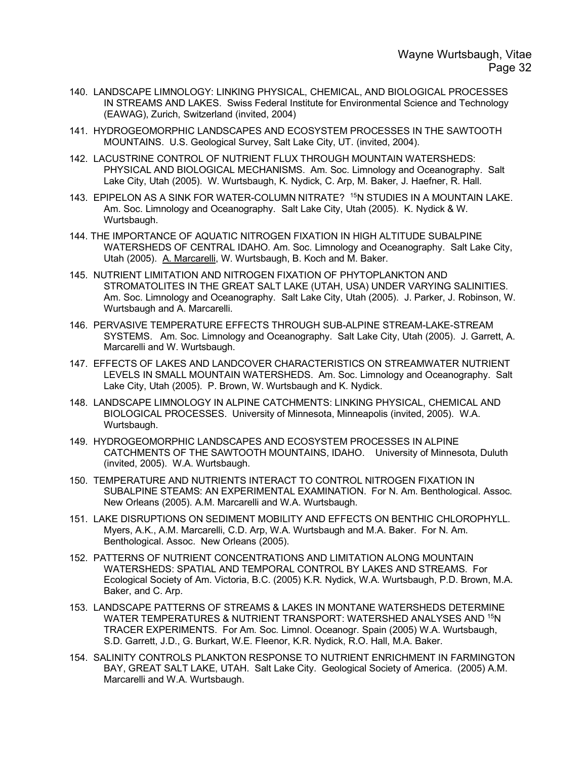140. LANDSCAPE LIMNOLOGY: LINKING PHYSICAL, CHEMICAL, AND BIOLOGICAL PROCESSES IN STREAMS AND LAKES. Swiss Federal Institute for Environmental Science and Technology (EAWAG), Zurich, Switzerland (invited, 2004)

141. HYDROGEOMORPHIC LANDSCAPES AND ECOSYSTEM PROCESSES IN THE SAWTOOTH MOUNTAINS. U.S. Geological Survey, Salt Lake City, UT. (invited, 2004).

142. LACUSTRINE CONTROL OF NUTRIENT FLUX THROUGH MOUNTAIN WATERSHEDS: PHYSICAL AND BIOLOGICAL MECHANISMS. Am. Soc. Limnology and Oceanography. Salt Lake City, Utah (2005). W. Wurtsbaugh, K. Nydick, C. Arp, M. Baker, J. Haefner, R. Hall.

143. EPIPELON AS A SINK FOR WATER-COLUMN NITRATE? $^{15}$N STUDIES IN A MOUNTAIN LAKE. Am. Soc. Limnology and Oceanography. Salt Lake City, Utah (2005). K. Nydick & W. Wurtsbaugh.

144. THE IMPORTANCE OF AQUATIC NITROGEN FIXATION IN HIGH ALTITUDE SUBALPINE WATERSHEDS OF CENTRAL IDAHO. Am. Soc. Limnology and Oceanography. Salt Lake City, Utah (2005). A. Marcarelli, W. Wurtsbaugh, B. Koch and M. Baker.

145. NUTRIENT LIMITATION AND NITROGEN FIXATION OF PHYTOPLANKTON AND STROMATOLITES IN THE GREAT SALT LAKE (UTAH, USA) UNDER VARYING SALINITIES. Am. Soc. Limnology and Oceanography. Salt Lake City, Utah (2005). J. Parker, J. Robinson, W. Wurtsbaugh and A. Marcarelli.

146. PERVASIVE TEMPERATURE EFFECTS THROUGH SUB-ALPINE STREAM-LAKE-STREAM SYSTEMS. Am. Soc. Limnology and Oceanography. Salt Lake City, Utah (2005). J. Garrett, A. Marcarelli and W. Wurtsbaugh.

147. EFFECTS OF LAKES AND LANDCOVER CHARACTERISTICS ON STREAMWATER NUTRIENT LEVELS IN SMALL MOUNTAIN WATERSHEDS. Am. Soc. Limnology and Oceanography. Salt Lake City, Utah (2005). P. Brown, W. Wurtsbaugh and K. Nydick.

148. LANDSCAPE LIMNOLOGY IN ALPINE CATCHMENTS: LINKING PHYSICAL, CHEMICAL AND BIOLOGICAL PROCESSES. University of Minnesota, Minneapolis (invited, 2005). W.A. Wurtsbaugh.

149. HYDROGEOMORPHIC LANDSCAPES AND ECOSYSTEM PROCESSES IN ALPINE CATCHMENTS OF THE SAWTOOTH MOUNTAINS, IDAHO. University of Minnesota, Duluth (invited, 2005). W.A. Wurtsbaugh.

150. TEMPERATURE AND NUTRIENTS INTERACT TO CONTROL NITROGEN FIXATION IN SUBALPINE STEAMS: AN EXPERIMENTAL EXAMINATION. For N. Am. Benthological. Assoc. New Orleans (2005). A.M. Marcarelli and W.A. Wurtsbaugh.

151. LAKE DISRUPTIONS ON SEDIMENT MOBILITY AND EFFECTS ON BENTHIC CHLOROPHYLL. Myers, A.K., A.M. Marcarelli, C.D. Arp, W.A. Wurtsbaugh and M.A. Baker. For N. Am. Benthological. Assoc. New Orleans (2005).

152. PATTERNS OF NUTRIENT CONCENTRATIONS AND LIMITATION ALONG MOUNTAIN WATERSHEDS: SPATIAL AND TEMPORAL CONTROL BY LAKES AND STREAMS. For Ecological Society of Am. Victoria, B.C. (2005) K.R. Nydick, W.A. Wurtsbaugh, P.D. Brown, M.A. Baker, and C. Arp.

153. LANDSCAPE PATTERNS OF STREAMS & LAKES IN MONTANE WATERSHEDS DETERMINE WATER TEMPERATURES & NUTRIENT TRANSPORT: WATERSHED ANALYSES AND $^{15}$N TRACER EXPERIMENTS. For Am. Soc. Limnol. Oceanogr. Spain (2005) W.A. Wurtsbaugh, S.D. Garrett, J.D., G. Burkart, W.E. Fleenor, K.R. Nydick, R.O. Hall, M.A. Baker.

154. SALINITY CONTROLS PLANKTON RESPONSE TO NUTRIENT ENRICHMENT IN FARMINGTON BAY, GREAT SALT LAKE, UTAH. Salt Lake City. Geological Society of America. (2005) A.M. Marcarelli and W.A. Wurtsbaugh.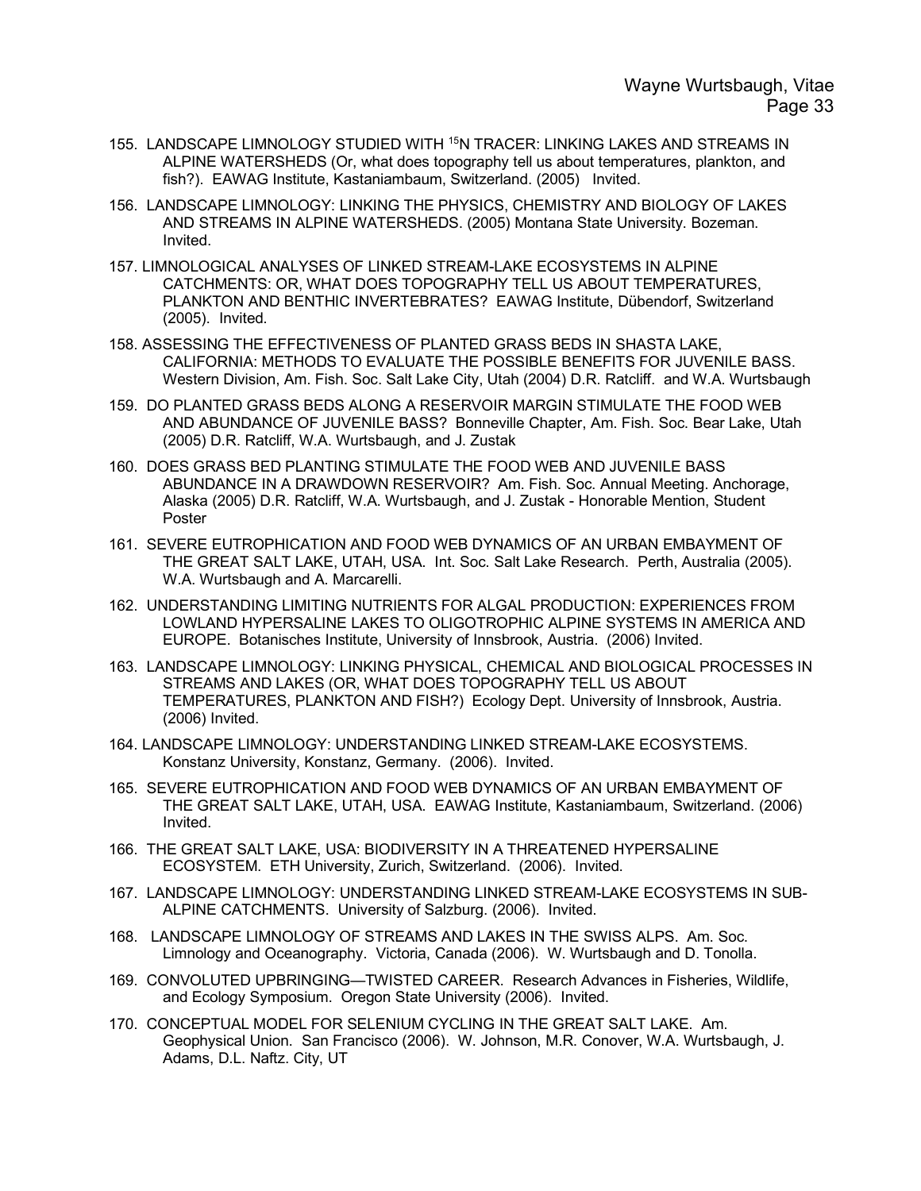155. LANDSCAPE LIMNOLOGY STUDIED WITH $^{15}$N TRACER: LINKING LAKES AND STREAMS IN ALPINE WATERSHEDS (Or, what does topography tell us about temperatures, plankton, and fish?). EAWAG Institute, Kastaniambaum, Switzerland. (2005) Invited.

156. LANDSCAPE LIMNOLOGY: LINKING THE PHYSICS, CHEMISTRY AND BIOLOGY OF LAKES AND STREAMS IN ALPINE WATERSHEDS. (2005) Montana State University. Bozeman. Invited.

157. LIMNOLOGICAL ANALYSES OF LINKED STREAM-LAKE ECOSYSTEMS IN ALPINE CATCHMENTS: OR, WHAT DOES TOPOGRAPHY TELL US ABOUT TEMPERATURES, PLANKTON AND BENTHIC INVERTEBRATES? EAWAG Institute, Dübendorf, Switzerland (2005). Invited.

158. ASSESSING THE EFFECTIVENESS OF PLANTED GRASS BEDS IN SHASTA LAKE, CALIFORNIA: METHODS TO EVALUATE THE POSSIBLE BENEFITS FOR JUVENILE BASS. Western Division, Am. Fish. Soc. Salt Lake City, Utah (2004) D.R. Ratcliff. and W.A. Wurtsbaugh

159. DO PLANTED GRASS BEDS ALONG A RESERVOIR MARGIN STIMULATE THE FOOD WEB AND ABUNDANCE OF JUVENILE BASS? Bonneville Chapter, Am. Fish. Soc. Bear Lake, Utah (2005) D.R. Ratcliff, W.A. Wurtsbaugh, and J. Zustak

160. DOES GRASS BED PLANTING STIMULATE THE FOOD WEB AND JUVENILE BASS ABUNDANCE IN A DRAWDOWN RESERVOIR? Am. Fish. Soc. Annual Meeting. Anchorage, Alaska (2005) D.R. Ratcliff, W.A. Wurtsbaugh, and J. Zustak - Honorable Mention, Student Poster

161. SEVERE EUTROPHICATION AND FOOD WEB DYNAMICS OF AN URBAN EMBAYMENT OF THE GREAT SALT LAKE, UTAH, USA. Int. Soc. Salt Lake Research. Perth, Australia (2005). W.A. Wurtsbaugh and A. Marcarelli.

162. UNDERSTANDING LIMITING NUTRIENTS FOR ALGAL PRODUCTION: EXPERIENCES FROM LOWLAND HYPERSALINE LAKES TO OLIGOTROPHIC ALPINE SYSTEMS IN AMERICA AND EUROPE. Botanisches Institute, University of Innsbrook, Austria. (2006) Invited.

163. LANDSCAPE LIMNOLOGY: LINKING PHYSICAL, CHEMICAL AND BIOLOGICAL PROCESSES IN STREAMS AND LAKES (OR, WHAT DOES TOPOGRAPHY TELL US ABOUT TEMPERATURES, PLANKTON AND FISH?) Ecology Dept. University of Innsbrook, Austria. (2006) Invited.

164. LANDSCAPE LIMNOLOGY: UNDERSTANDING LINKED STREAM-LAKE ECOSYSTEMS. Konstanz University, Konstanz, Germany. (2006). Invited.

165. SEVERE EUTROPHICATION AND FOOD WEB DYNAMICS OF AN URBAN EMBAYMENT OF THE GREAT SALT LAKE, UTAH, USA. EAWAG Institute, Kastaniambaum, Switzerland. (2006) Invited.

166. THE GREAT SALT LAKE, USA: BIODIVERSITY IN A THREATENED HYPERSALINE ECOSYSTEM. ETH University, Zurich, Switzerland. (2006). Invited.

167. LANDSCAPE LIMNOLOGY: UNDERSTANDING LINKED STREAM-LAKE ECOSYSTEMS IN SUB-ALPINE CATCHMENTS. University of Salzburg. (2006). Invited.

168. LANDSCAPE LIMNOLOGY OF STREAMS AND LAKES IN THE SWISS ALPS. Am. Soc. Limnology and Oceanography. Victoria, Canada (2006). W. Wurtsbaugh and D. Tonolla.

169. CONVOLUTED UPBRINGING—TWISTED CAREER. Research Advances in Fisheries, Wildlife, and Ecology Symposium. Oregon State University (2006). Invited.

170. CONCEPTUAL MODEL FOR SELENIUM CYCLING IN THE GREAT SALT LAKE. Am. Geophysical Union. San Francisco (2006). W. Johnson, M.R. Conover, W.A. Wurtsbaugh, J. Adams, D.L. Naftz. City, UT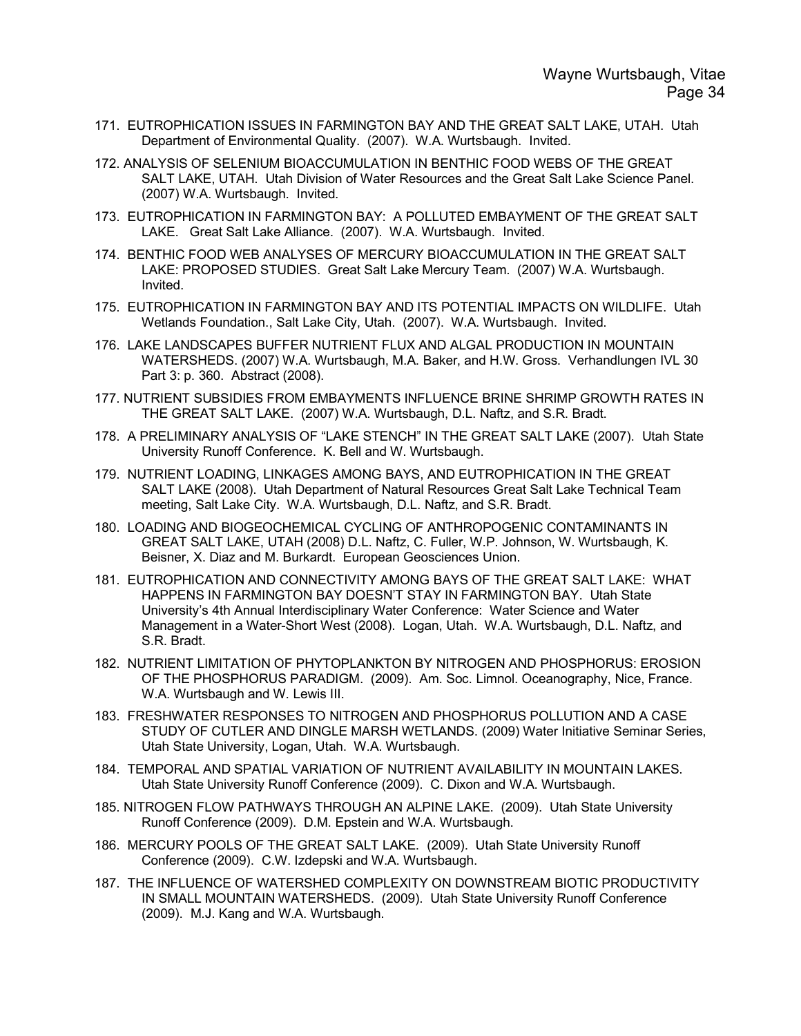171. EUTROPHICATION ISSUES IN FARMINGTON BAY AND THE GREAT SALT LAKE, UTAH. Utah Department of Environmental Quality. (2007). W.A. Wurtsbaugh. Invited.

172. ANALYSIS OF SELENIUM BIOACCUMULATION IN BENTHIC FOOD WEBS OF THE GREAT SALT LAKE, UTAH. Utah Division of Water Resources and the Great Salt Lake Science Panel. (2007) W.A. Wurtsbaugh. Invited.

173. EUTROPHICATION IN FARMINGTON BAY: A POLLUTED EMBAYMENT OF THE GREAT SALT LAKE. Great Salt Lake Alliance. (2007). W.A. Wurtsbaugh. Invited.

174. BENTHIC FOOD WEB ANALYSES OF MERCURY BIOACCUMULATION IN THE GREAT SALT LAKE: PROPOSED STUDIES. Great Salt Lake Mercury Team. (2007) W.A. Wurtsbaugh. Invited.

175. EUTROPHICATION IN FARMINGTON BAY AND ITS POTENTIAL IMPACTS ON WILDLIFE. Utah Wetlands Foundation., Salt Lake City, Utah. (2007). W.A. Wurtsbaugh. Invited.

176. LAKE LANDSCAPES BUFFER NUTRIENT FLUX AND ALGAL PRODUCTION IN MOUNTAIN WATERSHEDS. (2007) W.A. Wurtsbaugh, M.A. Baker, and H.W. Gross. Verhandlungen IVL 30 Part 3: p. 360. Abstract (2008).

177. NUTRIENT SUBSIDIES FROM EMBAYMENTS INFLUENCE BRINE SHRIMP GROWTH RATES IN THE GREAT SALT LAKE. (2007) W.A. Wurtsbaugh, D.L. Naftz, and S.R. Bradt.

178. A PRELIMINARY ANALYSIS OF "LAKE STENCH" IN THE GREAT SALT LAKE (2007). Utah State University Runoff Conference. K. Bell and W. Wurtsbaugh.

179. NUTRIENT LOADING, LINKAGES AMONG BAYS, AND EUTROPHICATION IN THE GREAT SALT LAKE (2008). Utah Department of Natural Resources Great Salt Lake Technical Team meeting, Salt Lake City. W.A. Wurtsbaugh, D.L. Naftz, and S.R. Bradt.

180. LOADING AND BIOGEOCHEMICAL CYCLING OF ANTHROPOGENIC CONTAMINANTS IN GREAT SALT LAKE, UTAH (2008) D.L. Naftz, C. Fuller, W.P. Johnson, W. Wurtsbaugh, K. Beisner, X. Diaz and M. Burkardt. European Geosciences Union.

181. EUTROPHICATION AND CONNECTIVITY AMONG BAYS OF THE GREAT SALT LAKE: WHAT HAPPENS IN FARMINGTON BAY DOESN'T STAY IN FARMINGTON BAY. Utah State University's 4th Annual Interdisciplinary Water Conference: Water Science and Water Management in a Water-Short West (2008). Logan, Utah. W.A. Wurtsbaugh, D.L. Naftz, and S.R. Bradt.

182. NUTRIENT LIMITATION OF PHYTOPLANKTON BY NITROGEN AND PHOSPHORUS: EROSION OF THE PHOSPHORUS PARADIGM. (2009). Am. Soc. Limnol. Oceanography, Nice, France. W.A. Wurtsbaugh and W. Lewis III.

183. FRESHWATER RESPONSES TO NITROGEN AND PHOSPHORUS POLLUTION AND A CASE STUDY OF CUTLER AND DINGLE MARSH WETLANDS. (2009) Water Initiative Seminar Series, Utah State University, Logan, Utah. W.A. Wurtsbaugh.

184. TEMPORAL AND SPATIAL VARIATION OF NUTRIENT AVAILABILITY IN MOUNTAIN LAKES. Utah State University Runoff Conference (2009). C. Dixon and W.A. Wurtsbaugh.

185. NITROGEN FLOW PATHWAYS THROUGH AN ALPINE LAKE. (2009). Utah State University Runoff Conference (2009). D.M. Epstein and W.A. Wurtsbaugh.

186. MERCURY POOLS OF THE GREAT SALT LAKE. (2009). Utah State University Runoff Conference (2009). C.W. Izdepski and W.A. Wurtsbaugh.

187. THE INFLUENCE OF WATERSHED COMPLEXITY ON DOWNSTREAM BIOTIC PRODUCTIVITY IN SMALL MOUNTAIN WATERSHEDS. (2009). Utah State University Runoff Conference (2009). M.J. Kang and W.A. Wurtsbaugh.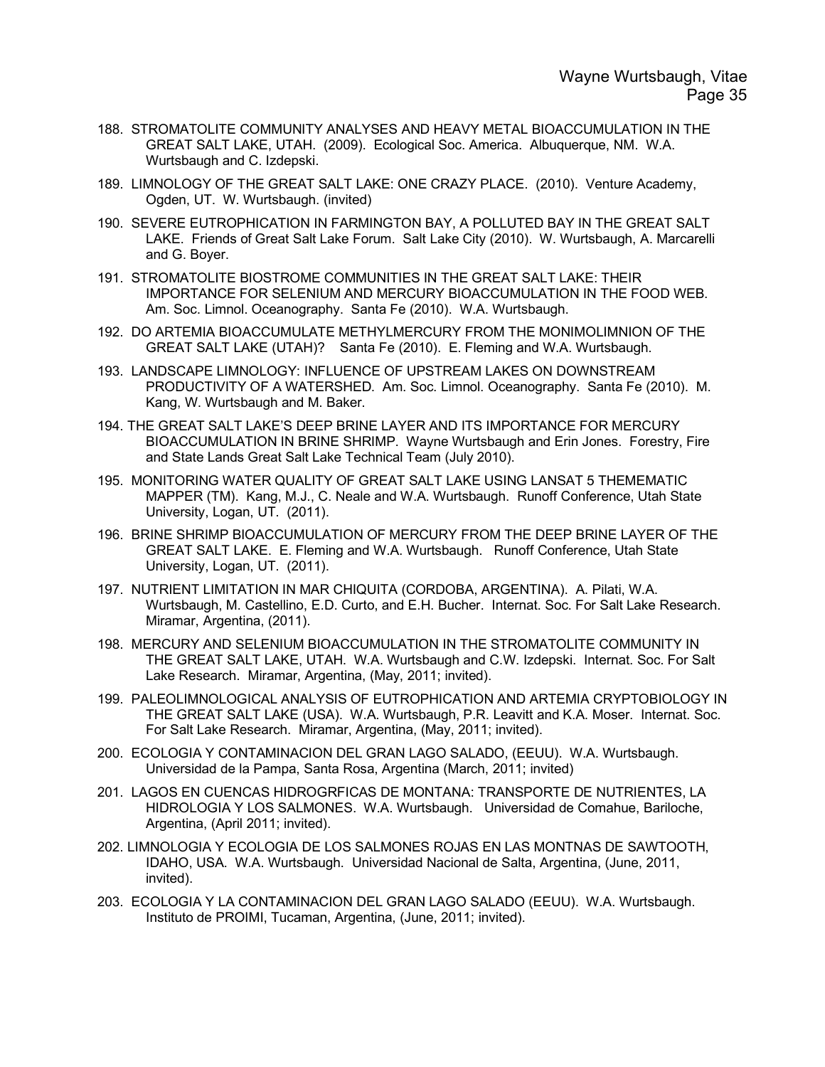188. STROMATOLITE COMMUNITY ANALYSES AND HEAVY METAL BIOACCUMULATION IN THE GREAT SALT LAKE, UTAH. (2009). Ecological Soc. America. Albuquerque, NM. W.A. Wurtsbaugh and C. Izdepski.

189. LIMNOLOGY OF THE GREAT SALT LAKE: ONE CRAZY PLACE. (2010). Venture Academy, Ogden, UT. W. Wurtsbaugh. (invited)

190. SEVERE EUTROPHICATION IN FARMINGTON BAY, A POLLUTED BAY IN THE GREAT SALT LAKE. Friends of Great Salt Lake Forum. Salt Lake City (2010). W. Wurtsbaugh, A. Marcarelli and G. Boyer.

191. STROMATOLITE BIOSTROME COMMUNITIES IN THE GREAT SALT LAKE: THEIR IMPORTANCE FOR SELENIUM AND MERCURY BIOACCUMULATION IN THE FOOD WEB. Am. Soc. Limnol. Oceanography. Santa Fe (2010). W.A. Wurtsbaugh.

192. DO ARTEMIA BIOACCUMULATE METHYLMERCURY FROM THE MONIMOLIMNION OF THE GREAT SALT LAKE (UTAH)? Santa Fe (2010). E. Fleming and W.A. Wurtsbaugh.

193. LANDSCAPE LIMNOLOGY: INFLUENCE OF UPSTREAM LAKES ON DOWNSTREAM PRODUCTIVITY OF A WATERSHED. Am. Soc. Limnol. Oceanography. Santa Fe (2010). M. Kang, W. Wurtsbaugh and M. Baker.

194. THE GREAT SALT LAKE'S DEEP BRINE LAYER AND ITS IMPORTANCE FOR MERCURY BIOACCUMULATION IN BRINE SHRIMP. Wayne Wurtsbaugh and Erin Jones. Forestry, Fire and State Lands Great Salt Lake Technical Team (July 2010).

195. MONITORING WATER QUALITY OF GREAT SALT LAKE USING LANSAT 5 THEMEMATIC MAPPER (TM). Kang, M.J., C. Neale and W.A. Wurtsbaugh. Runoff Conference, Utah State University, Logan, UT. (2011).

196. BRINE SHRIMP BIOACCUMULATION OF MERCURY FROM THE DEEP BRINE LAYER OF THE GREAT SALT LAKE. E. Fleming and W.A. Wurtsbaugh. Runoff Conference, Utah State University, Logan, UT. (2011).

197. NUTRIENT LIMITATION IN MAR CHIQUITA (CORDOBA, ARGENTINA). A. Pilati, W.A. Wurtsbaugh, M. Castellino, E.D. Curto, and E.H. Bucher. Internat. Soc. For Salt Lake Research. Miramar, Argentina, (2011).

198. MERCURY AND SELENIUM BIOACCUMULATION IN THE STROMATOLITE COMMUNITY IN THE GREAT SALT LAKE, UTAH. W.A. Wurtsbaugh and C.W. Izdepski. Internat. Soc. For Salt Lake Research. Miramar, Argentina, (May, 2011; invited).

199. PALEOLIMNOLOGICAL ANALYSIS OF EUTROPHICATION AND ARTEMIA CRYPTOBIOLOGY IN THE GREAT SALT LAKE (USA). W.A. Wurtsbaugh, P.R. Leavitt and K.A. Moser. Internat. Soc. For Salt Lake Research. Miramar, Argentina, (May, 2011; invited).

200. ECOLOGIA Y CONTAMINACION DEL GRAN LAGO SALADO, (EEUU). W.A. Wurtsbaugh. Universidad de la Pampa, Santa Rosa, Argentina (March, 2011; invited)

201. LAGOS EN CUENCAS HIDROGRFICAS DE MONTANA: TRANSPORTE DE NUTRIENTES, LA HIDROLOGIA Y LOS SALMONES. W.A. Wurtsbaugh. Universidad de Comahue, Bariloche, Argentina, (April 2011; invited).

202. LIMNOLOGIA Y ECOLOGIA DE LOS SALMONES ROJAS EN LAS MONTNAS DE SAWTOOTH, IDAHO, USA. W.A. Wurtsbaugh. Universidad Nacional de Salta, Argentina, (June, 2011, invited).

203. ECOLOGIA Y LA CONTAMINACION DEL GRAN LAGO SALADO (EEUU). W.A. Wurtsbaugh. Instituto de PROIMI, Tucaman, Argentina, (June, 2011; invited).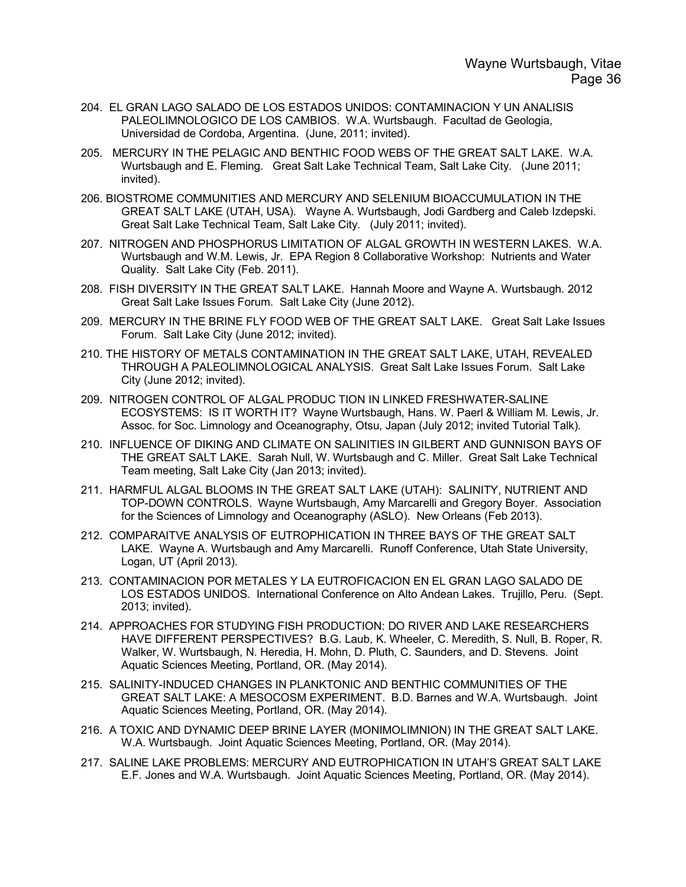204. EL GRAN LAGO SALADO DE LOS ESTADOS UNIDOS: CONTAMINACION Y UN ANALISIS PALEOLIMNOLOGICO DE LOS CAMBIOS. W.A. Wurtsbaugh. Facultad de Geologia, Universidad de Cordoba, Argentina. (June, 2011; invited).

205. MERCURY IN THE PELAGIC AND BENTHIC FOOD WEBS OF THE GREAT SALT LAKE. W.A. Wurtsbaugh and E. Fleming. Great Salt Lake Technical Team, Salt Lake City. (June 2011; invited).

206. BIOSTROME COMMUNITIES AND MERCURY AND SELENIUM BIOACCUMULATION IN THE GREAT SALT LAKE (UTAH, USA). Wayne A. Wurtsbaugh, Jodi Gardberg and Caleb Izdepski. Great Salt Lake Technical Team, Salt Lake City. (July 2011; invited).

207. NITROGEN AND PHOSPHORUS LIMITATION OF ALGAL GROWTH IN WESTERN LAKES. W.A. Wurtsbaugh and W.M. Lewis, Jr. EPA Region 8 Collaborative Workshop: Nutrients and Water Quality. Salt Lake City (Feb. 2011).

208. FISH DIVERSITY IN THE GREAT SALT LAKE. Hannah Moore and Wayne A. Wurtsbaugh. 2012 Great Salt Lake Issues Forum. Salt Lake City (June 2012).

209. MERCURY IN THE BRINE FLY FOOD WEB OF THE GREAT SALT LAKE. Great Salt Lake Issues Forum. Salt Lake City (June 2012; invited).

210. THE HISTORY OF METALS CONTAMINATION IN THE GREAT SALT LAKE, UTAH, REVEALED THROUGH A PALEOLIMNOLOGICAL ANALYSIS. Great Salt Lake Issues Forum. Salt Lake City (June 2012; invited).

209. NITROGEN CONTROL OF ALGAL PRODUC TION IN LINKED FRESHWATER-SALINE ECOSYSTEMS: IS IT WORTH IT? Wayne Wurtsbaugh, Hans. W. Paerl & William M. Lewis, Jr. Assoc. for Soc. Limnology and Oceanography, Otsu, Japan (July 2012; invited Tutorial Talk).

210. INFLUENCE OF DIKING AND CLIMATE ON SALINITIES IN GILBERT AND GUNNISON BAYS OF THE GREAT SALT LAKE. Sarah Null, W. Wurtsbaugh and C. Miller. Great Salt Lake Technical Team meeting, Salt Lake City (Jan 2013; invited).

211. HARMFUL ALGAL BLOOMS IN THE GREAT SALT LAKE (UTAH): SALINITY, NUTRIENT AND TOP-DOWN CONTROLS. Wayne Wurtsbaugh, Amy Marcarelli and Gregory Boyer. Association for the Sciences of Limnology and Oceanography (ASLO). New Orleans (Feb 2013).

212. COMPARAITVE ANALYSIS OF EUTROPHICATION IN THREE BAYS OF THE GREAT SALT LAKE. Wayne A. Wurtsbaugh and Amy Marcarelli. Runoff Conference, Utah State University, Logan, UT (April 2013).

213. CONTAMINACION POR METALES Y LA EUTROFICACION EN EL GRAN LAGO SALADO DE LOS ESTADOS UNIDOS. International Conference on Alto Andean Lakes. Trujillo, Peru. (Sept. 2013; invited).

214. APPROACHES FOR STUDYING FISH PRODUCTION: DO RIVER AND LAKE RESEARCHERS HAVE DIFFERENT PERSPECTIVES? B.G. Laub, K. Wheeler, C. Meredith, S. Null, B. Roper, R. Walker, W. Wurtsbaugh, N. Heredia, H. Mohn, D. Pluth, C. Saunders, and D. Stevens. Joint Aquatic Sciences Meeting, Portland, OR. (May 2014).

215. SALINITY-INDUCED CHANGES IN PLANKTONIC AND BENTHIC COMMUNITIES OF THE GREAT SALT LAKE: A MESOCOSM EXPERIMENT. B.D. Barnes and W.A. Wurtsbaugh. Joint Aquatic Sciences Meeting, Portland, OR. (May 2014).

216. A TOXIC AND DYNAMIC DEEP BRINE LAYER (MONIMOLIMNION) IN THE GREAT SALT LAKE. W.A. Wurtsbaugh. Joint Aquatic Sciences Meeting, Portland, OR. (May 2014).

217. SALINE LAKE PROBLEMS: MERCURY AND EUTROPHICATION IN UTAH'S GREAT SALT LAKE E.F. Jones and W.A. Wurtsbaugh. Joint Aquatic Sciences Meeting, Portland, OR. (May 2014).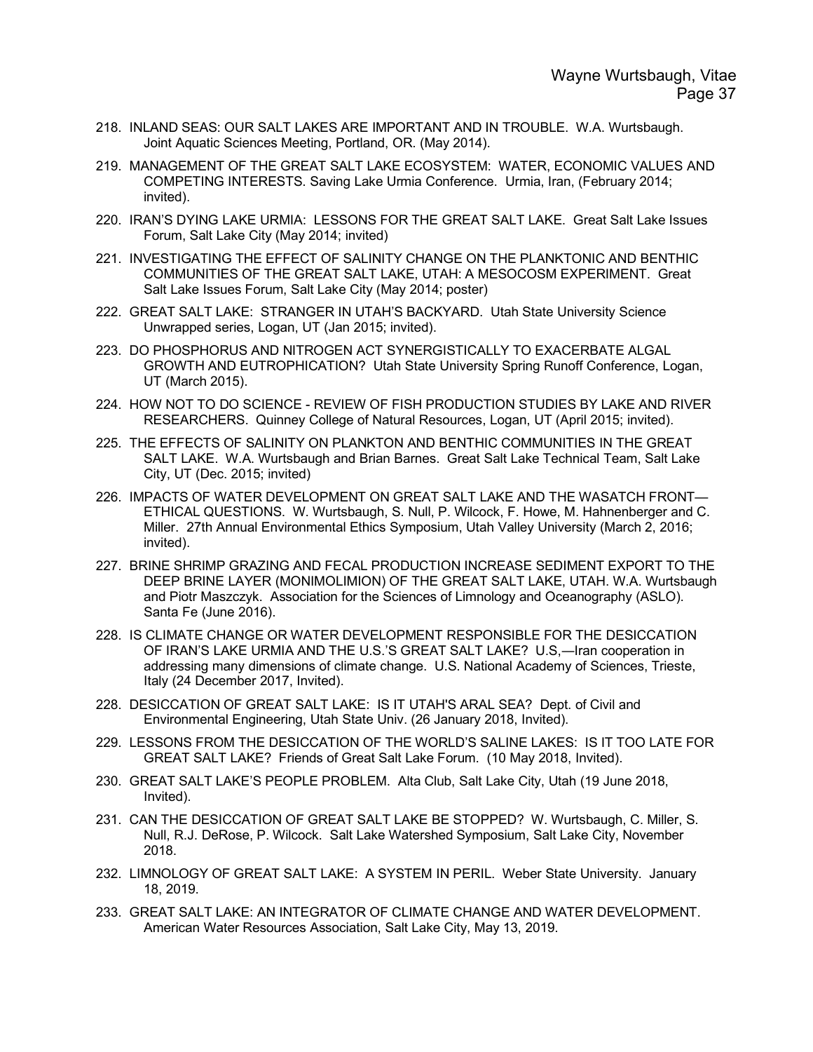218. INLAND SEAS: OUR SALT LAKES ARE IMPORTANT AND IN TROUBLE. W.A. Wurtsbaugh. Joint Aquatic Sciences Meeting, Portland, OR. (May 2014).

219. MANAGEMENT OF THE GREAT SALT LAKE ECOSYSTEM: WATER, ECONOMIC VALUES AND COMPETING INTERESTS. Saving Lake Urmia Conference. Urmia, Iran, (February 2014; invited).

220. IRAN'S DYING LAKE URMIA: LESSONS FOR THE GREAT SALT LAKE. Great Salt Lake Issues Forum, Salt Lake City (May 2014; invited)

221. INVESTIGATING THE EFFECT OF SALINITY CHANGE ON THE PLANKTONIC AND BENTHIC COMMUNITIES OF THE GREAT SALT LAKE, UTAH: A MESOCOSM EXPERIMENT. Great Salt Lake Issues Forum, Salt Lake City (May 2014; poster)

222. GREAT SALT LAKE: STRANGER IN UTAH'S BACKYARD. Utah State University Science Unwrapped series, Logan, UT (Jan 2015; invited).

223. DO PHOSPHORUS AND NITROGEN ACT SYNERGISTICALLY TO EXACERBATE ALGAL GROWTH AND EUTROPHICATION? Utah State University Spring Runoff Conference, Logan, UT (March 2015).

224. HOW NOT TO DO SCIENCE - REVIEW OF FISH PRODUCTION STUDIES BY LAKE AND RIVER RESEARCHERS. Quinney College of Natural Resources, Logan, UT (April 2015; invited).

225. THE EFFECTS OF SALINITY ON PLANKTON AND BENTHIC COMMUNITIES IN THE GREAT SALT LAKE. W.A. Wurtsbaugh and Brian Barnes. Great Salt Lake Technical Team, Salt Lake City, UT (Dec. 2015; invited)

226. IMPACTS OF WATER DEVELOPMENT ON GREAT SALT LAKE AND THE WASATCH FRONT—ETHICAL QUESTIONS. W. Wurtsbaugh, S. Null, P. Wilcock, F. Howe, M. Hahnenberger and C. Miller. 27th Annual Environmental Ethics Symposium, Utah Valley University (March 2, 2016; invited).

227. BRINE SHRIMP GRAZING AND FECAL PRODUCTION INCREASE SEDIMENT EXPORT TO THE DEEP BRINE LAYER (MONIMOLIMION) OF THE GREAT SALT LAKE, UTAH. W.A. Wurtsbaugh and Piotr Maszczyk. Association for the Sciences of Limnology and Oceanography (ASLO). Santa Fe (June 2016).

228. IS CLIMATE CHANGE OR WATER DEVELOPMENT RESPONSIBLE FOR THE DESICCATION OF IRAN'S LAKE URMIA AND THE U.S.'S GREAT SALT LAKE? U.S,—Iran cooperation in addressing many dimensions of climate change. U.S. National Academy of Sciences, Trieste, Italy (24 December 2017, Invited).

228. DESICCATION OF GREAT SALT LAKE: IS IT UTAH'S ARAL SEA? Dept. of Civil and Environmental Engineering, Utah State Univ. (26 January 2018, Invited).

229. LESSONS FROM THE DESICCATION OF THE WORLD'S SALINE LAKES: IS IT TOO LATE FOR GREAT SALT LAKE? Friends of Great Salt Lake Forum. (10 May 2018, Invited).

230. GREAT SALT LAKE'S PEOPLE PROBLEM. Alta Club, Salt Lake City, Utah (19 June 2018, Invited).

231. CAN THE DESICCATION OF GREAT SALT LAKE BE STOPPED? W. Wurtsbaugh, C. Miller, S. Null, R.J. DeRose, P. Wilcock. Salt Lake Watershed Symposium, Salt Lake City, November 2018.

232. LIMNOLOGY OF GREAT SALT LAKE: A SYSTEM IN PERIL. Weber State University. January 18, 2019.

233. GREAT SALT LAKE: AN INTEGRATOR OF CLIMATE CHANGE AND WATER DEVELOPMENT. American Water Resources Association, Salt Lake City, May 13, 2019.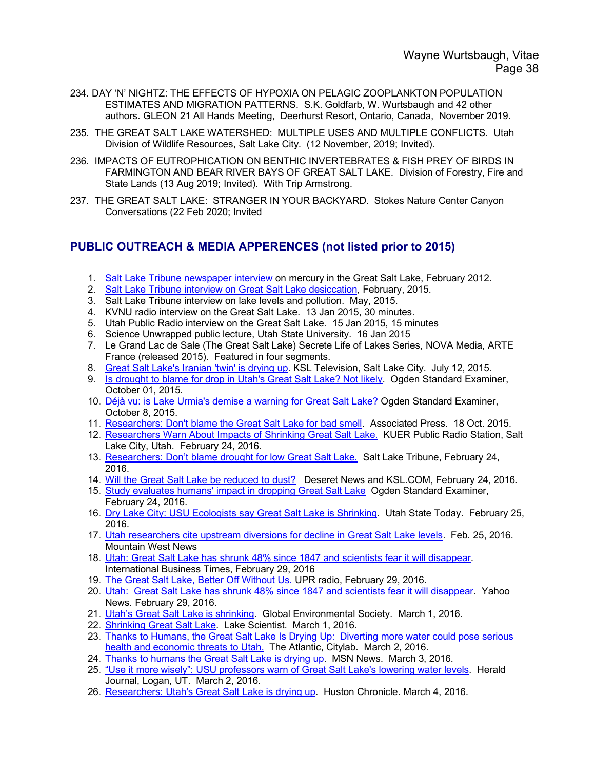234. DAY 'N' NIGHTZ: THE EFFECTS OF HYPOXIA ON PELAGIC ZOOPLANKTON POPULATION ESTIMATES AND MIGRATION PATTERNS. S.K. Goldfarb, W. Wurtsbaugh and 42 other authors. GLEON 21 All Hands Meeting, Deerhurst Resort, Ontario, Canada, November 2019.

235. THE GREAT SALT LAKE WATERSHED: MULTIPLE USES AND MULTIPLE CONFLICTS. Utah Division of Wildlife Resources, Salt Lake City. (12 November, 2019; Invited).

236. IMPACTS OF EUTROPHICATION ON BENTHIC INVERTEBRATES & FISH PREY OF BIRDS IN FARMINGTON AND BEAR RIVER BAYS OF GREAT SALT LAKE. Division of Forestry, Fire and State Lands (13 Aug 2019; Invited). With Trip Armstrong.

237. THE GREAT SALT LAKE: STRANGER IN YOUR BACKYARD. Stokes Nature Center Canyon Conversations (22 Feb 2020; Invited

## PUBLIC OUTREACH & MEDIA APPERENCES (not listed prior to 2015)

1. Salt Lake Tribune newspaper interview on mercury in the Great Salt Lake, February 2012.
2. Salt Lake Tribune interview on Great Salt Lake desiccation, February, 2015.
3. Salt Lake Tribune interview on lake levels and pollution. May, 2015.
4. KVNU radio interview on the Great Salt Lake. 13 Jan 2015, 30 minutes.
5. Utah Public Radio interview on the Great Salt Lake. 15 Jan 2015, 15 minutes
6. Science Unwrapped public lecture, Utah State University. 16 Jan 2015
7. Le Grand Lac de Sale (The Great Salt Lake) Secrete Life of Lakes Series, NOVA Media, ARTE France (released 2015). Featured in four segments.
8. Great Salt Lake's Iranian 'twin' is drying up. KSL Television, Salt Lake City. July 12, 2015.
9. Is drought to blame for drop in Utah's Great Salt Lake? Not likely. Ogden Standard Examiner, October 01, 2015.
10. Déjà vu: is Lake Urmia's demise a warning for Great Salt Lake? Ogden Standard Examiner, October 8, 2015.
11. Researchers: Don't blame the Great Salt Lake for bad smell. Associated Press. 18 Oct. 2015.
12. Researchers Warn About Impacts of Shrinking Great Salt Lake. KUER Public Radio Station, Salt Lake City, Utah. February 24, 2016.
13. Researchers: Don't blame drought for low Great Salt Lake. Salt Lake Tribune, February 24, 2016.
14. Will the Great Salt Lake be reduced to dust? Deseret News and KSL.COM, February 24, 2016.
15. Study evaluates humans' impact in dropping Great Salt Lake Ogden Standard Examiner, February 24, 2016.
16. Dry Lake City: USU Ecologists say Great Salt Lake is Shrinking. Utah State Today. February 25, 2016.
17. Utah researchers cite upstream diversions for decline in Great Salt Lake levels. Feb. 25, 2016. Mountain West News
18. Utah: Great Salt Lake has shrunk 48% since 1847 and scientists fear it will disappear. International Business Times, February 29, 2016
19. The Great Salt Lake, Better Off Without Us. UPR radio, February 29, 2016.
20. Utah: Great Salt Lake has shrunk 48% since 1847 and scientists fear it will disappear. Yahoo News. February 29, 2016.
21. Utah's Great Salt Lake is shrinking. Global Environmental Society. March 1, 2016.
22. Shrinking Great Salt Lake. Lake Scientist. March 1, 2016.
23. Thanks to Humans, the Great Salt Lake Is Drying Up: Diverting more water could pose serious health and economic threats to Utah. The Atlantic, Citylab. March 2, 2016.
24. Thanks to humans the Great Salt Lake is drying up. MSN News. March 3, 2016.
25. "Use it more wisely": USU professors warn of Great Salt Lake's lowering water levels. Herald Journal, Logan, UT. March 2, 2016.
26. Researchers: Utah's Great Salt Lake is drying up. Huston Chronicle. March 4, 2016.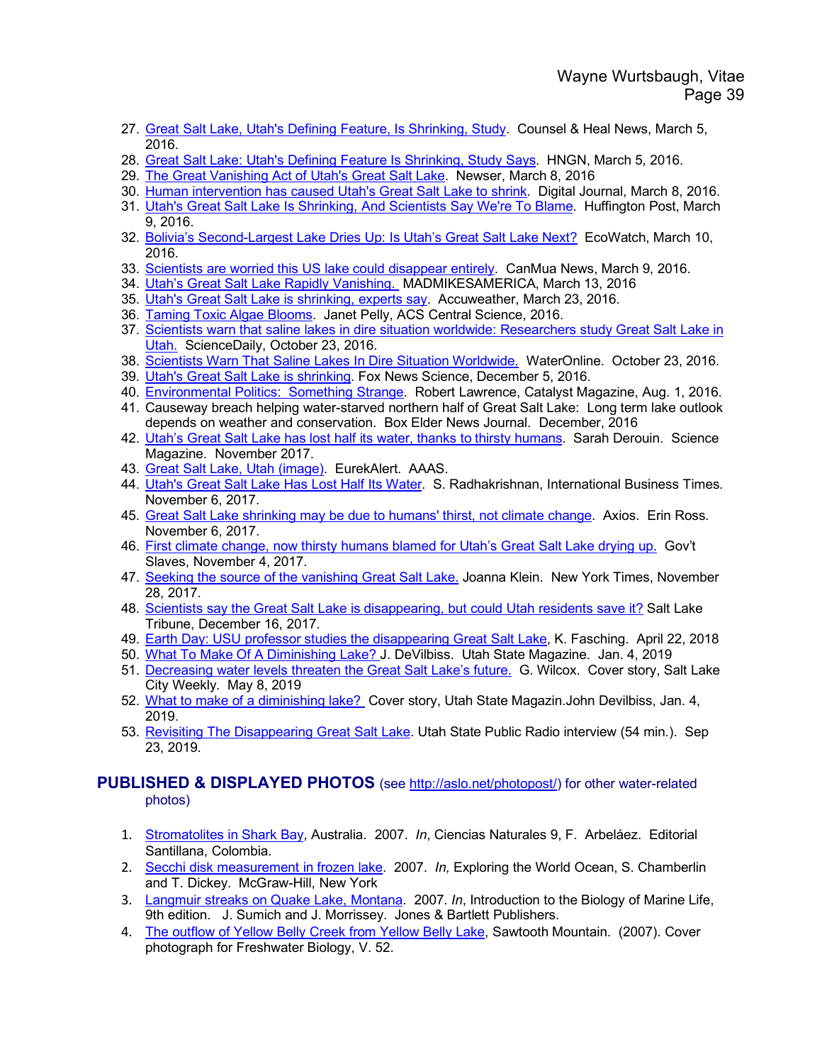27. Great Salt Lake, Utah's Defining Feature, Is Shrinking, Study. Counsel & Heal News, March 5, 2016.
28. Great Salt Lake: Utah's Defining Feature Is Shrinking, Study Says. HNGN, March 5, 2016.
29. The Great Vanishing Act of Utah's Great Salt Lake. Newser, March 8, 2016
30. Human intervention has caused Utah's Great Salt Lake to shrink. Digital Journal, March 8, 2016.
31. Utah's Great Salt Lake Is Shrinking, And Scientists Say We're To Blame. Huffington Post, March 9, 2016.
32. Bolivia's Second-Largest Lake Dries Up: Is Utah's Great Salt Lake Next? EcoWatch, March 10, 2016.
33. Scientists are worried this US lake could disappear entirely. CanMua News, March 9, 2016.
34. Utah's Great Salt Lake Rapidly Vanishing. MADMIKESAMERICA, March 13, 2016
35. Utah's Great Salt Lake is shrinking, experts say. Accuweather, March 23, 2016.
36. Taming Toxic Algae Blooms. Janet Pelly, ACS Central Science, 2016.
37. Scientists warn that saline lakes in dire situation worldwide: Researchers study Great Salt Lake in Utah. ScienceDaily, October 23, 2016.
38. Scientists Warn That Saline Lakes In Dire Situation Worldwide. WaterOnline. October 23, 2016.
39. Utah's Great Salt Lake is shrinking. Fox News Science, December 5, 2016.
40. Environmental Politics: Something Strange. Robert Lawrence, Catalyst Magazine, Aug. 1, 2016.
41. Causeway breach helping water-starved northern half of Great Salt Lake: Long term lake outlook depends on weather and conservation. Box Elder News Journal. December, 2016
42. Utah's Great Salt Lake has lost half its water, thanks to thirsty humans. Sarah Derouin. Science Magazine. November 2017.
43. Great Salt Lake, Utah (image). EurekAlert. AAAS.
44. Utah's Great Salt Lake Has Lost Half Its Water. S. Radhakrishnan, International Business Times. November 6, 2017.
45. Great Salt Lake shrinking may be due to humans' thirst, not climate change. Axios. Erin Ross. November 6, 2017.
46. First climate change, now thirsty humans blamed for Utah's Great Salt Lake drying up. Gov't Slaves, November 4, 2017.
47. Seeking the source of the vanishing Great Salt Lake. Joanna Klein. New York Times, November 28, 2017.
48. Scientists say the Great Salt Lake is disappearing, but could Utah residents save it? Salt Lake Tribune, December 16, 2017.
49. Earth Day: USU professor studies the disappearing Great Salt Lake, K. Fasching. April 22, 2018
50. What To Make Of A Diminishing Lake? J. DeVilbiss. Utah State Magazine. Jan. 4, 2019
51. Decreasing water levels threaten the Great Salt Lake's future. G. Wilcox. Cover story, Salt Lake City Weekly. May 8, 2019
52. What to make of a diminishing lake? Cover story, Utah State Magazin.John Devilbiss, Jan. 4, 2019.
53. Revisiting The Disappearing Great Salt Lake. Utah State Public Radio interview (54 min.). Sep 23, 2019.

## PUBLISHED & DISPLAYED PHOTOS (see http://aslo.net/photopost/) for other water-related photos)

1. Stromatolites in Shark Bay, Australia. 2007. *In*, Ciencias Naturales 9, F. Arbeláez. Editorial Santillana, Colombia.
2. Secchi disk measurement in frozen lake. 2007. *In,* Exploring the World Ocean, S. Chamberlin and T. Dickey. McGraw-Hill, New York
3. Langmuir streaks on Quake Lake, Montana. 2007. *In*, Introduction to the Biology of Marine Life, 9th edition. J. Sumich and J. Morrissey. Jones & Bartlett Publishers.
4. The outflow of Yellow Belly Creek from Yellow Belly Lake, Sawtooth Mountain. (2007). Cover photograph for Freshwater Biology, V. 52.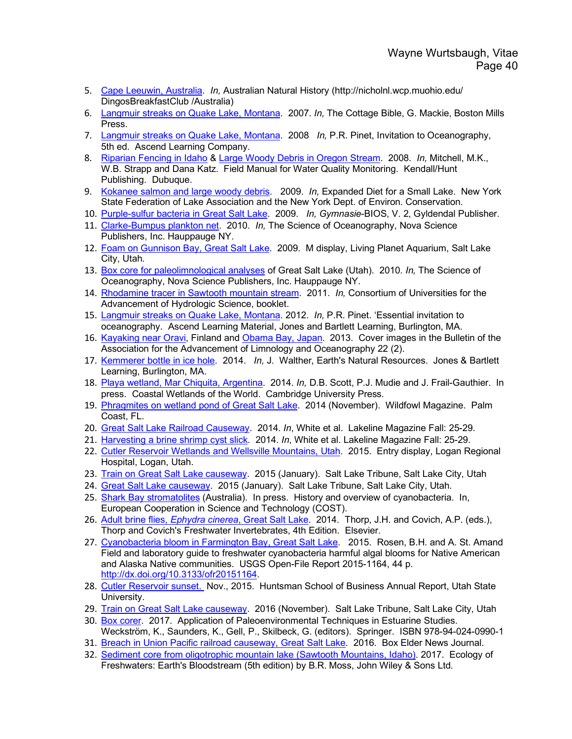5. Cape Leeuwin, Australia. *In,* Australian Natural History (http://nicholnl.wcp.muohio.edu/ DingosBreakfastClub /Australia)
6. Langmuir streaks on Quake Lake, Montana. 2007. *In,* The Cottage Bible, G. Mackie, Boston Mills Press.
7. Langmuir streaks on Quake Lake, Montana. 2008 *In,* P.R. Pinet, Invitation to Oceanography, 5th ed. Ascend Learning Company.
8. Riparian Fencing in Idaho & Large Woody Debris in Oregon Stream. 2008. *In,* Mitchell, M.K., W.B. Strapp and Dana Katz. Field Manual for Water Quality Monitoring. Kendall/Hunt Publishing. Dubuque.
9. Kokanee salmon and large woody debris. 2009. *In,* Expanded Diet for a Small Lake. New York State Federation of Lake Association and the New York Dept. of Environ. Conservation.
10. Purple-sulfur bacteria in Great Salt Lake. 2009. *In, Gymnasie*-BIOS, V. 2, Gyldendal Publisher.
11. Clarke-Bumpus plankton net. 2010. *In,* The Science of Oceanography, Nova Science Publishers, Inc. Hauppauge NY.
12. Foam on Gunnison Bay, Great Salt Lake. 2009. M display, Living Planet Aquarium, Salt Lake City, Utah.
13. Box core for paleolimnological analyses of Great Salt Lake (Utah). 2010. *In,* The Science of Oceanography, Nova Science Publishers, Inc. Hauppauge NY.
14. Rhodamine tracer in Sawtooth mountain stream. 2011. *In,* Consortium of Universities for the Advancement of Hydrologic Science, booklet.
15. Langmuir streaks on Quake Lake, Montana. 2012. *In,* P.R. Pinet. 'Essential invitation to oceanography. Ascend Learning Material, Jones and Bartlett Learning, Burlington, MA.
16. Kayaking near Oravi, Finland and Obama Bay, Japan. 2013. Cover images in the Bulletin of the Association for the Advancement of Limnology and Oceanography 22 (2).
17. Kemmerer bottle in ice hole. 2014. *In,* J. Walther, Earth's Natural Resources. Jones & Bartlett Learning, Burlington, MA.
18. Playa wetland, Mar Chiquita, Argentina. 2014. *In,* D.B. Scott, P.J. Mudie and J. Frail-Gauthier. In press. Coastal Wetlands of the World. Cambridge University Press.
19. Phragmites on wetland pond of Great Salt Lake. 2014 (November). Wildfowl Magazine. Palm Coast, FL.
20. Great Salt Lake Railroad Causeway. 2014. *In*, White et al. Lakeline Magazine Fall: 25-29.
21. Harvesting a brine shrimp cyst slick. 2014. *In*, White et al. Lakeline Magazine Fall: 25-29.
22. Cutler Reservoir Wetlands and Wellsville Mountains, Utah. 2015. Entry display, Logan Regional Hospital, Logan, Utah.
23. Train on Great Salt Lake causeway. 2015 (January). Salt Lake Tribune, Salt Lake City, Utah
24. Great Salt Lake causeway. 2015 (January). Salt Lake Tribune, Salt Lake City, Utah.
25. Shark Bay stromatolites (Australia). In press. History and overview of cyanobacteria. In, European Cooperation in Science and Technology (COST).
26. Adult brine flies, *Ephydra cinerea*, Great Salt Lake. 2014. Thorp, J.H. and Covich, A.P. (eds.), Thorp and Covich's Freshwater Invertebrates, 4th Edition. Elsevier.
27. Cyanobacteria bloom in Farmington Bay, Great Salt Lake. 2015. Rosen, B.H. and A. St. Amand Field and laboratory guide to freshwater cyanobacteria harmful algal blooms for Native American and Alaska Native communities. USGS Open-File Report 2015-1164, 44 p. http://dx.doi.org/10.3133/ofr20151164.
28. Cutler Reservoir sunset. Nov., 2015. Huntsman School of Business Annual Report, Utah State University.
29. Train on Great Salt Lake causeway. 2016 (November). Salt Lake Tribune, Salt Lake City, Utah
30. Box corer. 2017. Application of Paleoenvironmental Techniques in Estuarine Studies. Weckström, K., Saunders, K., Gell, P., Skilbeck, G. (editors). Springer. ISBN 978-94-024-0990-1
31. Breach in Union Pacific railroad causeway, Great Salt Lake. 2016. Box Elder News Journal.
32. Sediment core from oligotrophic mountain lake (Sawtooth Mountains, Idaho). 2017. Ecology of Freshwaters: Earth's Bloodstream (5th edition) by B.R. Moss, John Wiley & Sons Ltd.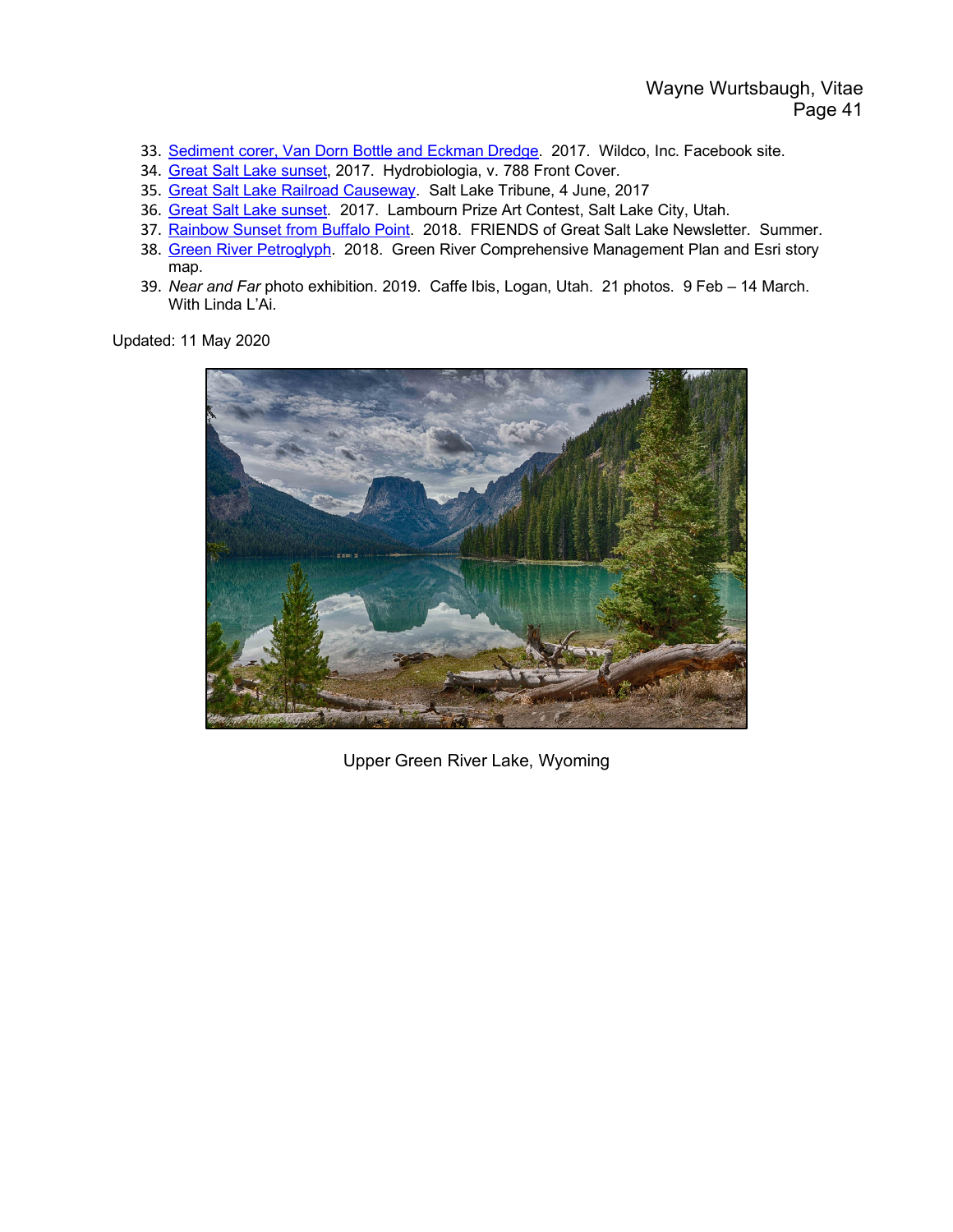33. [Sediment corer, Van Dorn Bottle and Eckman Dredge](). 2017. Wildco, Inc. Facebook site.
34. [Great Salt Lake sunset](), 2017. Hydrobiologia, v. 788 Front Cover.
35. [Great Salt Lake Railroad Causeway](). Salt Lake Tribune, 4 June, 2017
36. [Great Salt Lake sunset](). 2017. Lambourn Prize Art Contest, Salt Lake City, Utah.
37. [Rainbow Sunset from Buffalo Point](). 2018. FRIENDS of Great Salt Lake Newsletter. Summer.
38. [Green River Petroglyph](). 2018. Green River Comprehensive Management Plan and Esri story map.
39. *Near and Far* photo exhibition. 2019. Caffe Ibis, Logan, Utah. 21 photos. 9 Feb – 14 March. With Linda L'Ai.

Updated: 11 May 2020

Upper Green River Lake, Wyoming